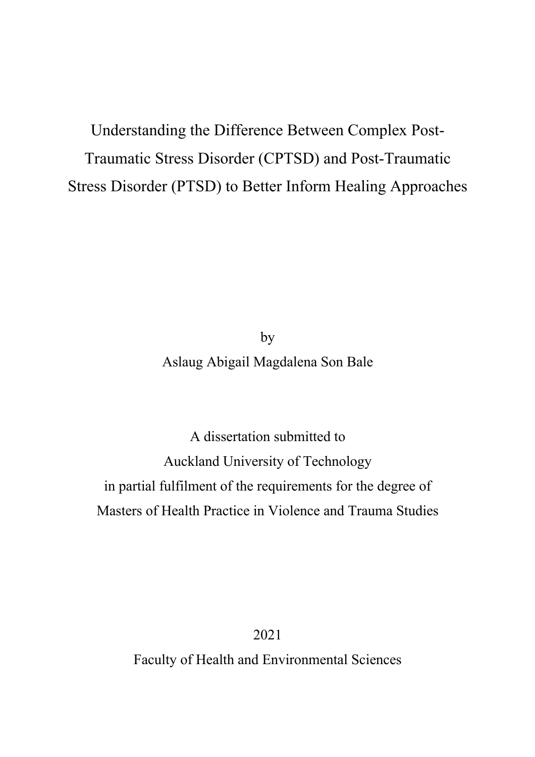# Understanding the Difference Between Complex Post-Traumatic Stress Disorder (CPTSD) and Post-Traumatic Stress Disorder (PTSD) to Better Inform Healing Approaches

by

Aslaug Abigail Magdalena Son Bale

A dissertation submitted to
Auckland University of Technology
in partial fulfilment of the requirements for the degree of
Masters of Health Practice in Violence and Trauma Studies

2021

Faculty of Health and Environmental Sciences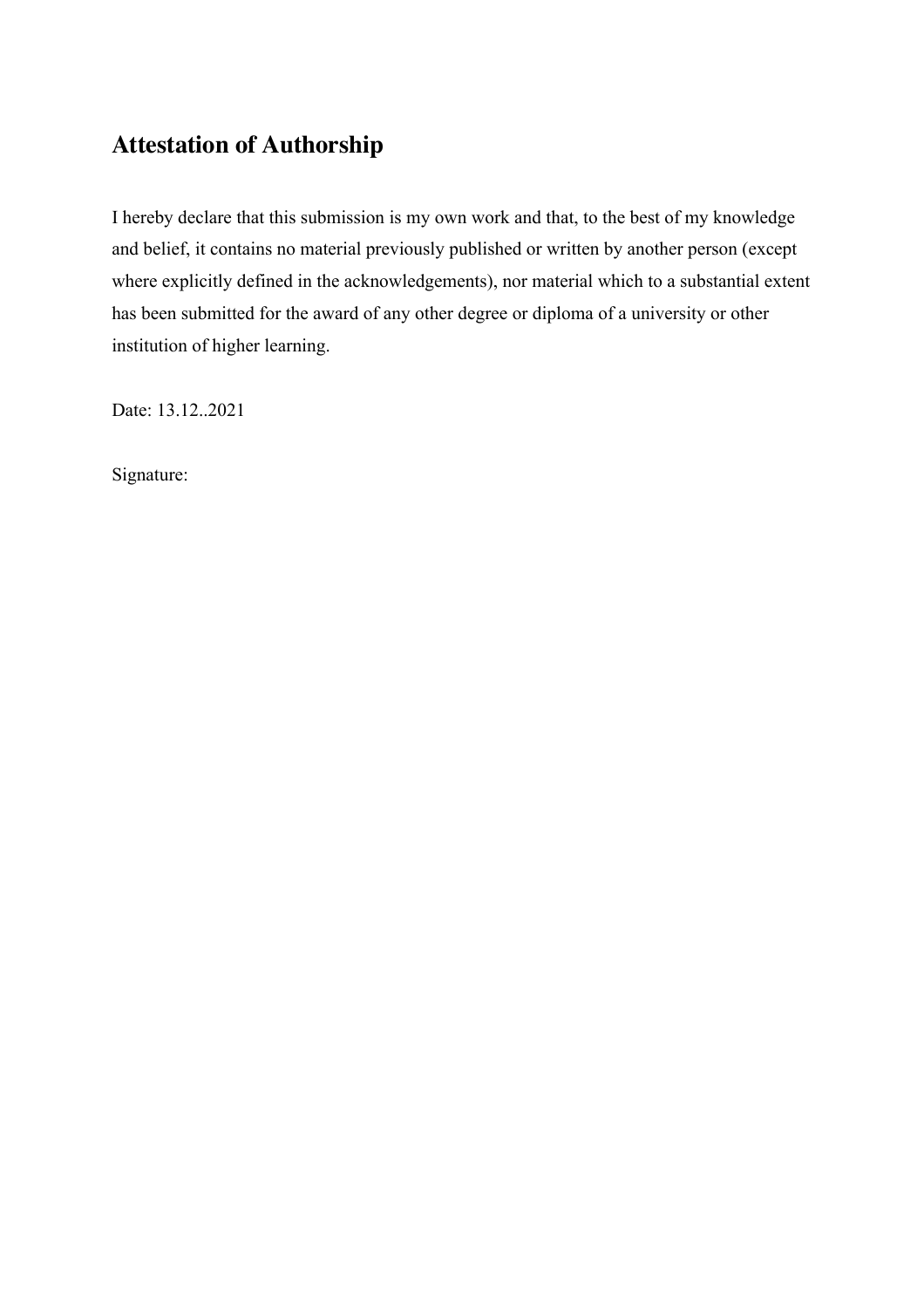# Attestation of Authorship

I hereby declare that this submission is my own work and that, to the best of my knowledge and belief, it contains no material previously published or written by another person (except where explicitly defined in the acknowledgements), nor material which to a substantial extent has been submitted for the award of any other degree or diploma of a university or other institution of higher learning.

Date: 13.12..2021

Signature: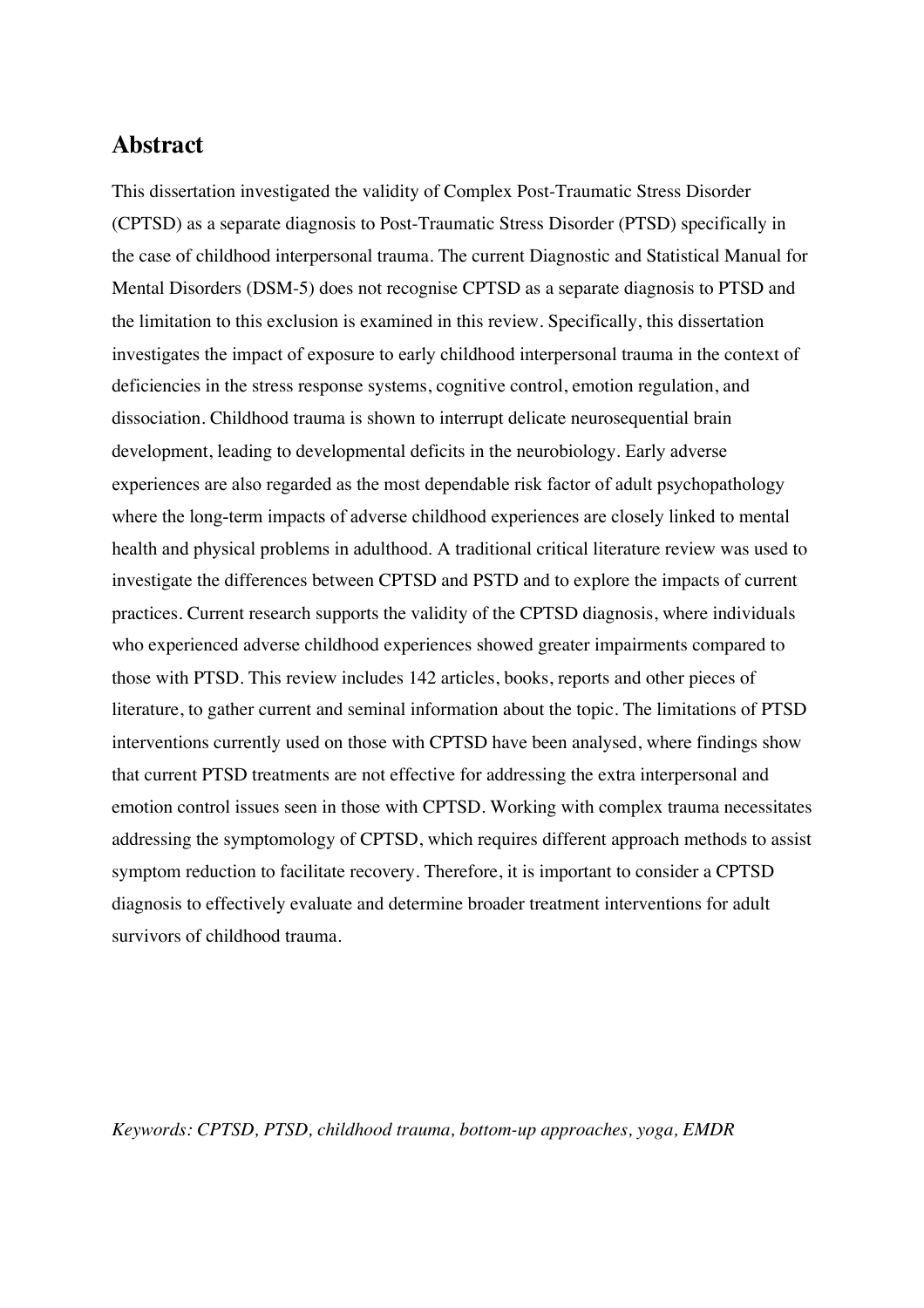## Abstract

This dissertation investigated the validity of Complex Post-Traumatic Stress Disorder (CPTSD) as a separate diagnosis to Post-Traumatic Stress Disorder (PTSD) specifically in the case of childhood interpersonal trauma. The current Diagnostic and Statistical Manual for Mental Disorders (DSM-5) does not recognise CPTSD as a separate diagnosis to PTSD and the limitation to this exclusion is examined in this review. Specifically, this dissertation investigates the impact of exposure to early childhood interpersonal trauma in the context of deficiencies in the stress response systems, cognitive control, emotion regulation, and dissociation. Childhood trauma is shown to interrupt delicate neurosequential brain development, leading to developmental deficits in the neurobiology. Early adverse experiences are also regarded as the most dependable risk factor of adult psychopathology where the long-term impacts of adverse childhood experiences are closely linked to mental health and physical problems in adulthood. A traditional critical literature review was used to investigate the differences between CPTSD and PSTD and to explore the impacts of current practices. Current research supports the validity of the CPTSD diagnosis, where individuals who experienced adverse childhood experiences showed greater impairments compared to those with PTSD. This review includes 142 articles, books, reports and other pieces of literature, to gather current and seminal information about the topic. The limitations of PTSD interventions currently used on those with CPTSD have been analysed, where findings show that current PTSD treatments are not effective for addressing the extra interpersonal and emotion control issues seen in those with CPTSD. Working with complex trauma necessitates addressing the symptomology of CPTSD, which requires different approach methods to assist symptom reduction to facilitate recovery. Therefore, it is important to consider a CPTSD diagnosis to effectively evaluate and determine broader treatment interventions for adult survivors of childhood trauma.

*Keywords: CPTSD, PTSD, childhood trauma, bottom-up approaches, yoga, EMDR*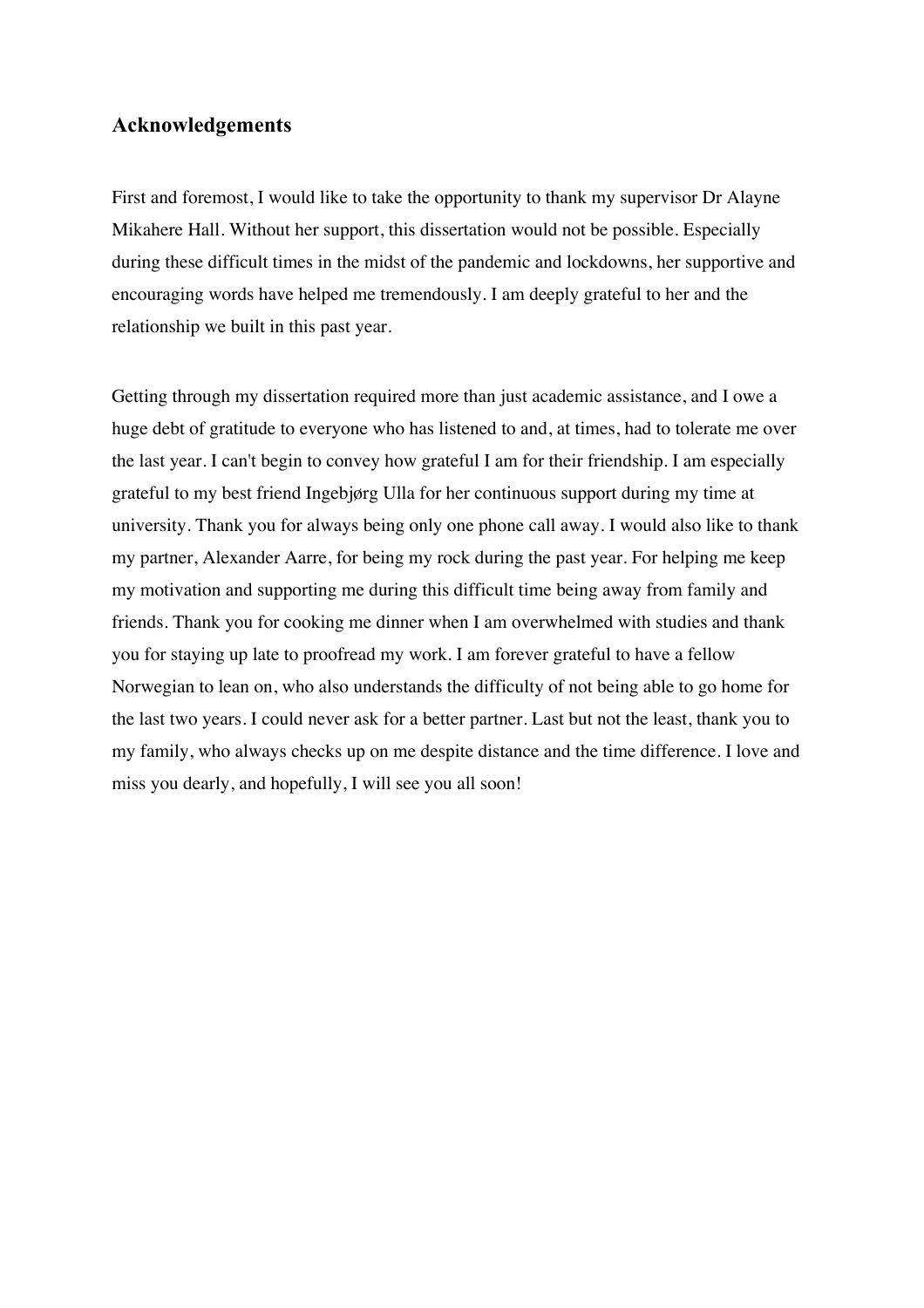## Acknowledgements

First and foremost, I would like to take the opportunity to thank my supervisor Dr Alayne Mikahere Hall. Without her support, this dissertation would not be possible. Especially during these difficult times in the midst of the pandemic and lockdowns, her supportive and encouraging words have helped me tremendously. I am deeply grateful to her and the relationship we built in this past year.

Getting through my dissertation required more than just academic assistance, and I owe a huge debt of gratitude to everyone who has listened to and, at times, had to tolerate me over the last year. I can't begin to convey how grateful I am for their friendship. I am especially grateful to my best friend Ingebjørg Ulla for her continuous support during my time at university. Thank you for always being only one phone call away. I would also like to thank my partner, Alexander Aarre, for being my rock during the past year. For helping me keep my motivation and supporting me during this difficult time being away from family and friends. Thank you for cooking me dinner when I am overwhelmed with studies and thank you for staying up late to proofread my work. I am forever grateful to have a fellow Norwegian to lean on, who also understands the difficulty of not being able to go home for the last two years. I could never ask for a better partner. Last but not the least, thank you to my family, who always checks up on me despite distance and the time difference. I love and miss you dearly, and hopefully, I will see you all soon!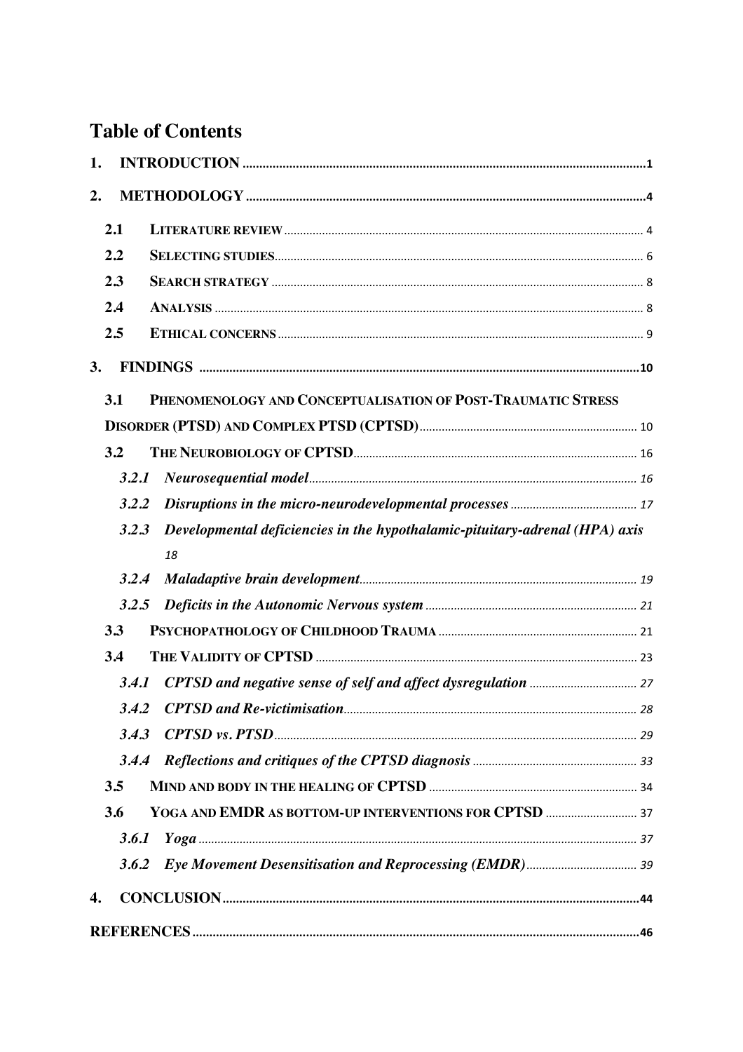# Table of Contents

1. **INTRODUCTION** ..... 1
2. **METHODOLOGY** ..... 4
   - 2.1 LITERATURE REVIEW ..... 4
   - 2.2 SELECTING STUDIES ..... 6
   - 2.3 SEARCH STRATEGY ..... 8
   - 2.4 ANALYSIS ..... 8
   - 2.5 ETHICAL CONCERNS ..... 9
3. **FINDINGS** ..... 10
   - 3.1 PHENOMENOLOGY AND CONCEPTUALISATION OF POST-TRAUMATIC STRESS DISORDER (PTSD) AND COMPLEX PTSD (CPTSD) ..... 10
   - 3.2 THE NEUROBIOLOGY OF CPTSD ..... 16
     - *3.2.1 Neurosequential model* ..... 16
     - *3.2.2 Disruptions in the micro-neurodevelopmental processes* ..... 17
     - *3.2.3 Developmental deficiencies in the hypothalamic-pituitary-adrenal (HPA) axis* ..... 18
     - *3.2.4 Maladaptive brain development* ..... 19
     - *3.2.5 Deficits in the Autonomic Nervous system* ..... 21
   - 3.3 PSYCHOPATHOLOGY OF CHILDHOOD TRAUMA ..... 21
   - 3.4 THE VALIDITY OF CPTSD ..... 23
     - *3.4.1 CPTSD and negative sense of self and affect dysregulation* ..... 27
     - *3.4.2 CPTSD and Re-victimisation* ..... 28
     - *3.4.3 CPTSD vs. PTSD* ..... 29
     - *3.4.4 Reflections and critiques of the CPTSD diagnosis* ..... 33
   - 3.5 MIND AND BODY IN THE HEALING OF CPTSD ..... 34
   - 3.6 YOGA AND EMDR AS BOTTOM-UP INTERVENTIONS FOR CPTSD ..... 37
     - *3.6.1 Yoga* ..... 37
     - *3.6.2 Eye Movement Desensitisation and Reprocessing (EMDR)* ..... 39
4. **CONCLUSION** ..... 44

**REFERENCES** ..... 46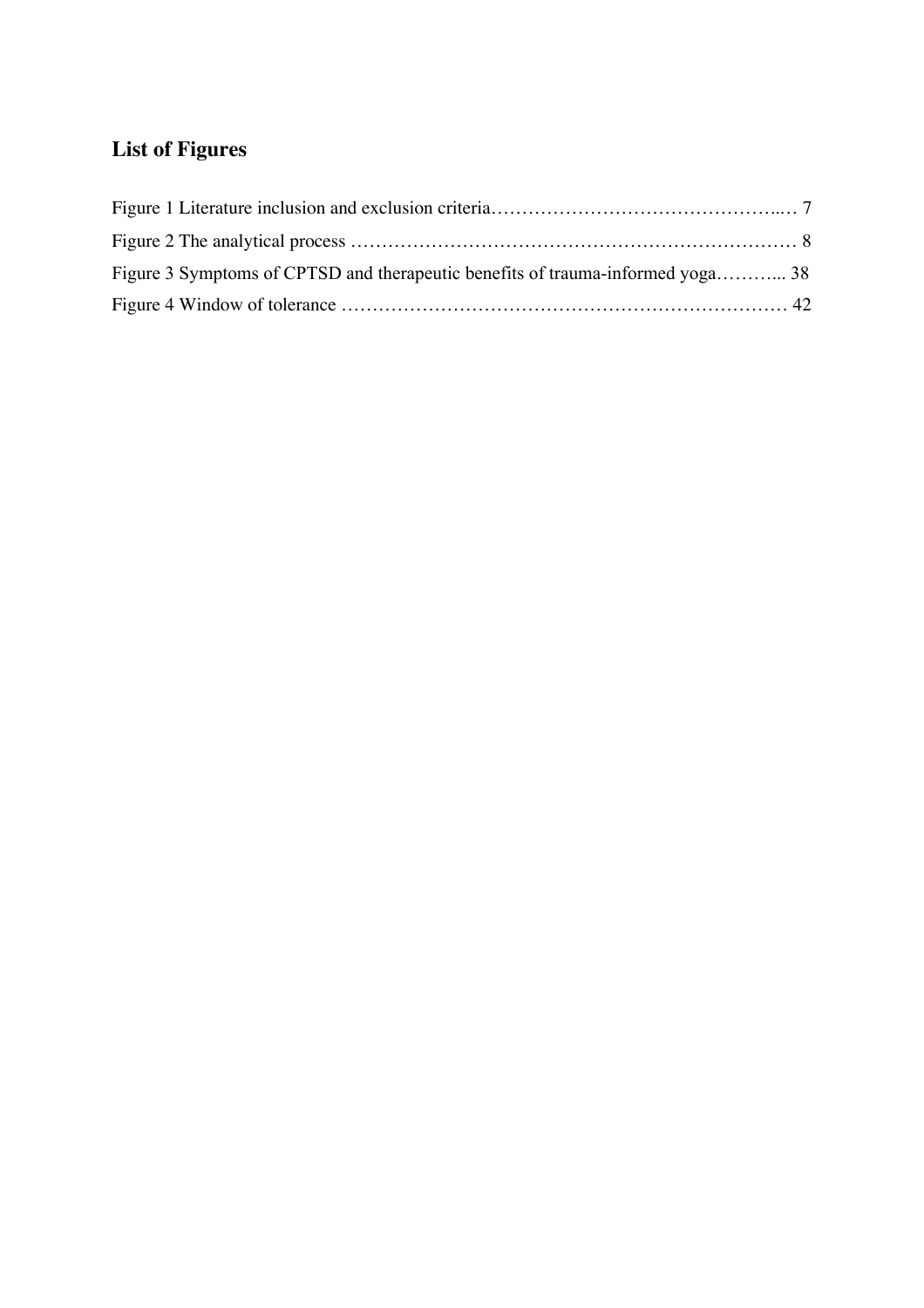## List of Figures

Figure 1 Literature inclusion and exclusion criteria……………………………………….... 7

Figure 2 The analytical process ………………………………………………………………… 8

Figure 3 Symptoms of CPTSD and therapeutic benefits of trauma-informed yoga………... 38

Figure 4 Window of tolerance ………………………………………………………………… 42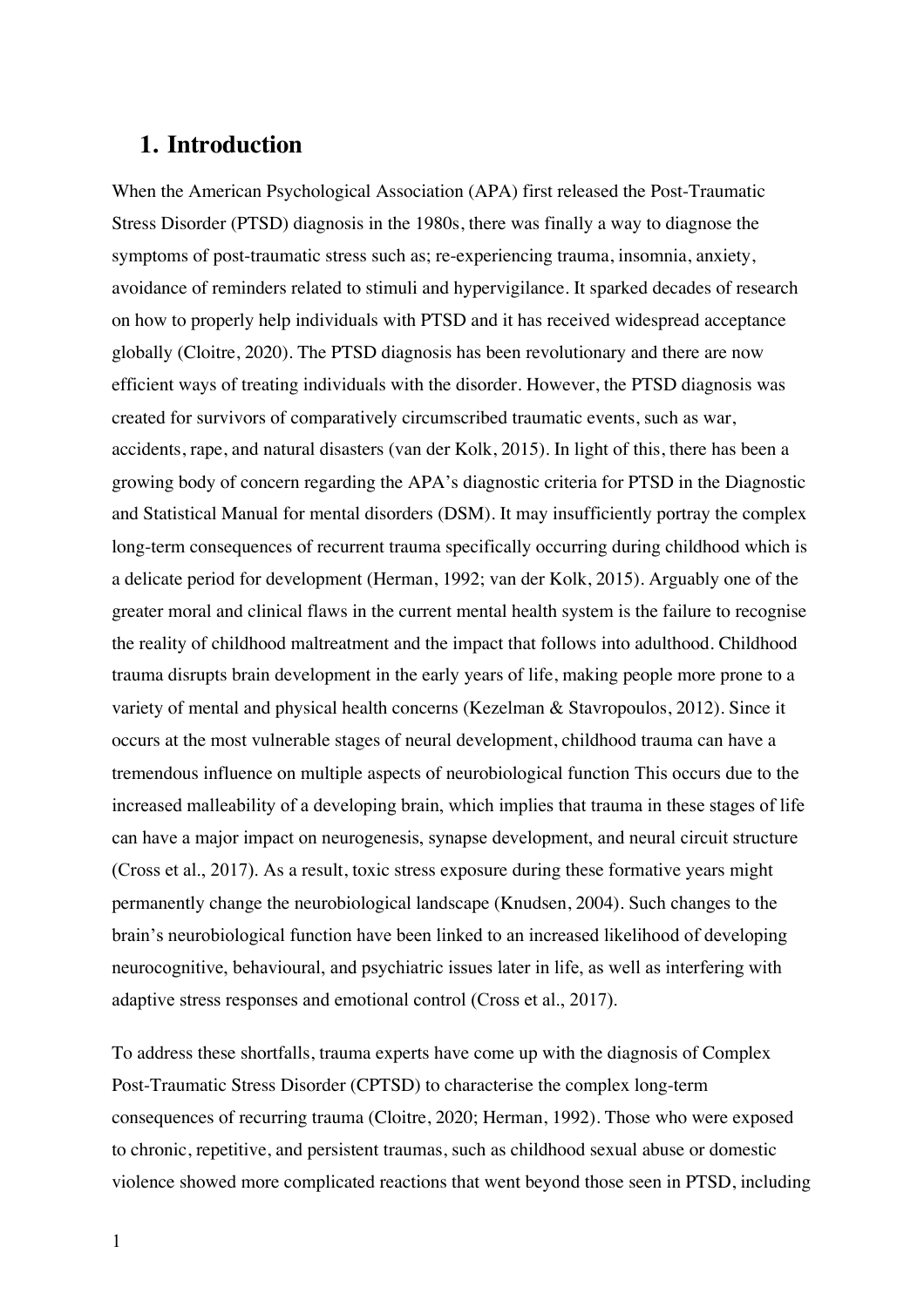# 1. Introduction

When the American Psychological Association (APA) first released the Post-Traumatic Stress Disorder (PTSD) diagnosis in the 1980s, there was finally a way to diagnose the symptoms of post-traumatic stress such as; re-experiencing trauma, insomnia, anxiety, avoidance of reminders related to stimuli and hypervigilance. It sparked decades of research on how to properly help individuals with PTSD and it has received widespread acceptance globally (Cloitre, 2020). The PTSD diagnosis has been revolutionary and there are now efficient ways of treating individuals with the disorder. However, the PTSD diagnosis was created for survivors of comparatively circumscribed traumatic events, such as war, accidents, rape, and natural disasters (van der Kolk, 2015). In light of this, there has been a growing body of concern regarding the APA's diagnostic criteria for PTSD in the Diagnostic and Statistical Manual for mental disorders (DSM). It may insufficiently portray the complex long-term consequences of recurrent trauma specifically occurring during childhood which is a delicate period for development (Herman, 1992; van der Kolk, 2015). Arguably one of the greater moral and clinical flaws in the current mental health system is the failure to recognise the reality of childhood maltreatment and the impact that follows into adulthood. Childhood trauma disrupts brain development in the early years of life, making people more prone to a variety of mental and physical health concerns (Kezelman & Stavropoulos, 2012). Since it occurs at the most vulnerable stages of neural development, childhood trauma can have a tremendous influence on multiple aspects of neurobiological function This occurs due to the increased malleability of a developing brain, which implies that trauma in these stages of life can have a major impact on neurogenesis, synapse development, and neural circuit structure (Cross et al., 2017). As a result, toxic stress exposure during these formative years might permanently change the neurobiological landscape (Knudsen, 2004). Such changes to the brain's neurobiological function have been linked to an increased likelihood of developing neurocognitive, behavioural, and psychiatric issues later in life, as well as interfering with adaptive stress responses and emotional control (Cross et al., 2017).

To address these shortfalls, trauma experts have come up with the diagnosis of Complex Post-Traumatic Stress Disorder (CPTSD) to characterise the complex long-term consequences of recurring trauma (Cloitre, 2020; Herman, 1992). Those who were exposed to chronic, repetitive, and persistent traumas, such as childhood sexual abuse or domestic violence showed more complicated reactions that went beyond those seen in PTSD, including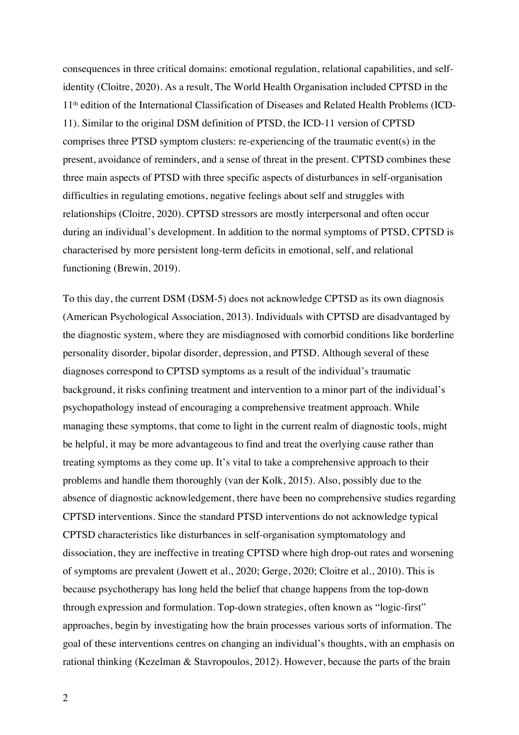consequences in three critical domains: emotional regulation, relational capabilities, and self-identity (Cloitre, 2020). As a result, The World Health Organisation included CPTSD in the 11th edition of the International Classification of Diseases and Related Health Problems (ICD-11). Similar to the original DSM definition of PTSD, the ICD-11 version of CPTSD comprises three PTSD symptom clusters: re-experiencing of the traumatic event(s) in the present, avoidance of reminders, and a sense of threat in the present. CPTSD combines these three main aspects of PTSD with three specific aspects of disturbances in self-organisation difficulties in regulating emotions, negative feelings about self and struggles with relationships (Cloitre, 2020). CPTSD stressors are mostly interpersonal and often occur during an individual's development. In addition to the normal symptoms of PTSD, CPTSD is characterised by more persistent long-term deficits in emotional, self, and relational functioning (Brewin, 2019).

To this day, the current DSM (DSM-5) does not acknowledge CPTSD as its own diagnosis (American Psychological Association, 2013). Individuals with CPTSD are disadvantaged by the diagnostic system, where they are misdiagnosed with comorbid conditions like borderline personality disorder, bipolar disorder, depression, and PTSD. Although several of these diagnoses correspond to CPTSD symptoms as a result of the individual's traumatic background, it risks confining treatment and intervention to a minor part of the individual's psychopathology instead of encouraging a comprehensive treatment approach. While managing these symptoms, that come to light in the current realm of diagnostic tools, might be helpful, it may be more advantageous to find and treat the overlying cause rather than treating symptoms as they come up. It's vital to take a comprehensive approach to their problems and handle them thoroughly (van der Kolk, 2015). Also, possibly due to the absence of diagnostic acknowledgement, there have been no comprehensive studies regarding CPTSD interventions. Since the standard PTSD interventions do not acknowledge typical CPTSD characteristics like disturbances in self-organisation symptomatology and dissociation, they are ineffective in treating CPTSD where high drop-out rates and worsening of symptoms are prevalent (Jowett et al., 2020; Gerge, 2020; Cloitre et al., 2010). This is because psychotherapy has long held the belief that change happens from the top-down through expression and formulation. Top-down strategies, often known as "logic-first" approaches, begin by investigating how the brain processes various sorts of information. The goal of these interventions centres on changing an individual's thoughts, with an emphasis on rational thinking (Kezelman & Stavropoulos, 2012). However, because the parts of the brain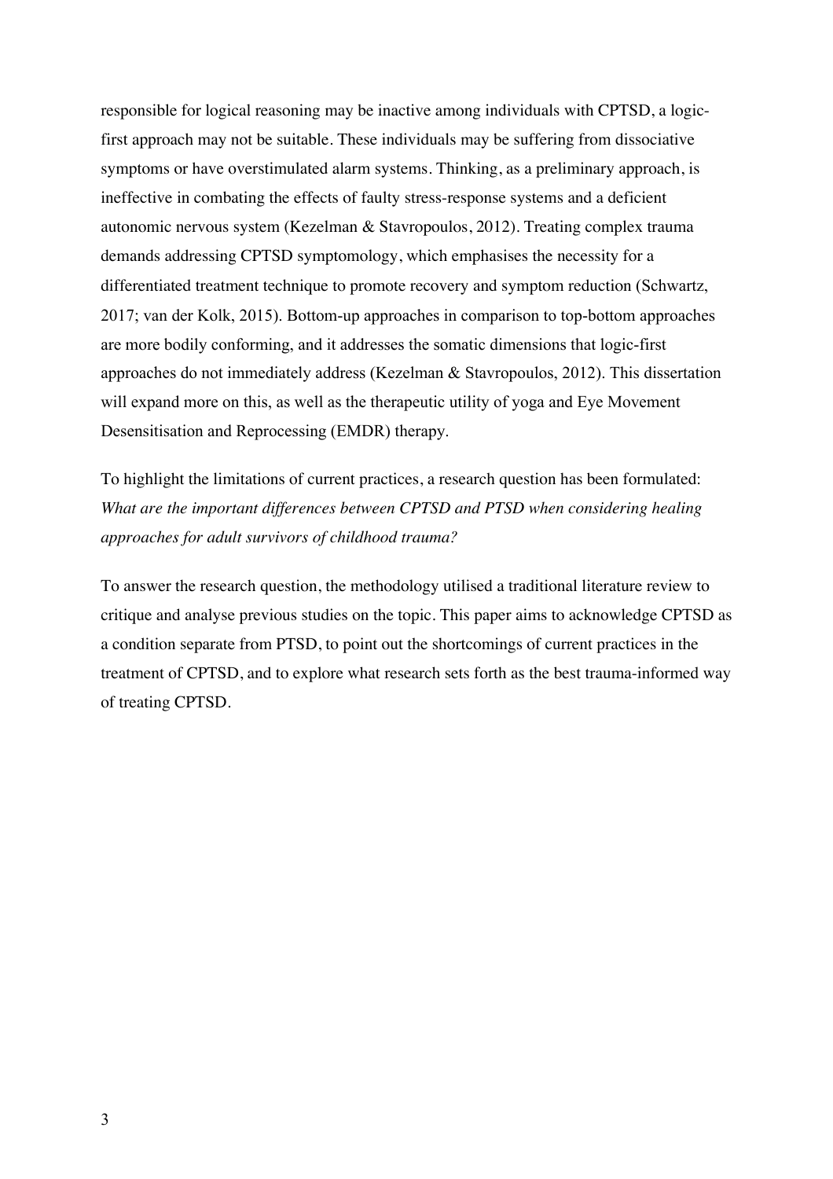responsible for logical reasoning may be inactive among individuals with CPTSD, a logic-first approach may not be suitable. These individuals may be suffering from dissociative symptoms or have overstimulated alarm systems. Thinking, as a preliminary approach, is ineffective in combating the effects of faulty stress-response systems and a deficient autonomic nervous system (Kezelman & Stavropoulos, 2012). Treating complex trauma demands addressing CPTSD symptomology, which emphasises the necessity for a differentiated treatment technique to promote recovery and symptom reduction (Schwartz, 2017; van der Kolk, 2015). Bottom-up approaches in comparison to top-bottom approaches are more bodily conforming, and it addresses the somatic dimensions that logic-first approaches do not immediately address (Kezelman & Stavropoulos, 2012). This dissertation will expand more on this, as well as the therapeutic utility of yoga and Eye Movement Desensitisation and Reprocessing (EMDR) therapy.

To highlight the limitations of current practices, a research question has been formulated: *What are the important differences between CPTSD and PTSD when considering healing approaches for adult survivors of childhood trauma?*

To answer the research question, the methodology utilised a traditional literature review to critique and analyse previous studies on the topic. This paper aims to acknowledge CPTSD as a condition separate from PTSD, to point out the shortcomings of current practices in the treatment of CPTSD, and to explore what research sets forth as the best trauma-informed way of treating CPTSD.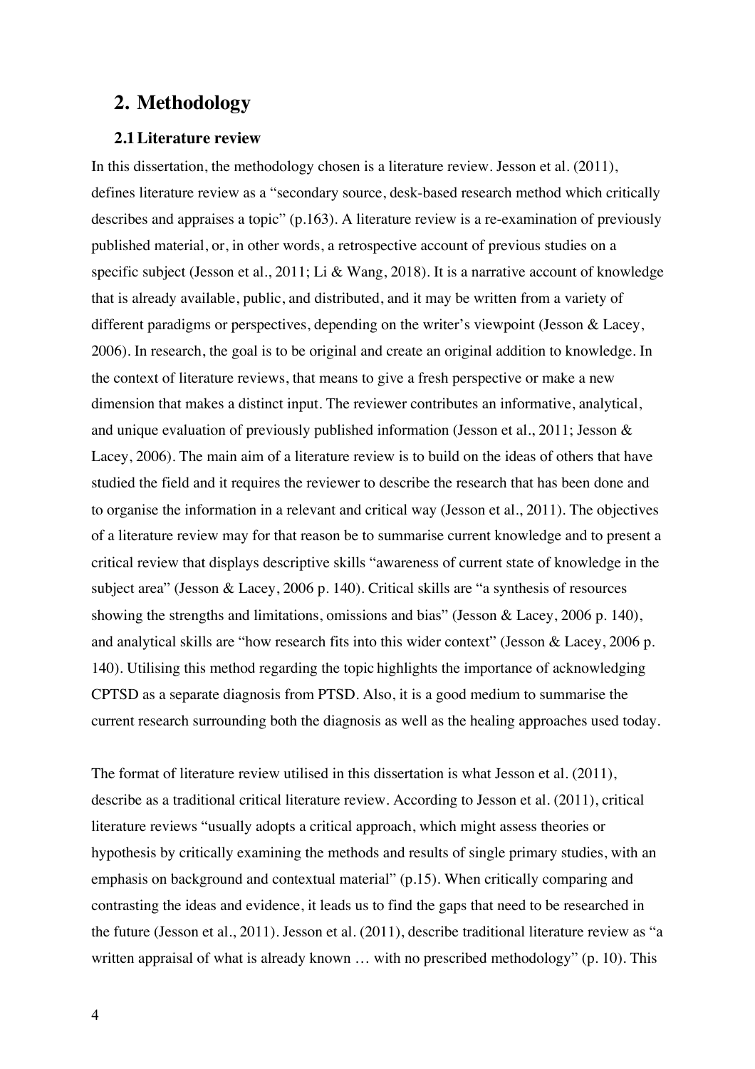## 2. Methodology

### 2.1 Literature review

In this dissertation, the methodology chosen is a literature review. Jesson et al. (2011), defines literature review as a "secondary source, desk-based research method which critically describes and appraises a topic" (p.163). A literature review is a re-examination of previously published material, or, in other words, a retrospective account of previous studies on a specific subject (Jesson et al., 2011; Li & Wang, 2018). It is a narrative account of knowledge that is already available, public, and distributed, and it may be written from a variety of different paradigms or perspectives, depending on the writer's viewpoint (Jesson & Lacey, 2006). In research, the goal is to be original and create an original addition to knowledge. In the context of literature reviews, that means to give a fresh perspective or make a new dimension that makes a distinct input. The reviewer contributes an informative, analytical, and unique evaluation of previously published information (Jesson et al., 2011; Jesson & Lacey, 2006). The main aim of a literature review is to build on the ideas of others that have studied the field and it requires the reviewer to describe the research that has been done and to organise the information in a relevant and critical way (Jesson et al., 2011). The objectives of a literature review may for that reason be to summarise current knowledge and to present a critical review that displays descriptive skills "awareness of current state of knowledge in the subject area" (Jesson & Lacey, 2006 p. 140). Critical skills are "a synthesis of resources showing the strengths and limitations, omissions and bias" (Jesson & Lacey, 2006 p. 140), and analytical skills are "how research fits into this wider context" (Jesson & Lacey, 2006 p. 140). Utilising this method regarding the topic highlights the importance of acknowledging CPTSD as a separate diagnosis from PTSD. Also, it is a good medium to summarise the current research surrounding both the diagnosis as well as the healing approaches used today.

The format of literature review utilised in this dissertation is what Jesson et al. (2011), describe as a traditional critical literature review. According to Jesson et al. (2011), critical literature reviews "usually adopts a critical approach, which might assess theories or hypothesis by critically examining the methods and results of single primary studies, with an emphasis on background and contextual material" (p.15). When critically comparing and contrasting the ideas and evidence, it leads us to find the gaps that need to be researched in the future (Jesson et al., 2011). Jesson et al. (2011), describe traditional literature review as "a written appraisal of what is already known … with no prescribed methodology" (p. 10). This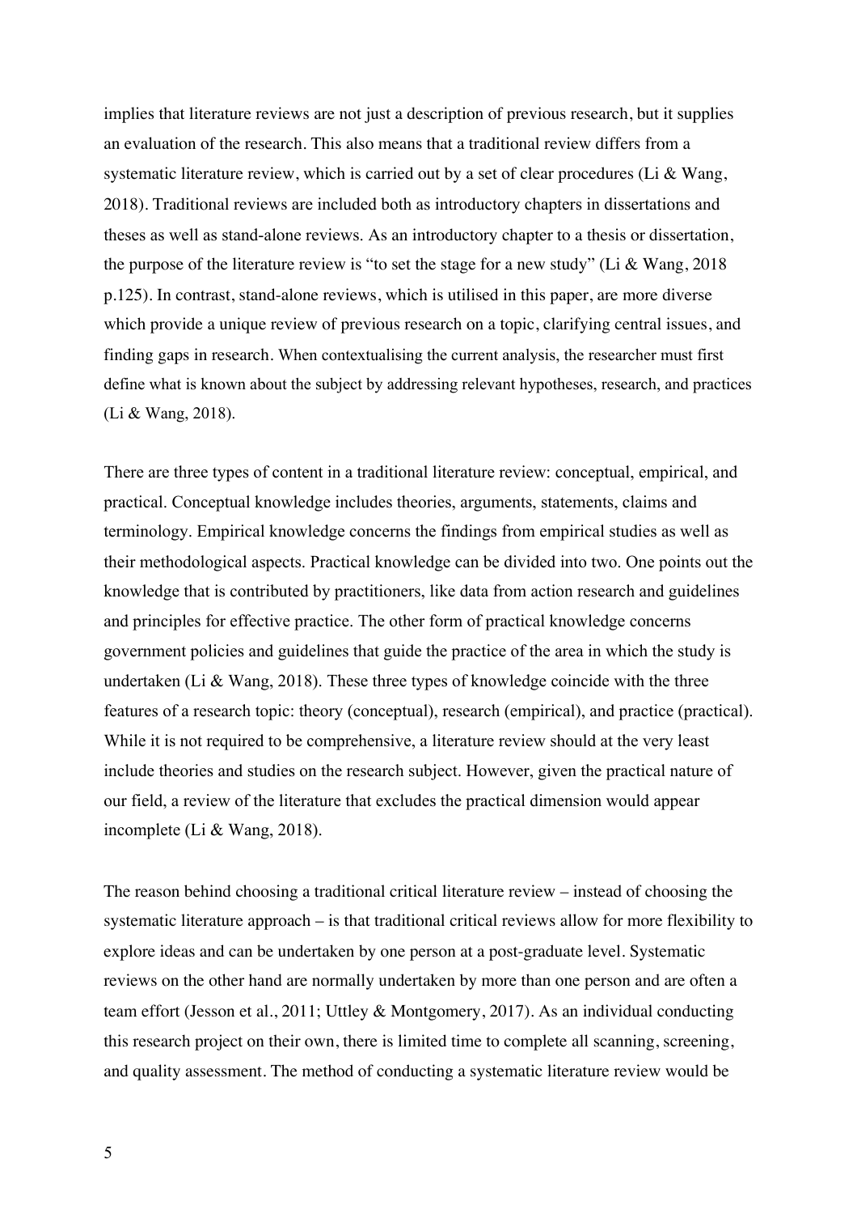implies that literature reviews are not just a description of previous research, but it supplies an evaluation of the research. This also means that a traditional review differs from a systematic literature review, which is carried out by a set of clear procedures (Li & Wang, 2018). Traditional reviews are included both as introductory chapters in dissertations and theses as well as stand-alone reviews. As an introductory chapter to a thesis or dissertation, the purpose of the literature review is "to set the stage for a new study" (Li & Wang, 2018 p.125). In contrast, stand-alone reviews, which is utilised in this paper, are more diverse which provide a unique review of previous research on a topic, clarifying central issues, and finding gaps in research. When contextualising the current analysis, the researcher must first define what is known about the subject by addressing relevant hypotheses, research, and practices (Li & Wang, 2018).

There are three types of content in a traditional literature review: conceptual, empirical, and practical. Conceptual knowledge includes theories, arguments, statements, claims and terminology. Empirical knowledge concerns the findings from empirical studies as well as their methodological aspects. Practical knowledge can be divided into two. One points out the knowledge that is contributed by practitioners, like data from action research and guidelines and principles for effective practice. The other form of practical knowledge concerns government policies and guidelines that guide the practice of the area in which the study is undertaken (Li & Wang, 2018). These three types of knowledge coincide with the three features of a research topic: theory (conceptual), research (empirical), and practice (practical). While it is not required to be comprehensive, a literature review should at the very least include theories and studies on the research subject. However, given the practical nature of our field, a review of the literature that excludes the practical dimension would appear incomplete (Li & Wang, 2018).

The reason behind choosing a traditional critical literature review – instead of choosing the systematic literature approach – is that traditional critical reviews allow for more flexibility to explore ideas and can be undertaken by one person at a post-graduate level. Systematic reviews on the other hand are normally undertaken by more than one person and are often a team effort (Jesson et al., 2011; Uttley & Montgomery, 2017). As an individual conducting this research project on their own, there is limited time to complete all scanning, screening, and quality assessment. The method of conducting a systematic literature review would be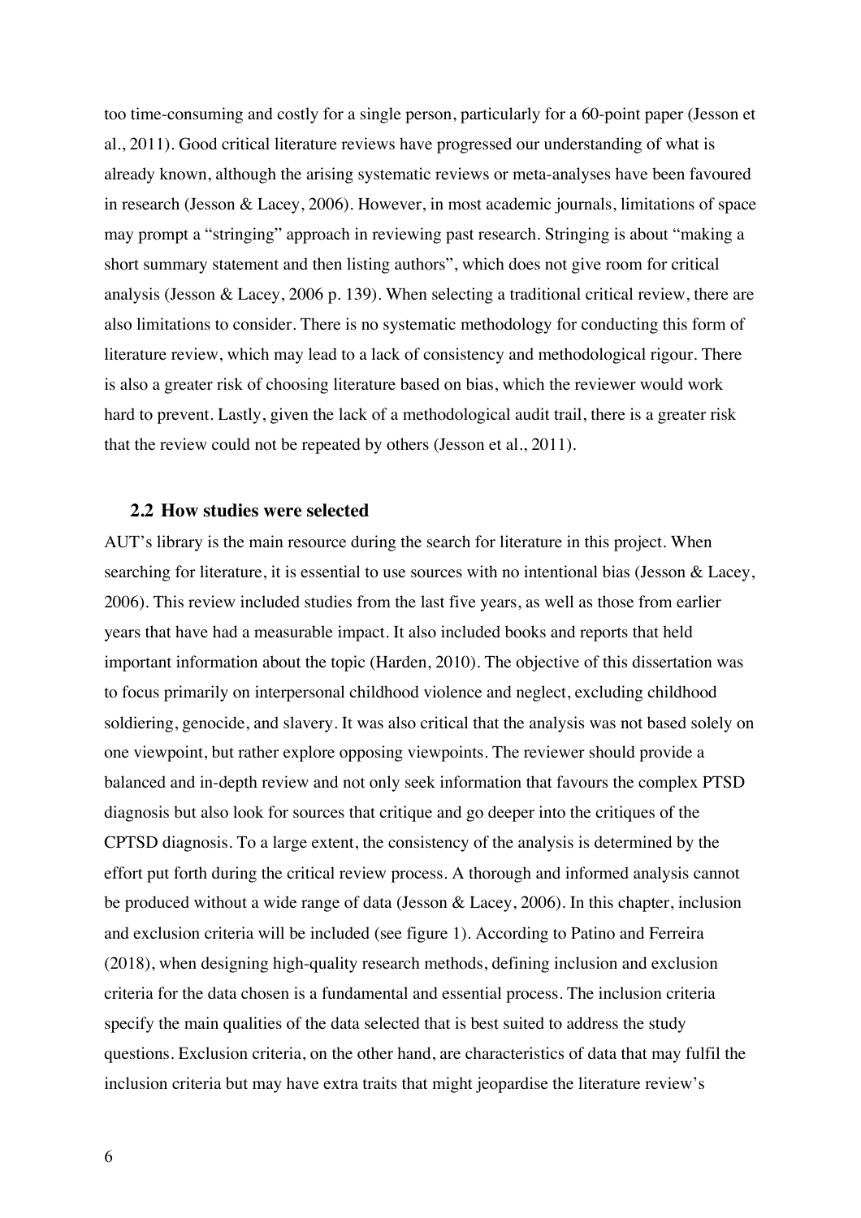too time-consuming and costly for a single person, particularly for a 60-point paper (Jesson et al., 2011). Good critical literature reviews have progressed our understanding of what is already known, although the arising systematic reviews or meta-analyses have been favoured in research (Jesson & Lacey, 2006). However, in most academic journals, limitations of space may prompt a "stringing" approach in reviewing past research. Stringing is about "making a short summary statement and then listing authors", which does not give room for critical analysis (Jesson & Lacey, 2006 p. 139). When selecting a traditional critical review, there are also limitations to consider. There is no systematic methodology for conducting this form of literature review, which may lead to a lack of consistency and methodological rigour. There is also a greater risk of choosing literature based on bias, which the reviewer would work hard to prevent. Lastly, given the lack of a methodological audit trail, there is a greater risk that the review could not be repeated by others (Jesson et al., 2011).

### 2.2 How studies were selected

AUT's library is the main resource during the search for literature in this project. When searching for literature, it is essential to use sources with no intentional bias (Jesson & Lacey, 2006). This review included studies from the last five years, as well as those from earlier years that have had a measurable impact. It also included books and reports that held important information about the topic (Harden, 2010). The objective of this dissertation was to focus primarily on interpersonal childhood violence and neglect, excluding childhood soldiering, genocide, and slavery. It was also critical that the analysis was not based solely on one viewpoint, but rather explore opposing viewpoints. The reviewer should provide a balanced and in-depth review and not only seek information that favours the complex PTSD diagnosis but also look for sources that critique and go deeper into the critiques of the CPTSD diagnosis. To a large extent, the consistency of the analysis is determined by the effort put forth during the critical review process. A thorough and informed analysis cannot be produced without a wide range of data (Jesson & Lacey, 2006). In this chapter, inclusion and exclusion criteria will be included (see figure 1). According to Patino and Ferreira (2018), when designing high-quality research methods, defining inclusion and exclusion criteria for the data chosen is a fundamental and essential process. The inclusion criteria specify the main qualities of the data selected that is best suited to address the study questions. Exclusion criteria, on the other hand, are characteristics of data that may fulfil the inclusion criteria but may have extra traits that might jeopardise the literature review's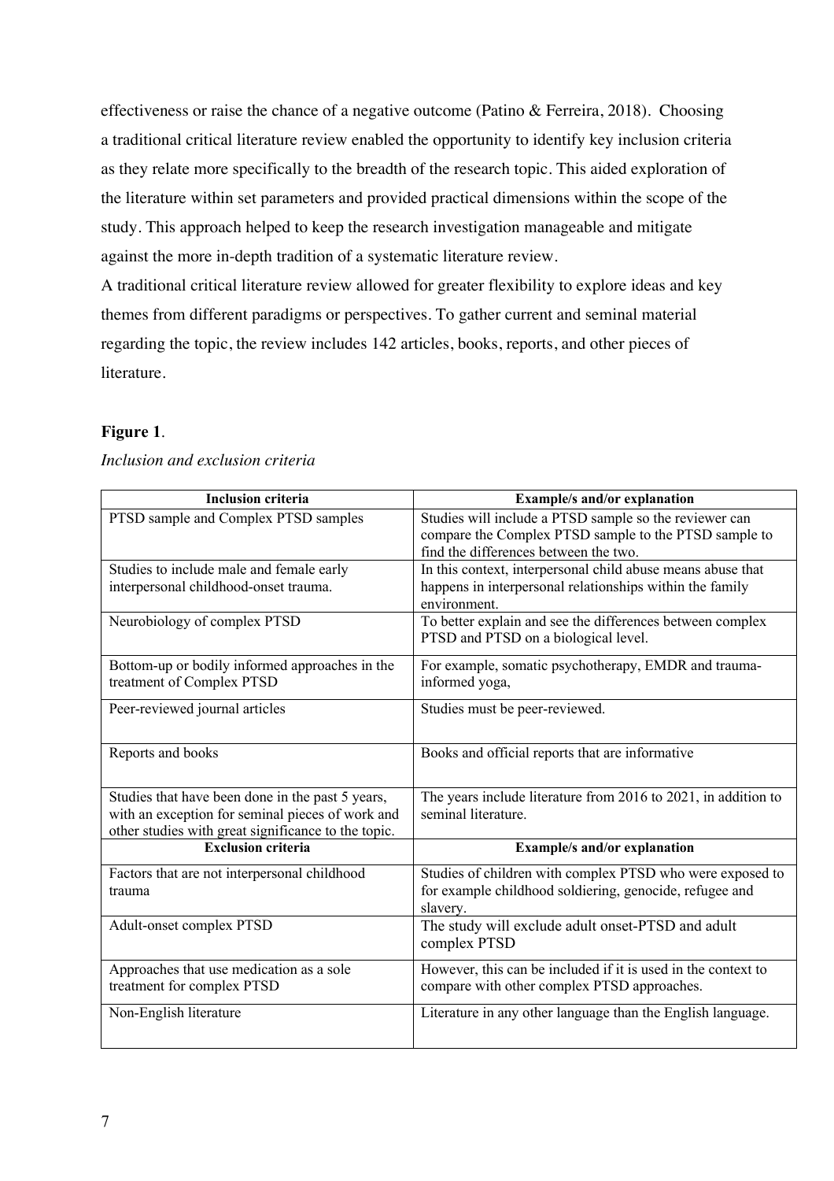effectiveness or raise the chance of a negative outcome (Patino & Ferreira, 2018). Choosing a traditional critical literature review enabled the opportunity to identify key inclusion criteria as they relate more specifically to the breadth of the research topic. This aided exploration of the literature within set parameters and provided practical dimensions within the scope of the study. This approach helped to keep the research investigation manageable and mitigate against the more in-depth tradition of a systematic literature review.

A traditional critical literature review allowed for greater flexibility to explore ideas and key themes from different paradigms or perspectives. To gather current and seminal material regarding the topic, the review includes 142 articles, books, reports, and other pieces of literature.

**Figure 1**.

*Inclusion and exclusion criteria*

| **Inclusion criteria** | **Example/s and/or explanation** |
|---|---|
| PTSD sample and Complex PTSD samples | Studies will include a PTSD sample so the reviewer can compare the Complex PTSD sample to the PTSD sample to find the differences between the two. |
| Studies to include male and female early interpersonal childhood-onset trauma. | In this context, interpersonal child abuse means abuse that happens in interpersonal relationships within the family environment. |
| Neurobiology of complex PTSD | To better explain and see the differences between complex PTSD and PTSD on a biological level. |
| Bottom-up or bodily informed approaches in the treatment of Complex PTSD | For example, somatic psychotherapy, EMDR and trauma-informed yoga, |
| Peer-reviewed journal articles | Studies must be peer-reviewed. |
| Reports and books | Books and official reports that are informative |
| Studies that have been done in the past 5 years, with an exception for seminal pieces of work and other studies with great significance to the topic. | The years include literature from 2016 to 2021, in addition to seminal literature. |
| **Exclusion criteria** | **Example/s and/or explanation** |
| Factors that are not interpersonal childhood trauma | Studies of children with complex PTSD who were exposed to for example childhood soldiering, genocide, refugee and slavery. |
| Adult-onset complex PTSD | The study will exclude adult onset-PTSD and adult complex PTSD |
| Approaches that use medication as a sole treatment for complex PTSD | However, this can be included if it is used in the context to compare with other complex PTSD approaches. |
| Non-English literature | Literature in any other language than the English language. |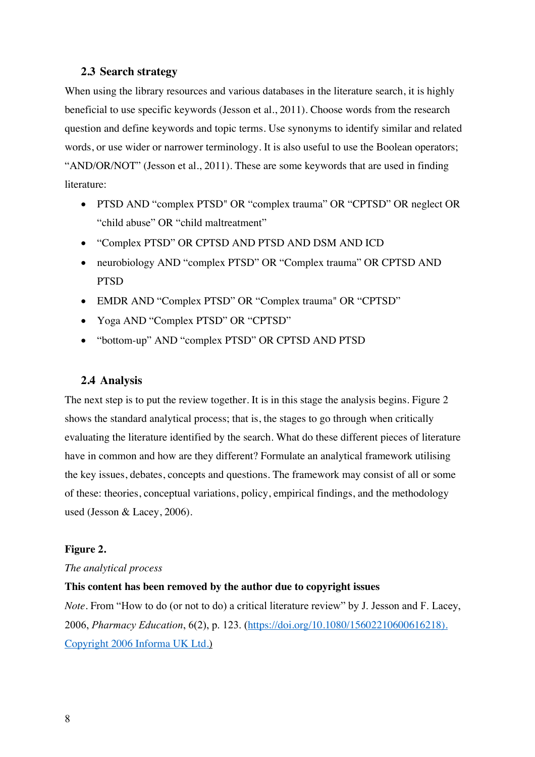### 2.3 Search strategy

When using the library resources and various databases in the literature search, it is highly beneficial to use specific keywords (Jesson et al., 2011). Choose words from the research question and define keywords and topic terms. Use synonyms to identify similar and related words, or use wider or narrower terminology. It is also useful to use the Boolean operators; "AND/OR/NOT" (Jesson et al., 2011). These are some keywords that are used in finding literature:

- PTSD AND "complex PTSD" OR "complex trauma" OR "CPTSD" OR neglect OR "child abuse" OR "child maltreatment"
- "Complex PTSD" OR CPTSD AND PTSD AND DSM AND ICD
- neurobiology AND "complex PTSD" OR "Complex trauma" OR CPTSD AND PTSD
- EMDR AND "Complex PTSD" OR "Complex trauma" OR "CPTSD"
- Yoga AND "Complex PTSD" OR "CPTSD"
- "bottom-up" AND "complex PTSD" OR CPTSD AND PTSD

### 2.4 Analysis

The next step is to put the review together. It is in this stage the analysis begins. Figure 2 shows the standard analytical process; that is, the stages to go through when critically evaluating the literature identified by the search. What do these different pieces of literature have in common and how are they different? Formulate an analytical framework utilising the key issues, debates, concepts and questions. The framework may consist of all or some of these: theories, conceptual variations, policy, empirical findings, and the methodology used (Jesson & Lacey, 2006).

**Figure 2.**

*The analytical process*

**This content has been removed by the author due to copyright issues**

*Note*. From "How to do (or not to do) a critical literature review" by J. Jesson and F. Lacey, 2006, *Pharmacy Education*, 6(2), p. 123. (https://doi.org/10.1080/15602210600616218). Copyright 2006 Informa UK Ltd.)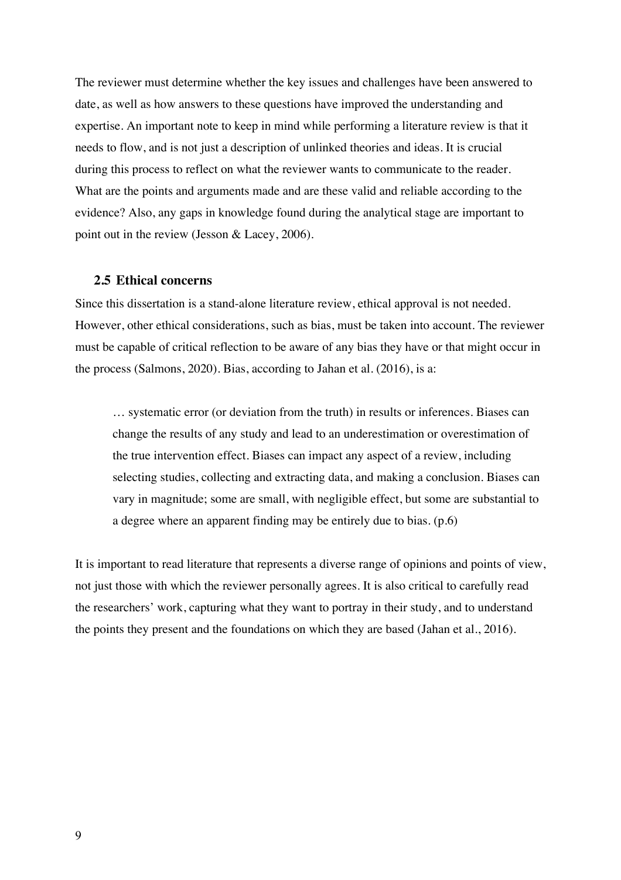The reviewer must determine whether the key issues and challenges have been answered to date, as well as how answers to these questions have improved the understanding and expertise. An important note to keep in mind while performing a literature review is that it needs to flow, and is not just a description of unlinked theories and ideas. It is crucial during this process to reflect on what the reviewer wants to communicate to the reader. What are the points and arguments made and are these valid and reliable according to the evidence? Also, any gaps in knowledge found during the analytical stage are important to point out in the review (Jesson & Lacey, 2006).

### 2.5 Ethical concerns

Since this dissertation is a stand-alone literature review, ethical approval is not needed. However, other ethical considerations, such as bias, must be taken into account. The reviewer must be capable of critical reflection to be aware of any bias they have or that might occur in the process (Salmons, 2020). Bias, according to Jahan et al. (2016), is a:

> … systematic error (or deviation from the truth) in results or inferences. Biases can change the results of any study and lead to an underestimation or overestimation of the true intervention effect. Biases can impact any aspect of a review, including selecting studies, collecting and extracting data, and making a conclusion. Biases can vary in magnitude; some are small, with negligible effect, but some are substantial to a degree where an apparent finding may be entirely due to bias. (p.6)

It is important to read literature that represents a diverse range of opinions and points of view, not just those with which the reviewer personally agrees. It is also critical to carefully read the researchers' work, capturing what they want to portray in their study, and to understand the points they present and the foundations on which they are based (Jahan et al., 2016).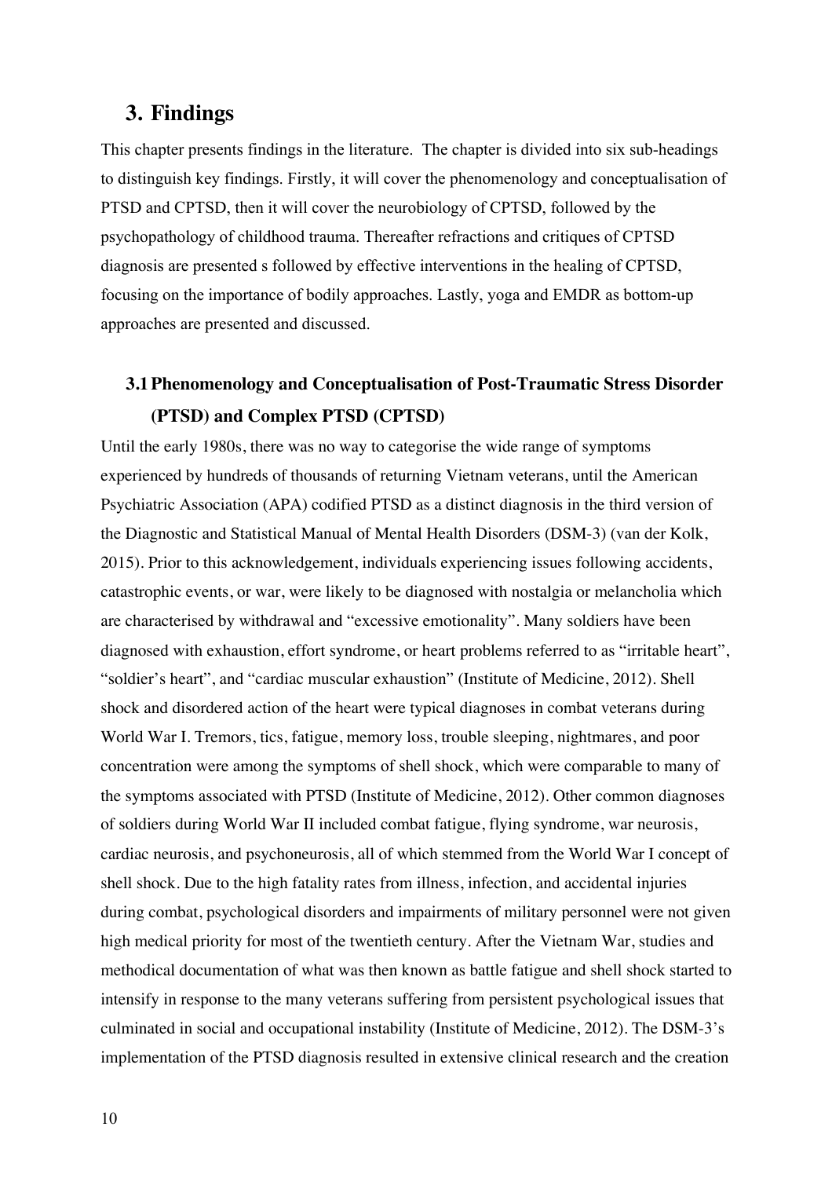# 3. Findings

This chapter presents findings in the literature. The chapter is divided into six sub-headings to distinguish key findings. Firstly, it will cover the phenomenology and conceptualisation of PTSD and CPTSD, then it will cover the neurobiology of CPTSD, followed by the psychopathology of childhood trauma. Thereafter refractions and critiques of CPTSD diagnosis are presented s followed by effective interventions in the healing of CPTSD, focusing on the importance of bodily approaches. Lastly, yoga and EMDR as bottom-up approaches are presented and discussed.

## 3.1 Phenomenology and Conceptualisation of Post-Traumatic Stress Disorder (PTSD) and Complex PTSD (CPTSD)

Until the early 1980s, there was no way to categorise the wide range of symptoms experienced by hundreds of thousands of returning Vietnam veterans, until the American Psychiatric Association (APA) codified PTSD as a distinct diagnosis in the third version of the Diagnostic and Statistical Manual of Mental Health Disorders (DSM-3) (van der Kolk, 2015). Prior to this acknowledgement, individuals experiencing issues following accidents, catastrophic events, or war, were likely to be diagnosed with nostalgia or melancholia which are characterised by withdrawal and "excessive emotionality". Many soldiers have been diagnosed with exhaustion, effort syndrome, or heart problems referred to as "irritable heart", "soldier's heart", and "cardiac muscular exhaustion" (Institute of Medicine, 2012). Shell shock and disordered action of the heart were typical diagnoses in combat veterans during World War I. Tremors, tics, fatigue, memory loss, trouble sleeping, nightmares, and poor concentration were among the symptoms of shell shock, which were comparable to many of the symptoms associated with PTSD (Institute of Medicine, 2012). Other common diagnoses of soldiers during World War II included combat fatigue, flying syndrome, war neurosis, cardiac neurosis, and psychoneurosis, all of which stemmed from the World War I concept of shell shock. Due to the high fatality rates from illness, infection, and accidental injuries during combat, psychological disorders and impairments of military personnel were not given high medical priority for most of the twentieth century. After the Vietnam War, studies and methodical documentation of what was then known as battle fatigue and shell shock started to intensify in response to the many veterans suffering from persistent psychological issues that culminated in social and occupational instability (Institute of Medicine, 2012). The DSM-3's implementation of the PTSD diagnosis resulted in extensive clinical research and the creation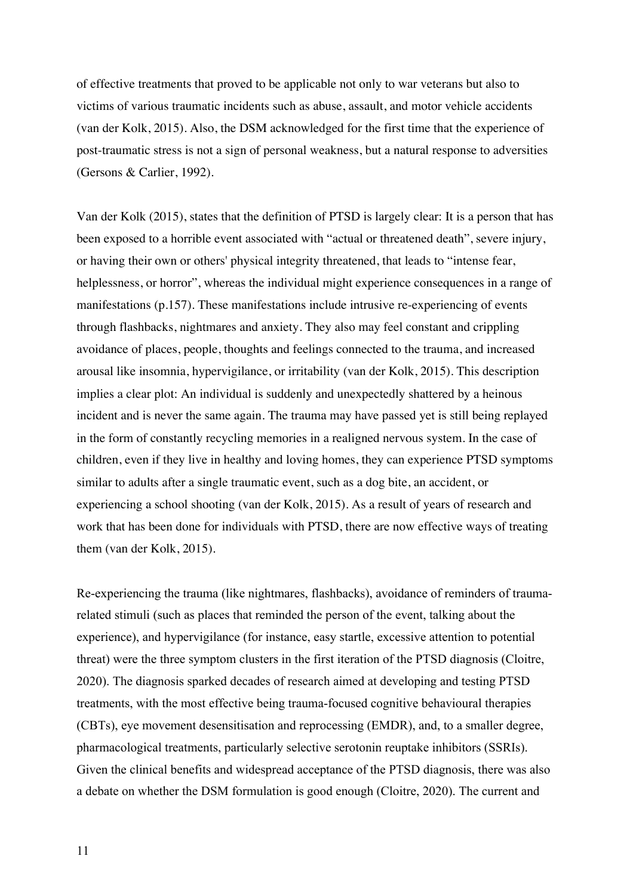of effective treatments that proved to be applicable not only to war veterans but also to victims of various traumatic incidents such as abuse, assault, and motor vehicle accidents (van der Kolk, 2015). Also, the DSM acknowledged for the first time that the experience of post-traumatic stress is not a sign of personal weakness, but a natural response to adversities (Gersons & Carlier, 1992).

Van der Kolk (2015), states that the definition of PTSD is largely clear: It is a person that has been exposed to a horrible event associated with "actual or threatened death", severe injury, or having their own or others' physical integrity threatened, that leads to "intense fear, helplessness, or horror", whereas the individual might experience consequences in a range of manifestations (p.157). These manifestations include intrusive re-experiencing of events through flashbacks, nightmares and anxiety. They also may feel constant and crippling avoidance of places, people, thoughts and feelings connected to the trauma, and increased arousal like insomnia, hypervigilance, or irritability (van der Kolk, 2015). This description implies a clear plot: An individual is suddenly and unexpectedly shattered by a heinous incident and is never the same again. The trauma may have passed yet is still being replayed in the form of constantly recycling memories in a realigned nervous system. In the case of children, even if they live in healthy and loving homes, they can experience PTSD symptoms similar to adults after a single traumatic event, such as a dog bite, an accident, or experiencing a school shooting (van der Kolk, 2015). As a result of years of research and work that has been done for individuals with PTSD, there are now effective ways of treating them (van der Kolk, 2015).

Re-experiencing the trauma (like nightmares, flashbacks), avoidance of reminders of trauma-related stimuli (such as places that reminded the person of the event, talking about the experience), and hypervigilance (for instance, easy startle, excessive attention to potential threat) were the three symptom clusters in the first iteration of the PTSD diagnosis (Cloitre, 2020). The diagnosis sparked decades of research aimed at developing and testing PTSD treatments, with the most effective being trauma-focused cognitive behavioural therapies (CBTs), eye movement desensitisation and reprocessing (EMDR), and, to a smaller degree, pharmacological treatments, particularly selective serotonin reuptake inhibitors (SSRIs). Given the clinical benefits and widespread acceptance of the PTSD diagnosis, there was also a debate on whether the DSM formulation is good enough (Cloitre, 2020). The current and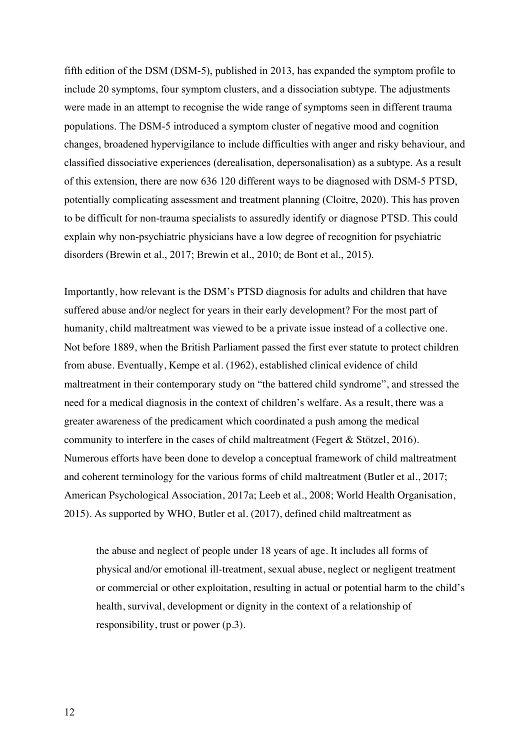fifth edition of the DSM (DSM-5), published in 2013, has expanded the symptom profile to include 20 symptoms, four symptom clusters, and a dissociation subtype. The adjustments were made in an attempt to recognise the wide range of symptoms seen in different trauma populations. The DSM-5 introduced a symptom cluster of negative mood and cognition changes, broadened hypervigilance to include difficulties with anger and risky behaviour, and classified dissociative experiences (derealisation, depersonalisation) as a subtype. As a result of this extension, there are now 636 120 different ways to be diagnosed with DSM-5 PTSD, potentially complicating assessment and treatment planning (Cloitre, 2020). This has proven to be difficult for non-trauma specialists to assuredly identify or diagnose PTSD. This could explain why non-psychiatric physicians have a low degree of recognition for psychiatric disorders (Brewin et al., 2017; Brewin et al., 2010; de Bont et al., 2015).

Importantly, how relevant is the DSM's PTSD diagnosis for adults and children that have suffered abuse and/or neglect for years in their early development? For the most part of humanity, child maltreatment was viewed to be a private issue instead of a collective one. Not before 1889, when the British Parliament passed the first ever statute to protect children from abuse. Eventually, Kempe et al. (1962), established clinical evidence of child maltreatment in their contemporary study on "the battered child syndrome", and stressed the need for a medical diagnosis in the context of children's welfare. As a result, there was a greater awareness of the predicament which coordinated a push among the medical community to interfere in the cases of child maltreatment (Fegert & Stötzel, 2016). Numerous efforts have been done to develop a conceptual framework of child maltreatment and coherent terminology for the various forms of child maltreatment (Butler et al., 2017; American Psychological Association, 2017a; Leeb et al., 2008; World Health Organisation, 2015). As supported by WHO, Butler et al. (2017), defined child maltreatment as

> the abuse and neglect of people under 18 years of age. It includes all forms of physical and/or emotional ill-treatment, sexual abuse, neglect or negligent treatment or commercial or other exploitation, resulting in actual or potential harm to the child's health, survival, development or dignity in the context of a relationship of responsibility, trust or power (p.3).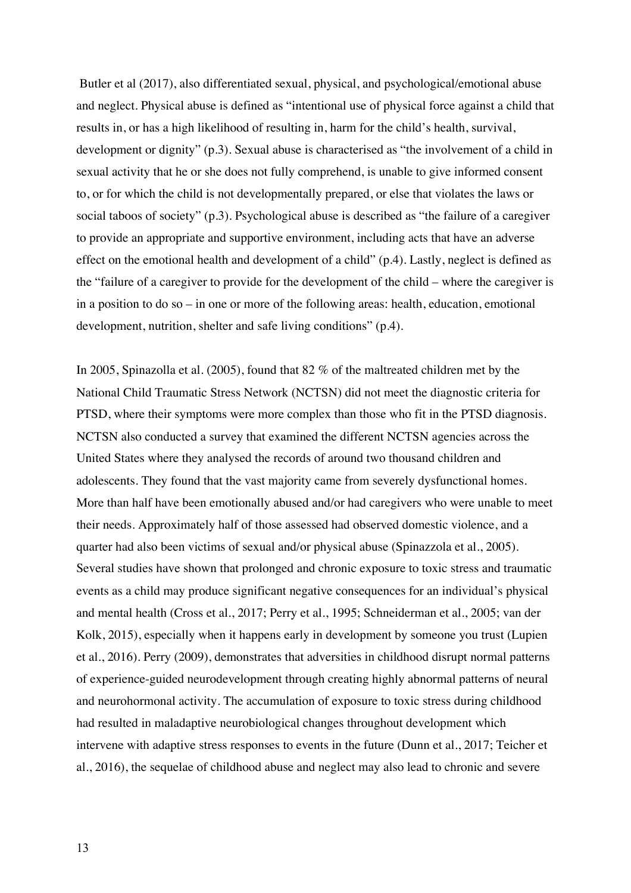Butler et al (2017), also differentiated sexual, physical, and psychological/emotional abuse and neglect. Physical abuse is defined as "intentional use of physical force against a child that results in, or has a high likelihood of resulting in, harm for the child's health, survival, development or dignity" (p.3). Sexual abuse is characterised as "the involvement of a child in sexual activity that he or she does not fully comprehend, is unable to give informed consent to, or for which the child is not developmentally prepared, or else that violates the laws or social taboos of society" (p.3). Psychological abuse is described as "the failure of a caregiver to provide an appropriate and supportive environment, including acts that have an adverse effect on the emotional health and development of a child" (p.4). Lastly, neglect is defined as the "failure of a caregiver to provide for the development of the child – where the caregiver is in a position to do so – in one or more of the following areas: health, education, emotional development, nutrition, shelter and safe living conditions" (p.4).

In 2005, Spinazolla et al. (2005), found that 82 % of the maltreated children met by the National Child Traumatic Stress Network (NCTSN) did not meet the diagnostic criteria for PTSD, where their symptoms were more complex than those who fit in the PTSD diagnosis. NCTSN also conducted a survey that examined the different NCTSN agencies across the United States where they analysed the records of around two thousand children and adolescents. They found that the vast majority came from severely dysfunctional homes. More than half have been emotionally abused and/or had caregivers who were unable to meet their needs. Approximately half of those assessed had observed domestic violence, and a quarter had also been victims of sexual and/or physical abuse (Spinazzola et al., 2005). Several studies have shown that prolonged and chronic exposure to toxic stress and traumatic events as a child may produce significant negative consequences for an individual's physical and mental health (Cross et al., 2017; Perry et al., 1995; Schneiderman et al., 2005; van der Kolk, 2015), especially when it happens early in development by someone you trust (Lupien et al., 2016). Perry (2009), demonstrates that adversities in childhood disrupt normal patterns of experience-guided neurodevelopment through creating highly abnormal patterns of neural and neurohormonal activity. The accumulation of exposure to toxic stress during childhood had resulted in maladaptive neurobiological changes throughout development which intervene with adaptive stress responses to events in the future (Dunn et al., 2017; Teicher et al., 2016), the sequelae of childhood abuse and neglect may also lead to chronic and severe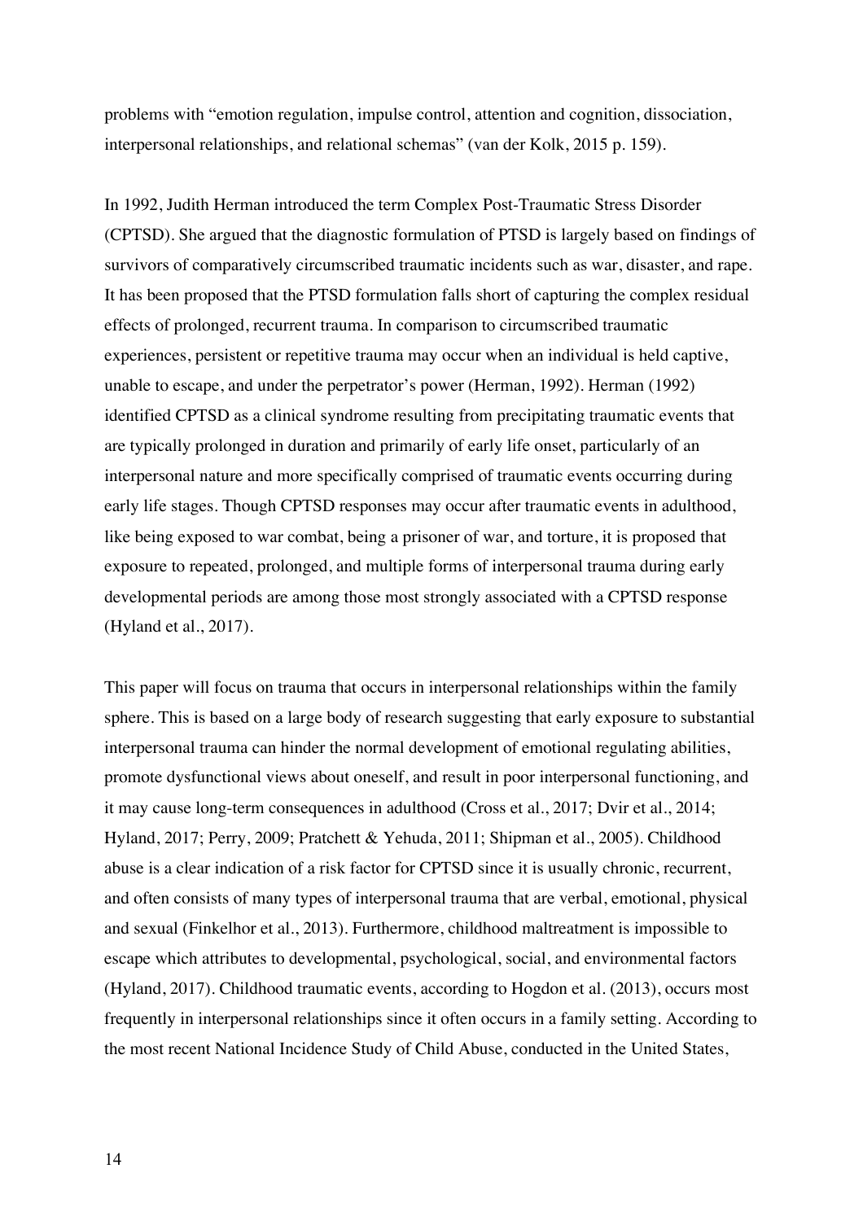problems with "emotion regulation, impulse control, attention and cognition, dissociation, interpersonal relationships, and relational schemas" (van der Kolk, 2015 p. 159).

In 1992, Judith Herman introduced the term Complex Post-Traumatic Stress Disorder (CPTSD). She argued that the diagnostic formulation of PTSD is largely based on findings of survivors of comparatively circumscribed traumatic incidents such as war, disaster, and rape. It has been proposed that the PTSD formulation falls short of capturing the complex residual effects of prolonged, recurrent trauma. In comparison to circumscribed traumatic experiences, persistent or repetitive trauma may occur when an individual is held captive, unable to escape, and under the perpetrator's power (Herman, 1992). Herman (1992) identified CPTSD as a clinical syndrome resulting from precipitating traumatic events that are typically prolonged in duration and primarily of early life onset, particularly of an interpersonal nature and more specifically comprised of traumatic events occurring during early life stages. Though CPTSD responses may occur after traumatic events in adulthood, like being exposed to war combat, being a prisoner of war, and torture, it is proposed that exposure to repeated, prolonged, and multiple forms of interpersonal trauma during early developmental periods are among those most strongly associated with a CPTSD response (Hyland et al., 2017).

This paper will focus on trauma that occurs in interpersonal relationships within the family sphere. This is based on a large body of research suggesting that early exposure to substantial interpersonal trauma can hinder the normal development of emotional regulating abilities, promote dysfunctional views about oneself, and result in poor interpersonal functioning, and it may cause long-term consequences in adulthood (Cross et al., 2017; Dvir et al., 2014; Hyland, 2017; Perry, 2009; Pratchett & Yehuda, 2011; Shipman et al., 2005). Childhood abuse is a clear indication of a risk factor for CPTSD since it is usually chronic, recurrent, and often consists of many types of interpersonal trauma that are verbal, emotional, physical and sexual (Finkelhor et al., 2013). Furthermore, childhood maltreatment is impossible to escape which attributes to developmental, psychological, social, and environmental factors (Hyland, 2017). Childhood traumatic events, according to Hogdon et al. (2013), occurs most frequently in interpersonal relationships since it often occurs in a family setting. According to the most recent National Incidence Study of Child Abuse, conducted in the United States,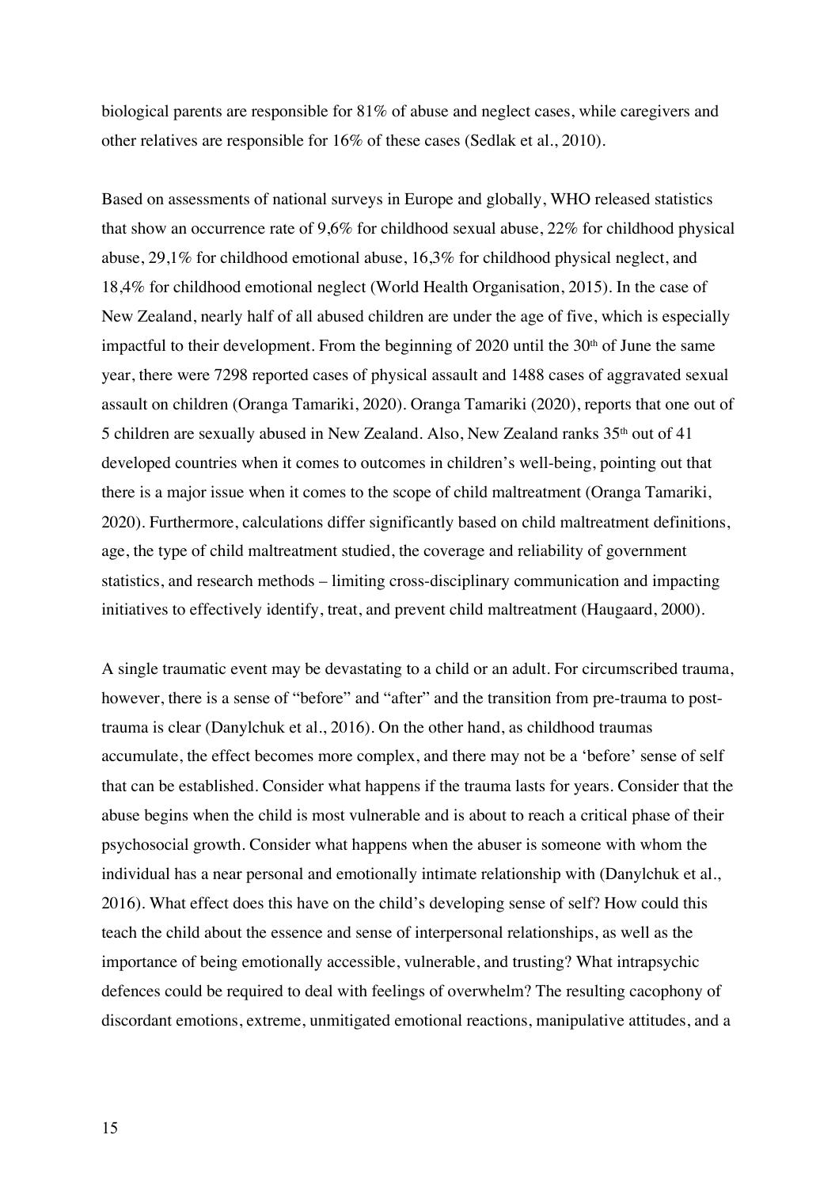biological parents are responsible for 81% of abuse and neglect cases, while caregivers and other relatives are responsible for 16% of these cases (Sedlak et al., 2010).

Based on assessments of national surveys in Europe and globally, WHO released statistics that show an occurrence rate of 9,6% for childhood sexual abuse, 22% for childhood physical abuse, 29,1% for childhood emotional abuse, 16,3% for childhood physical neglect, and 18,4% for childhood emotional neglect (World Health Organisation, 2015). In the case of New Zealand, nearly half of all abused children are under the age of five, which is especially impactful to their development. From the beginning of 2020 until the 30th of June the same year, there were 7298 reported cases of physical assault and 1488 cases of aggravated sexual assault on children (Oranga Tamariki, 2020). Oranga Tamariki (2020), reports that one out of 5 children are sexually abused in New Zealand. Also, New Zealand ranks 35th out of 41 developed countries when it comes to outcomes in children's well-being, pointing out that there is a major issue when it comes to the scope of child maltreatment (Oranga Tamariki, 2020). Furthermore, calculations differ significantly based on child maltreatment definitions, age, the type of child maltreatment studied, the coverage and reliability of government statistics, and research methods – limiting cross-disciplinary communication and impacting initiatives to effectively identify, treat, and prevent child maltreatment (Haugaard, 2000).

A single traumatic event may be devastating to a child or an adult. For circumscribed trauma, however, there is a sense of "before" and "after" and the transition from pre-trauma to post-trauma is clear (Danylchuk et al., 2016). On the other hand, as childhood traumas accumulate, the effect becomes more complex, and there may not be a 'before' sense of self that can be established. Consider what happens if the trauma lasts for years. Consider that the abuse begins when the child is most vulnerable and is about to reach a critical phase of their psychosocial growth. Consider what happens when the abuser is someone with whom the individual has a near personal and emotionally intimate relationship with (Danylchuk et al., 2016). What effect does this have on the child's developing sense of self? How could this teach the child about the essence and sense of interpersonal relationships, as well as the importance of being emotionally accessible, vulnerable, and trusting? What intrapsychic defences could be required to deal with feelings of overwhelm? The resulting cacophony of discordant emotions, extreme, unmitigated emotional reactions, manipulative attitudes, and a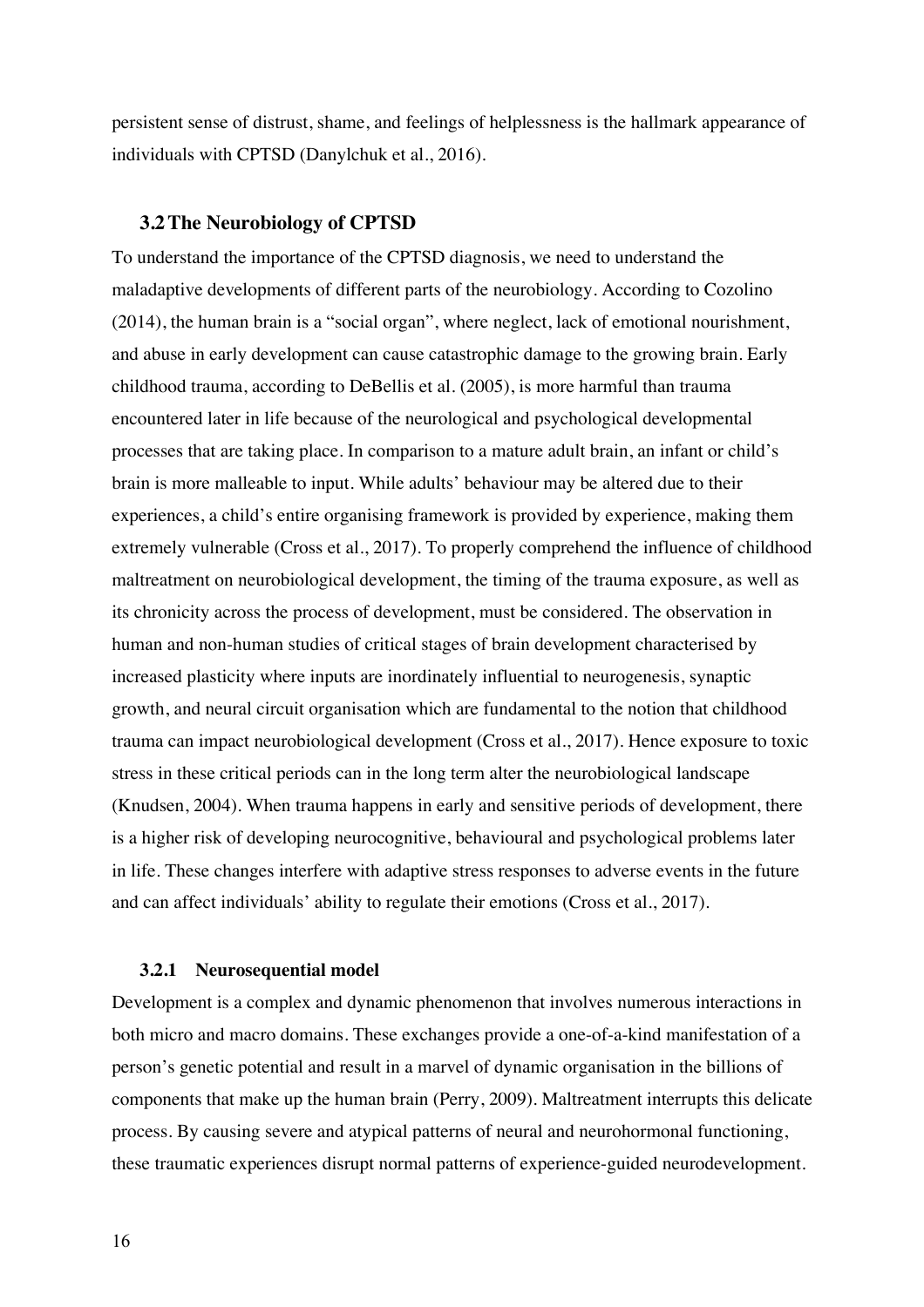persistent sense of distrust, shame, and feelings of helplessness is the hallmark appearance of individuals with CPTSD (Danylchuk et al., 2016).

## 3.2 The Neurobiology of CPTSD

To understand the importance of the CPTSD diagnosis, we need to understand the maladaptive developments of different parts of the neurobiology. According to Cozolino (2014), the human brain is a "social organ", where neglect, lack of emotional nourishment, and abuse in early development can cause catastrophic damage to the growing brain. Early childhood trauma, according to DeBellis et al. (2005), is more harmful than trauma encountered later in life because of the neurological and psychological developmental processes that are taking place. In comparison to a mature adult brain, an infant or child's brain is more malleable to input. While adults' behaviour may be altered due to their experiences, a child's entire organising framework is provided by experience, making them extremely vulnerable (Cross et al., 2017). To properly comprehend the influence of childhood maltreatment on neurobiological development, the timing of the trauma exposure, as well as its chronicity across the process of development, must be considered. The observation in human and non-human studies of critical stages of brain development characterised by increased plasticity where inputs are inordinately influential to neurogenesis, synaptic growth, and neural circuit organisation which are fundamental to the notion that childhood trauma can impact neurobiological development (Cross et al., 2017). Hence exposure to toxic stress in these critical periods can in the long term alter the neurobiological landscape (Knudsen, 2004). When trauma happens in early and sensitive periods of development, there is a higher risk of developing neurocognitive, behavioural and psychological problems later in life. These changes interfere with adaptive stress responses to adverse events in the future and can affect individuals' ability to regulate their emotions (Cross et al., 2017).

### 3.2.1 Neurosequential model

Development is a complex and dynamic phenomenon that involves numerous interactions in both micro and macro domains. These exchanges provide a one-of-a-kind manifestation of a person's genetic potential and result in a marvel of dynamic organisation in the billions of components that make up the human brain (Perry, 2009). Maltreatment interrupts this delicate process. By causing severe and atypical patterns of neural and neurohormonal functioning, these traumatic experiences disrupt normal patterns of experience-guided neurodevelopment.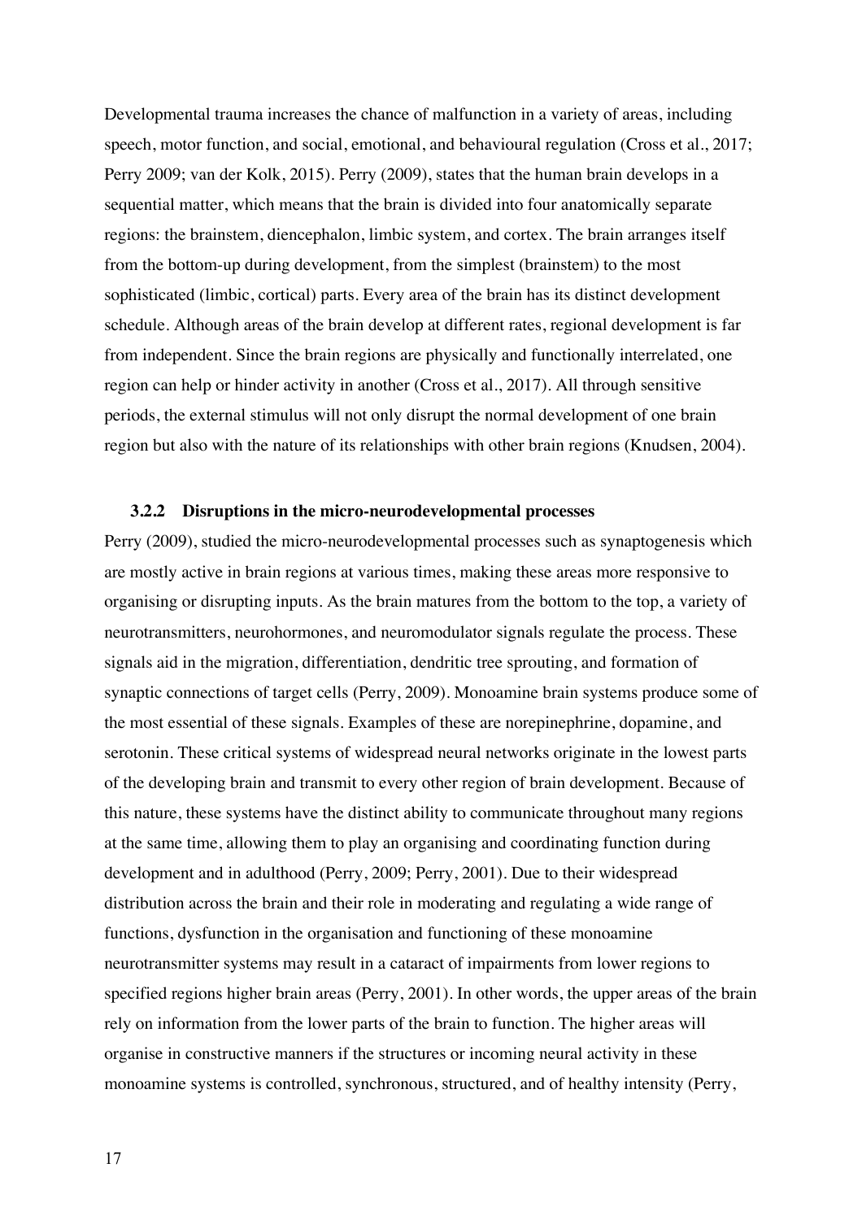Developmental trauma increases the chance of malfunction in a variety of areas, including speech, motor function, and social, emotional, and behavioural regulation (Cross et al., 2017; Perry 2009; van der Kolk, 2015). Perry (2009), states that the human brain develops in a sequential matter, which means that the brain is divided into four anatomically separate regions: the brainstem, diencephalon, limbic system, and cortex. The brain arranges itself from the bottom-up during development, from the simplest (brainstem) to the most sophisticated (limbic, cortical) parts. Every area of the brain has its distinct development schedule. Although areas of the brain develop at different rates, regional development is far from independent. Since the brain regions are physically and functionally interrelated, one region can help or hinder activity in another (Cross et al., 2017). All through sensitive periods, the external stimulus will not only disrupt the normal development of one brain region but also with the nature of its relationships with other brain regions (Knudsen, 2004).

### 3.2.2 Disruptions in the micro-neurodevelopmental processes

Perry (2009), studied the micro-neurodevelopmental processes such as synaptogenesis which are mostly active in brain regions at various times, making these areas more responsive to organising or disrupting inputs. As the brain matures from the bottom to the top, a variety of neurotransmitters, neurohormones, and neuromodulator signals regulate the process. These signals aid in the migration, differentiation, dendritic tree sprouting, and formation of synaptic connections of target cells (Perry, 2009). Monoamine brain systems produce some of the most essential of these signals. Examples of these are norepinephrine, dopamine, and serotonin. These critical systems of widespread neural networks originate in the lowest parts of the developing brain and transmit to every other region of brain development. Because of this nature, these systems have the distinct ability to communicate throughout many regions at the same time, allowing them to play an organising and coordinating function during development and in adulthood (Perry, 2009; Perry, 2001). Due to their widespread distribution across the brain and their role in moderating and regulating a wide range of functions, dysfunction in the organisation and functioning of these monoamine neurotransmitter systems may result in a cataract of impairments from lower regions to specified regions higher brain areas (Perry, 2001). In other words, the upper areas of the brain rely on information from the lower parts of the brain to function. The higher areas will organise in constructive manners if the structures or incoming neural activity in these monoamine systems is controlled, synchronous, structured, and of healthy intensity (Perry,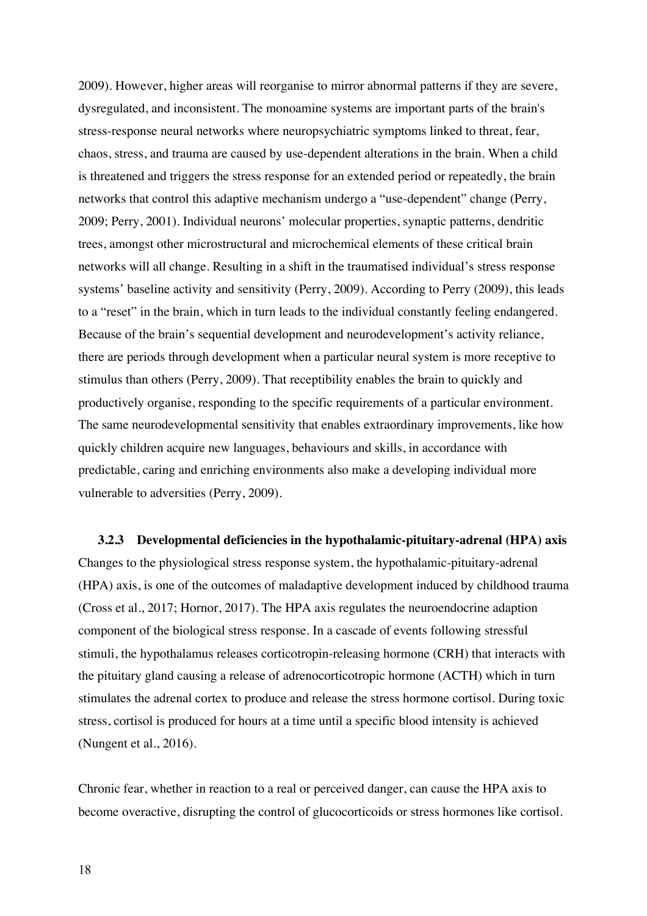2009). However, higher areas will reorganise to mirror abnormal patterns if they are severe, dysregulated, and inconsistent. The monoamine systems are important parts of the brain's stress-response neural networks where neuropsychiatric symptoms linked to threat, fear, chaos, stress, and trauma are caused by use-dependent alterations in the brain. When a child is threatened and triggers the stress response for an extended period or repeatedly, the brain networks that control this adaptive mechanism undergo a "use-dependent" change (Perry, 2009; Perry, 2001). Individual neurons' molecular properties, synaptic patterns, dendritic trees, amongst other microstructural and microchemical elements of these critical brain networks will all change. Resulting in a shift in the traumatised individual's stress response systems' baseline activity and sensitivity (Perry, 2009). According to Perry (2009), this leads to a "reset" in the brain, which in turn leads to the individual constantly feeling endangered. Because of the brain's sequential development and neurodevelopment's activity reliance, there are periods through development when a particular neural system is more receptive to stimulus than others (Perry, 2009). That receptibility enables the brain to quickly and productively organise, responding to the specific requirements of a particular environment. The same neurodevelopmental sensitivity that enables extraordinary improvements, like how quickly children acquire new languages, behaviours and skills, in accordance with predictable, caring and enriching environments also make a developing individual more vulnerable to adversities (Perry, 2009).

### 3.2.3 Developmental deficiencies in the hypothalamic-pituitary-adrenal (HPA) axis

Changes to the physiological stress response system, the hypothalamic-pituitary-adrenal (HPA) axis, is one of the outcomes of maladaptive development induced by childhood trauma (Cross et al., 2017; Hornor, 2017). The HPA axis regulates the neuroendocrine adaption component of the biological stress response. In a cascade of events following stressful stimuli, the hypothalamus releases corticotropin-releasing hormone (CRH) that interacts with the pituitary gland causing a release of adrenocorticotropic hormone (ACTH) which in turn stimulates the adrenal cortex to produce and release the stress hormone cortisol. During toxic stress, cortisol is produced for hours at a time until a specific blood intensity is achieved (Nungent et al., 2016).

Chronic fear, whether in reaction to a real or perceived danger, can cause the HPA axis to become overactive, disrupting the control of glucocorticoids or stress hormones like cortisol.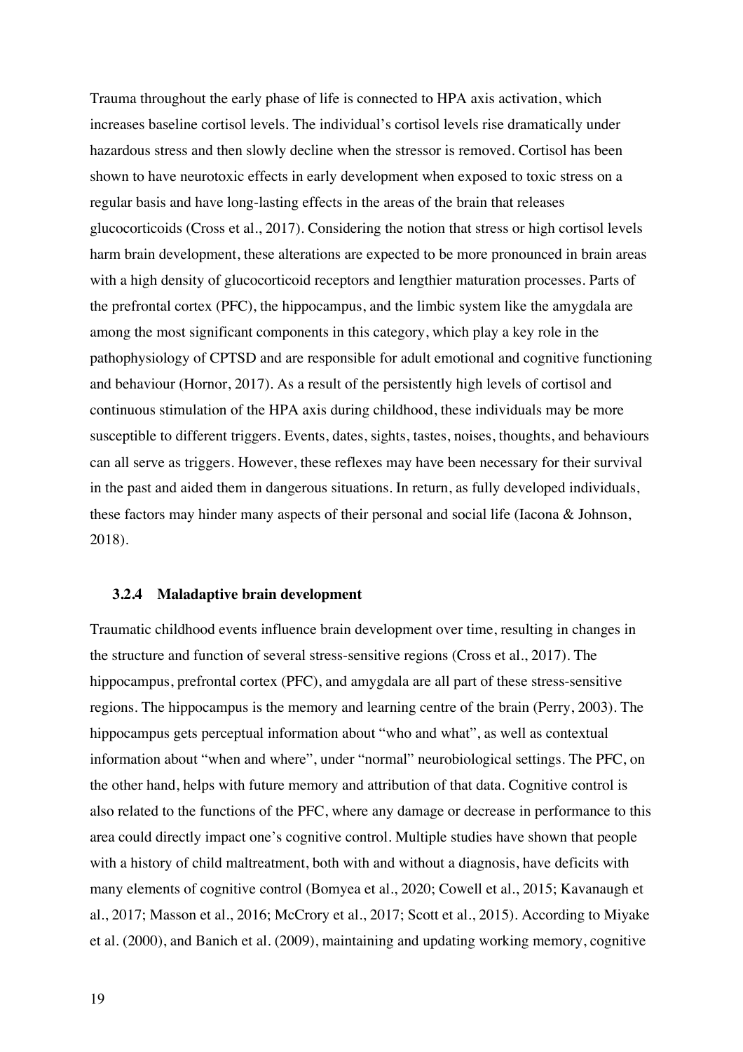Trauma throughout the early phase of life is connected to HPA axis activation, which increases baseline cortisol levels. The individual's cortisol levels rise dramatically under hazardous stress and then slowly decline when the stressor is removed. Cortisol has been shown to have neurotoxic effects in early development when exposed to toxic stress on a regular basis and have long-lasting effects in the areas of the brain that releases glucocorticoids (Cross et al., 2017). Considering the notion that stress or high cortisol levels harm brain development, these alterations are expected to be more pronounced in brain areas with a high density of glucocorticoid receptors and lengthier maturation processes. Parts of the prefrontal cortex (PFC), the hippocampus, and the limbic system like the amygdala are among the most significant components in this category, which play a key role in the pathophysiology of CPTSD and are responsible for adult emotional and cognitive functioning and behaviour (Hornor, 2017). As a result of the persistently high levels of cortisol and continuous stimulation of the HPA axis during childhood, these individuals may be more susceptible to different triggers. Events, dates, sights, tastes, noises, thoughts, and behaviours can all serve as triggers. However, these reflexes may have been necessary for their survival in the past and aided them in dangerous situations. In return, as fully developed individuals, these factors may hinder many aspects of their personal and social life (Iacona & Johnson, 2018).

### 3.2.4 Maladaptive brain development

Traumatic childhood events influence brain development over time, resulting in changes in the structure and function of several stress-sensitive regions (Cross et al., 2017). The hippocampus, prefrontal cortex (PFC), and amygdala are all part of these stress-sensitive regions. The hippocampus is the memory and learning centre of the brain (Perry, 2003). The hippocampus gets perceptual information about "who and what", as well as contextual information about "when and where", under "normal" neurobiological settings. The PFC, on the other hand, helps with future memory and attribution of that data. Cognitive control is also related to the functions of the PFC, where any damage or decrease in performance to this area could directly impact one's cognitive control. Multiple studies have shown that people with a history of child maltreatment, both with and without a diagnosis, have deficits with many elements of cognitive control (Bomyea et al., 2020; Cowell et al., 2015; Kavanaugh et al., 2017; Masson et al., 2016; McCrory et al., 2017; Scott et al., 2015). According to Miyake et al. (2000), and Banich et al. (2009), maintaining and updating working memory, cognitive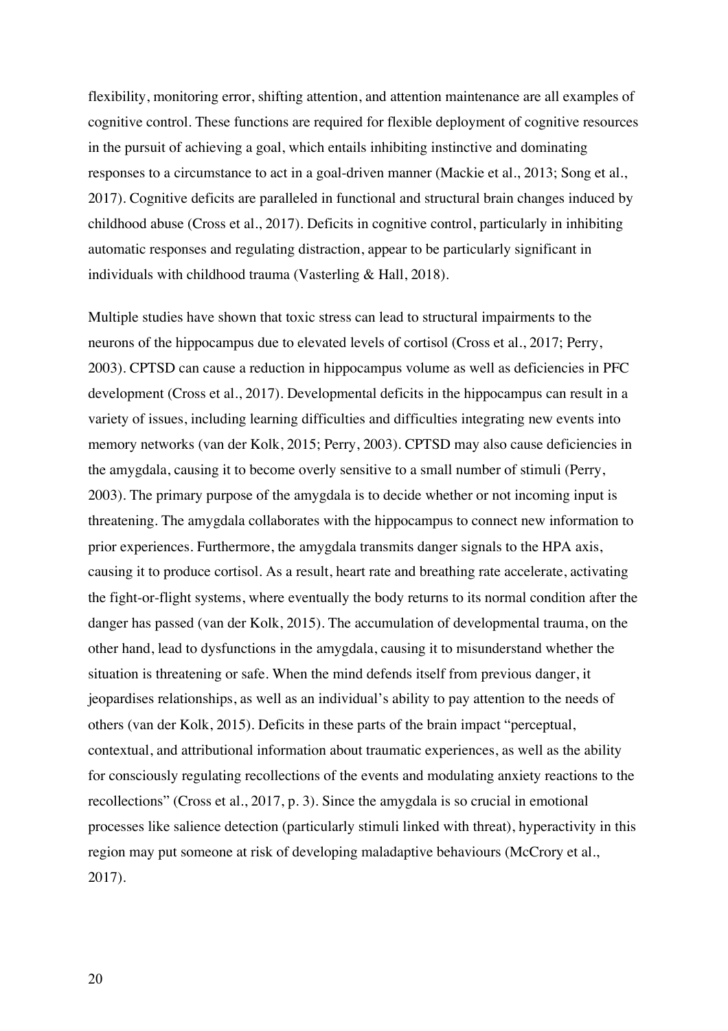flexibility, monitoring error, shifting attention, and attention maintenance are all examples of cognitive control. These functions are required for flexible deployment of cognitive resources in the pursuit of achieving a goal, which entails inhibiting instinctive and dominating responses to a circumstance to act in a goal-driven manner (Mackie et al., 2013; Song et al., 2017). Cognitive deficits are paralleled in functional and structural brain changes induced by childhood abuse (Cross et al., 2017). Deficits in cognitive control, particularly in inhibiting automatic responses and regulating distraction, appear to be particularly significant in individuals with childhood trauma (Vasterling & Hall, 2018).

Multiple studies have shown that toxic stress can lead to structural impairments to the neurons of the hippocampus due to elevated levels of cortisol (Cross et al., 2017; Perry, 2003). CPTSD can cause a reduction in hippocampus volume as well as deficiencies in PFC development (Cross et al., 2017). Developmental deficits in the hippocampus can result in a variety of issues, including learning difficulties and difficulties integrating new events into memory networks (van der Kolk, 2015; Perry, 2003). CPTSD may also cause deficiencies in the amygdala, causing it to become overly sensitive to a small number of stimuli (Perry, 2003). The primary purpose of the amygdala is to decide whether or not incoming input is threatening. The amygdala collaborates with the hippocampus to connect new information to prior experiences. Furthermore, the amygdala transmits danger signals to the HPA axis, causing it to produce cortisol. As a result, heart rate and breathing rate accelerate, activating the fight-or-flight systems, where eventually the body returns to its normal condition after the danger has passed (van der Kolk, 2015). The accumulation of developmental trauma, on the other hand, lead to dysfunctions in the amygdala, causing it to misunderstand whether the situation is threatening or safe. When the mind defends itself from previous danger, it jeopardises relationships, as well as an individual's ability to pay attention to the needs of others (van der Kolk, 2015). Deficits in these parts of the brain impact "perceptual, contextual, and attributional information about traumatic experiences, as well as the ability for consciously regulating recollections of the events and modulating anxiety reactions to the recollections" (Cross et al., 2017, p. 3). Since the amygdala is so crucial in emotional processes like salience detection (particularly stimuli linked with threat), hyperactivity in this region may put someone at risk of developing maladaptive behaviours (McCrory et al., 2017).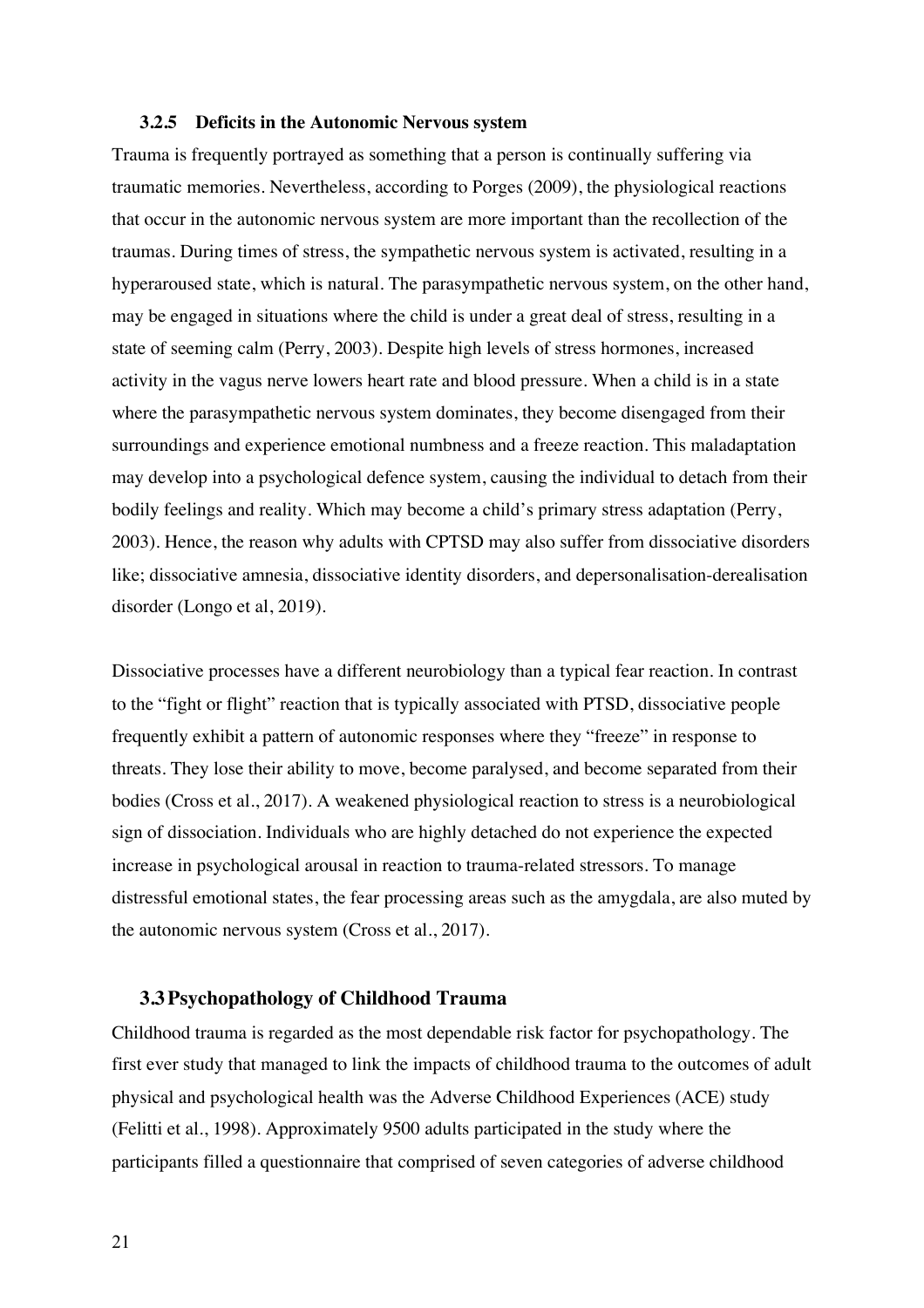### 3.2.5 Deficits in the Autonomic Nervous system

Trauma is frequently portrayed as something that a person is continually suffering via traumatic memories. Nevertheless, according to Porges (2009), the physiological reactions that occur in the autonomic nervous system are more important than the recollection of the traumas. During times of stress, the sympathetic nervous system is activated, resulting in a hyperaroused state, which is natural. The parasympathetic nervous system, on the other hand, may be engaged in situations where the child is under a great deal of stress, resulting in a state of seeming calm (Perry, 2003). Despite high levels of stress hormones, increased activity in the vagus nerve lowers heart rate and blood pressure. When a child is in a state where the parasympathetic nervous system dominates, they become disengaged from their surroundings and experience emotional numbness and a freeze reaction. This maladaptation may develop into a psychological defence system, causing the individual to detach from their bodily feelings and reality. Which may become a child's primary stress adaptation (Perry, 2003). Hence, the reason why adults with CPTSD may also suffer from dissociative disorders like; dissociative amnesia, dissociative identity disorders, and depersonalisation-derealisation disorder (Longo et al, 2019).

Dissociative processes have a different neurobiology than a typical fear reaction. In contrast to the "fight or flight" reaction that is typically associated with PTSD, dissociative people frequently exhibit a pattern of autonomic responses where they "freeze" in response to threats. They lose their ability to move, become paralysed, and become separated from their bodies (Cross et al., 2017). A weakened physiological reaction to stress is a neurobiological sign of dissociation. Individuals who are highly detached do not experience the expected increase in psychological arousal in reaction to trauma-related stressors. To manage distressful emotional states, the fear processing areas such as the amygdala, are also muted by the autonomic nervous system (Cross et al., 2017).

## 3.3 Psychopathology of Childhood Trauma

Childhood trauma is regarded as the most dependable risk factor for psychopathology. The first ever study that managed to link the impacts of childhood trauma to the outcomes of adult physical and psychological health was the Adverse Childhood Experiences (ACE) study (Felitti et al., 1998). Approximately 9500 adults participated in the study where the participants filled a questionnaire that comprised of seven categories of adverse childhood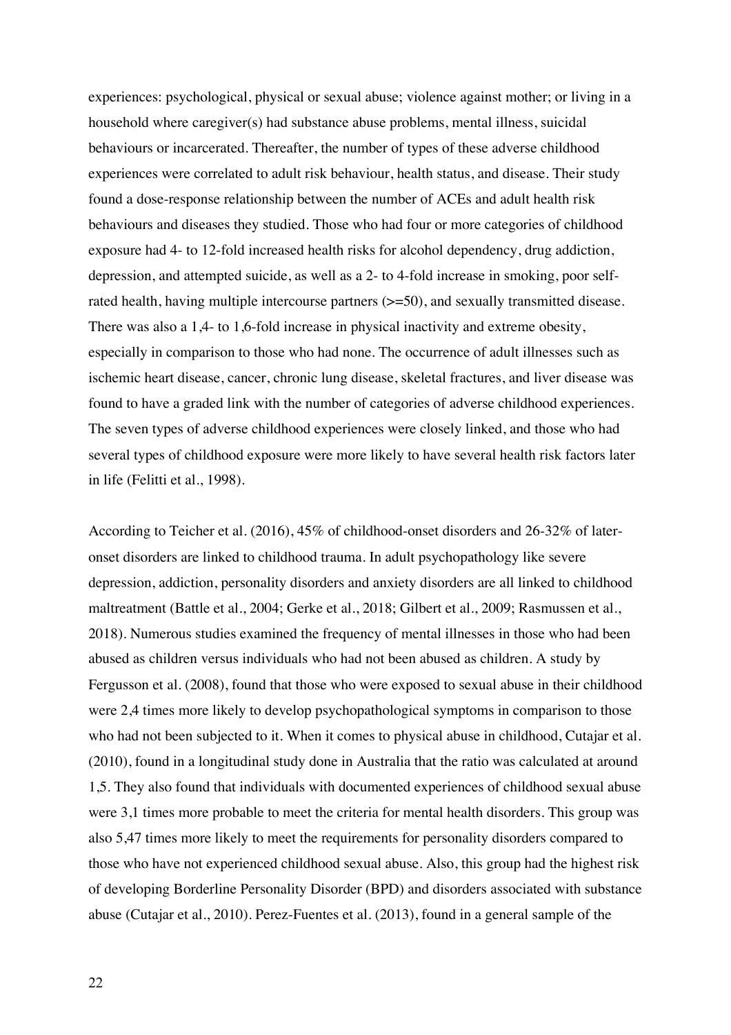experiences: psychological, physical or sexual abuse; violence against mother; or living in a household where caregiver(s) had substance abuse problems, mental illness, suicidal behaviours or incarcerated. Thereafter, the number of types of these adverse childhood experiences were correlated to adult risk behaviour, health status, and disease. Their study found a dose-response relationship between the number of ACEs and adult health risk behaviours and diseases they studied. Those who had four or more categories of childhood exposure had 4- to 12-fold increased health risks for alcohol dependency, drug addiction, depression, and attempted suicide, as well as a 2- to 4-fold increase in smoking, poor self-rated health, having multiple intercourse partners (>=50), and sexually transmitted disease. There was also a 1,4- to 1,6-fold increase in physical inactivity and extreme obesity, especially in comparison to those who had none. The occurrence of adult illnesses such as ischemic heart disease, cancer, chronic lung disease, skeletal fractures, and liver disease was found to have a graded link with the number of categories of adverse childhood experiences. The seven types of adverse childhood experiences were closely linked, and those who had several types of childhood exposure were more likely to have several health risk factors later in life (Felitti et al., 1998).

According to Teicher et al. (2016), 45% of childhood-onset disorders and 26-32% of later-onset disorders are linked to childhood trauma. In adult psychopathology like severe depression, addiction, personality disorders and anxiety disorders are all linked to childhood maltreatment (Battle et al., 2004; Gerke et al., 2018; Gilbert et al., 2009; Rasmussen et al., 2018). Numerous studies examined the frequency of mental illnesses in those who had been abused as children versus individuals who had not been abused as children. A study by Fergusson et al. (2008), found that those who were exposed to sexual abuse in their childhood were 2,4 times more likely to develop psychopathological symptoms in comparison to those who had not been subjected to it. When it comes to physical abuse in childhood, Cutajar et al. (2010), found in a longitudinal study done in Australia that the ratio was calculated at around 1,5. They also found that individuals with documented experiences of childhood sexual abuse were 3,1 times more probable to meet the criteria for mental health disorders. This group was also 5,47 times more likely to meet the requirements for personality disorders compared to those who have not experienced childhood sexual abuse. Also, this group had the highest risk of developing Borderline Personality Disorder (BPD) and disorders associated with substance abuse (Cutajar et al., 2010). Perez-Fuentes et al. (2013), found in a general sample of the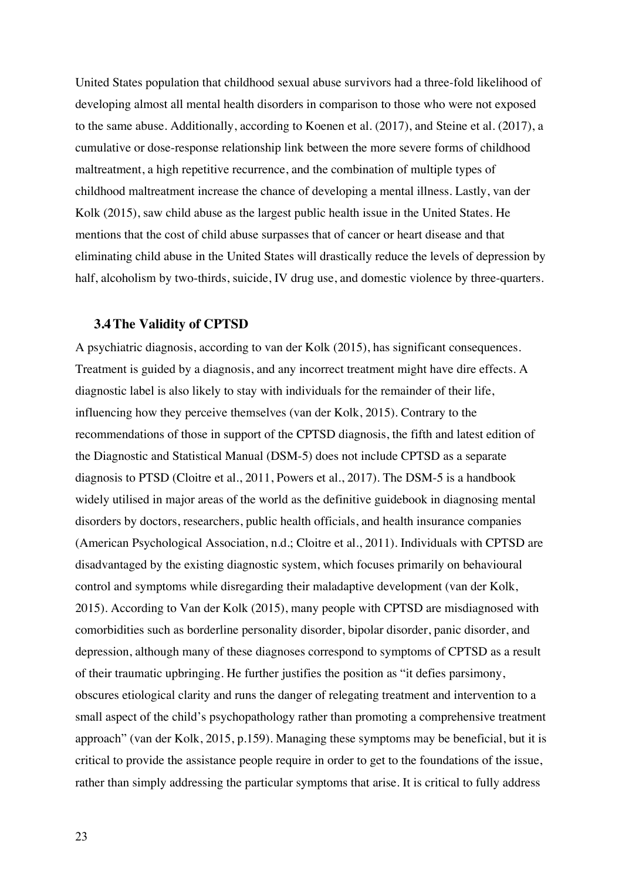United States population that childhood sexual abuse survivors had a three-fold likelihood of developing almost all mental health disorders in comparison to those who were not exposed to the same abuse. Additionally, according to Koenen et al. (2017), and Steine et al. (2017), a cumulative or dose-response relationship link between the more severe forms of childhood maltreatment, a high repetitive recurrence, and the combination of multiple types of childhood maltreatment increase the chance of developing a mental illness. Lastly, van der Kolk (2015), saw child abuse as the largest public health issue in the United States. He mentions that the cost of child abuse surpasses that of cancer or heart disease and that eliminating child abuse in the United States will drastically reduce the levels of depression by half, alcoholism by two-thirds, suicide, IV drug use, and domestic violence by three-quarters.

### 3.4 The Validity of CPTSD

A psychiatric diagnosis, according to van der Kolk (2015), has significant consequences. Treatment is guided by a diagnosis, and any incorrect treatment might have dire effects. A diagnostic label is also likely to stay with individuals for the remainder of their life, influencing how they perceive themselves (van der Kolk, 2015). Contrary to the recommendations of those in support of the CPTSD diagnosis, the fifth and latest edition of the Diagnostic and Statistical Manual (DSM-5) does not include CPTSD as a separate diagnosis to PTSD (Cloitre et al., 2011, Powers et al., 2017). The DSM-5 is a handbook widely utilised in major areas of the world as the definitive guidebook in diagnosing mental disorders by doctors, researchers, public health officials, and health insurance companies (American Psychological Association, n.d.; Cloitre et al., 2011). Individuals with CPTSD are disadvantaged by the existing diagnostic system, which focuses primarily on behavioural control and symptoms while disregarding their maladaptive development (van der Kolk, 2015). According to Van der Kolk (2015), many people with CPTSD are misdiagnosed with comorbidities such as borderline personality disorder, bipolar disorder, panic disorder, and depression, although many of these diagnoses correspond to symptoms of CPTSD as a result of their traumatic upbringing. He further justifies the position as "it defies parsimony, obscures etiological clarity and runs the danger of relegating treatment and intervention to a small aspect of the child's psychopathology rather than promoting a comprehensive treatment approach" (van der Kolk, 2015, p.159). Managing these symptoms may be beneficial, but it is critical to provide the assistance people require in order to get to the foundations of the issue, rather than simply addressing the particular symptoms that arise. It is critical to fully address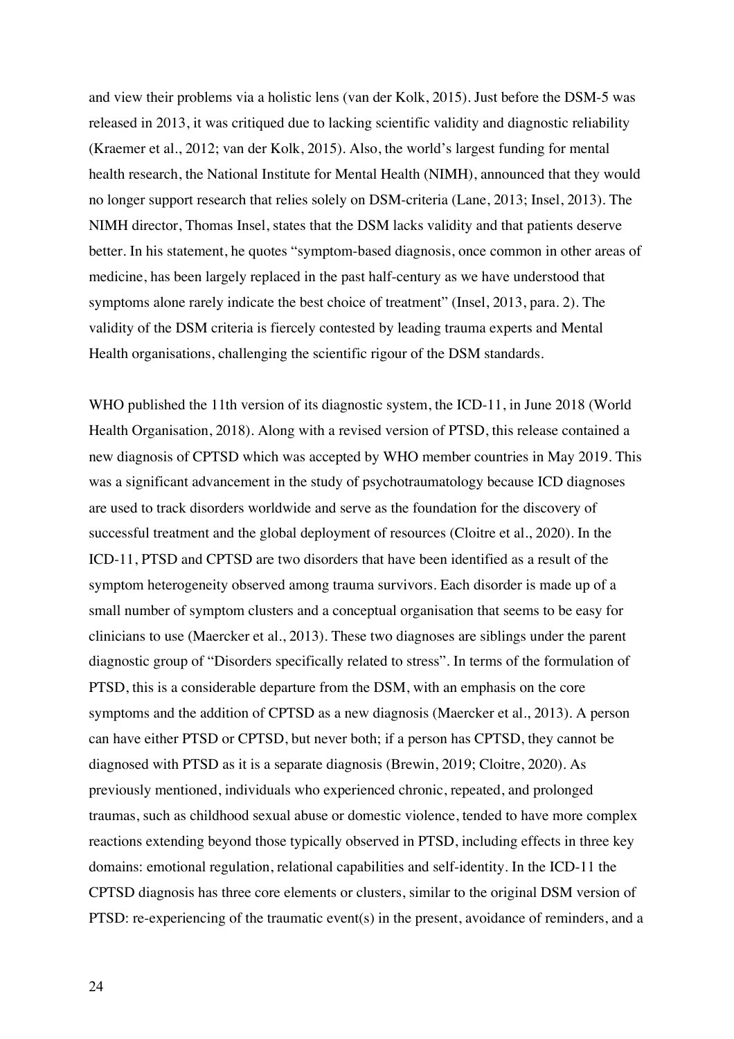and view their problems via a holistic lens (van der Kolk, 2015). Just before the DSM-5 was released in 2013, it was critiqued due to lacking scientific validity and diagnostic reliability (Kraemer et al., 2012; van der Kolk, 2015). Also, the world's largest funding for mental health research, the National Institute for Mental Health (NIMH), announced that they would no longer support research that relies solely on DSM-criteria (Lane, 2013; Insel, 2013). The NIMH director, Thomas Insel, states that the DSM lacks validity and that patients deserve better. In his statement, he quotes "symptom-based diagnosis, once common in other areas of medicine, has been largely replaced in the past half-century as we have understood that symptoms alone rarely indicate the best choice of treatment" (Insel, 2013, para. 2). The validity of the DSM criteria is fiercely contested by leading trauma experts and Mental Health organisations, challenging the scientific rigour of the DSM standards.

WHO published the 11th version of its diagnostic system, the ICD-11, in June 2018 (World Health Organisation, 2018). Along with a revised version of PTSD, this release contained a new diagnosis of CPTSD which was accepted by WHO member countries in May 2019. This was a significant advancement in the study of psychotraumatology because ICD diagnoses are used to track disorders worldwide and serve as the foundation for the discovery of successful treatment and the global deployment of resources (Cloitre et al., 2020). In the ICD-11, PTSD and CPTSD are two disorders that have been identified as a result of the symptom heterogeneity observed among trauma survivors. Each disorder is made up of a small number of symptom clusters and a conceptual organisation that seems to be easy for clinicians to use (Maercker et al., 2013). These two diagnoses are siblings under the parent diagnostic group of "Disorders specifically related to stress". In terms of the formulation of PTSD, this is a considerable departure from the DSM, with an emphasis on the core symptoms and the addition of CPTSD as a new diagnosis (Maercker et al., 2013). A person can have either PTSD or CPTSD, but never both; if a person has CPTSD, they cannot be diagnosed with PTSD as it is a separate diagnosis (Brewin, 2019; Cloitre, 2020). As previously mentioned, individuals who experienced chronic, repeated, and prolonged traumas, such as childhood sexual abuse or domestic violence, tended to have more complex reactions extending beyond those typically observed in PTSD, including effects in three key domains: emotional regulation, relational capabilities and self-identity. In the ICD-11 the CPTSD diagnosis has three core elements or clusters, similar to the original DSM version of PTSD: re-experiencing of the traumatic event(s) in the present, avoidance of reminders, and a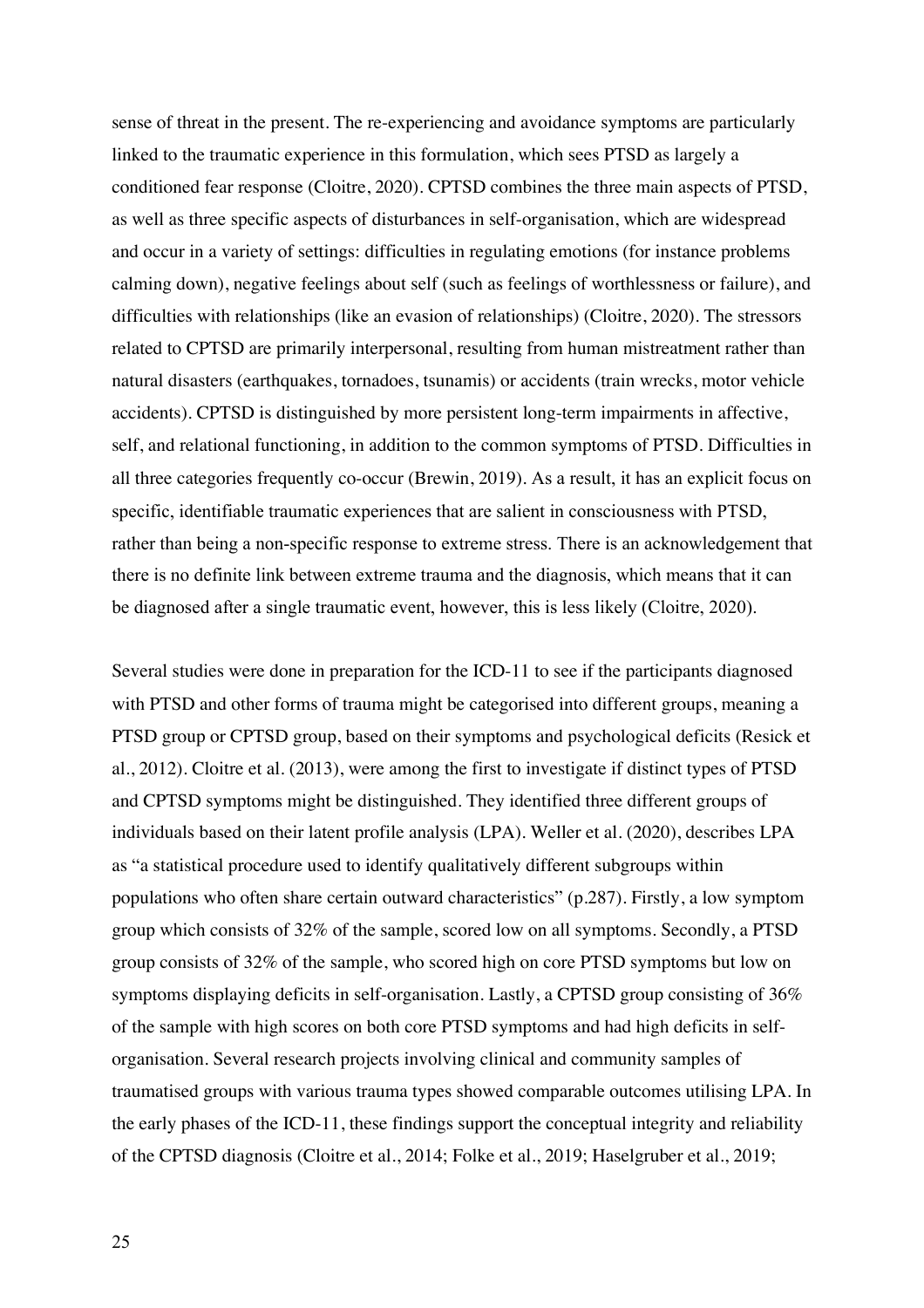sense of threat in the present. The re-experiencing and avoidance symptoms are particularly linked to the traumatic experience in this formulation, which sees PTSD as largely a conditioned fear response (Cloitre, 2020). CPTSD combines the three main aspects of PTSD, as well as three specific aspects of disturbances in self-organisation, which are widespread and occur in a variety of settings: difficulties in regulating emotions (for instance problems calming down), negative feelings about self (such as feelings of worthlessness or failure), and difficulties with relationships (like an evasion of relationships) (Cloitre, 2020). The stressors related to CPTSD are primarily interpersonal, resulting from human mistreatment rather than natural disasters (earthquakes, tornadoes, tsunamis) or accidents (train wrecks, motor vehicle accidents). CPTSD is distinguished by more persistent long-term impairments in affective, self, and relational functioning, in addition to the common symptoms of PTSD. Difficulties in all three categories frequently co-occur (Brewin, 2019). As a result, it has an explicit focus on specific, identifiable traumatic experiences that are salient in consciousness with PTSD, rather than being a non-specific response to extreme stress. There is an acknowledgement that there is no definite link between extreme trauma and the diagnosis, which means that it can be diagnosed after a single traumatic event, however, this is less likely (Cloitre, 2020).

Several studies were done in preparation for the ICD-11 to see if the participants diagnosed with PTSD and other forms of trauma might be categorised into different groups, meaning a PTSD group or CPTSD group, based on their symptoms and psychological deficits (Resick et al., 2012). Cloitre et al. (2013), were among the first to investigate if distinct types of PTSD and CPTSD symptoms might be distinguished. They identified three different groups of individuals based on their latent profile analysis (LPA). Weller et al. (2020), describes LPA as "a statistical procedure used to identify qualitatively different subgroups within populations who often share certain outward characteristics" (p.287). Firstly, a low symptom group which consists of 32% of the sample, scored low on all symptoms. Secondly, a PTSD group consists of 32% of the sample, who scored high on core PTSD symptoms but low on symptoms displaying deficits in self-organisation. Lastly, a CPTSD group consisting of 36% of the sample with high scores on both core PTSD symptoms and had high deficits in self-organisation. Several research projects involving clinical and community samples of traumatised groups with various trauma types showed comparable outcomes utilising LPA. In the early phases of the ICD-11, these findings support the conceptual integrity and reliability of the CPTSD diagnosis (Cloitre et al., 2014; Folke et al., 2019; Haselgruber et al., 2019;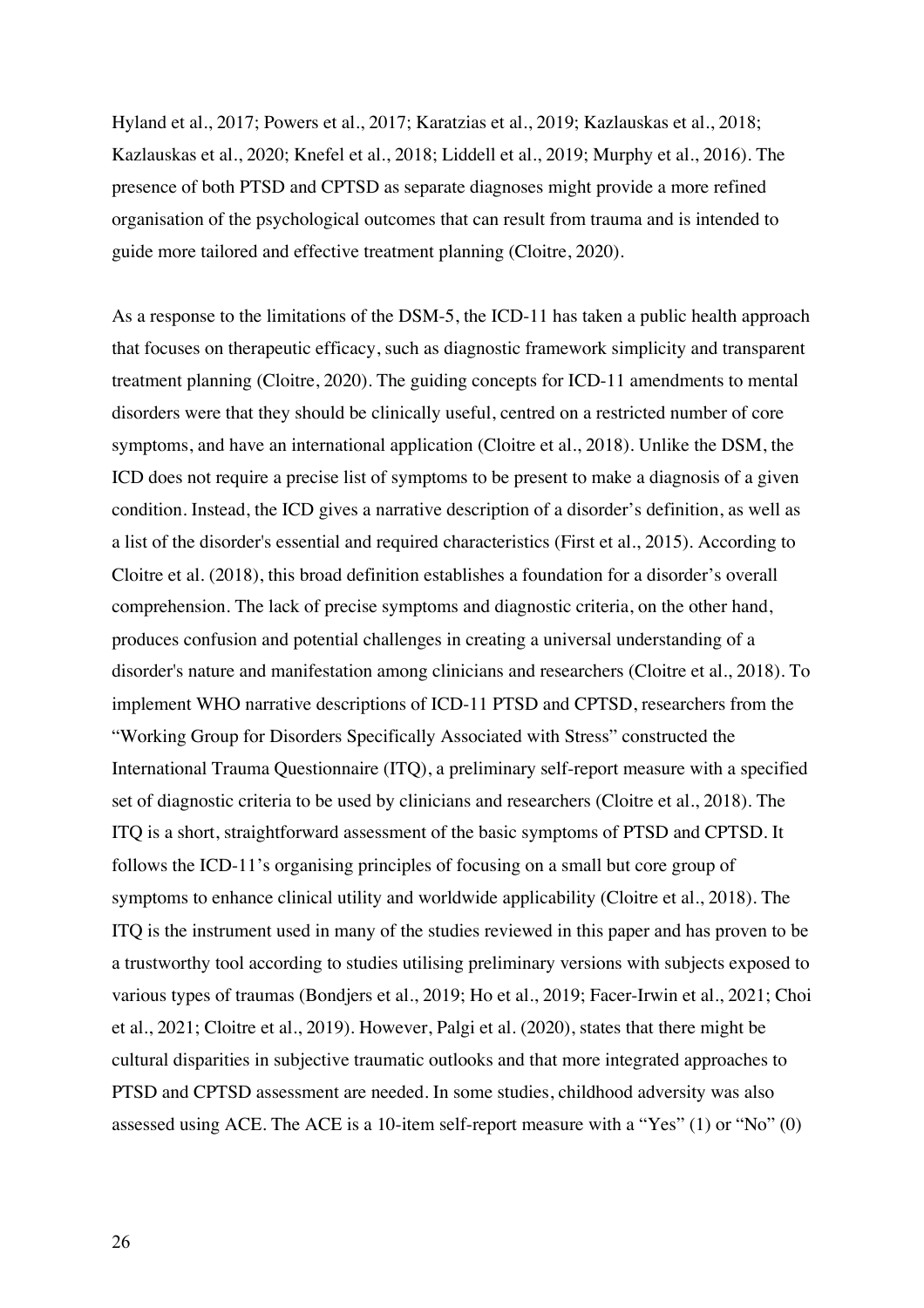Hyland et al., 2017; Powers et al., 2017; Karatzias et al., 2019; Kazlauskas et al., 2018; Kazlauskas et al., 2020; Knefel et al., 2018; Liddell et al., 2019; Murphy et al., 2016). The presence of both PTSD and CPTSD as separate diagnoses might provide a more refined organisation of the psychological outcomes that can result from trauma and is intended to guide more tailored and effective treatment planning (Cloitre, 2020).

As a response to the limitations of the DSM-5, the ICD-11 has taken a public health approach that focuses on therapeutic efficacy, such as diagnostic framework simplicity and transparent treatment planning (Cloitre, 2020). The guiding concepts for ICD-11 amendments to mental disorders were that they should be clinically useful, centred on a restricted number of core symptoms, and have an international application (Cloitre et al., 2018). Unlike the DSM, the ICD does not require a precise list of symptoms to be present to make a diagnosis of a given condition. Instead, the ICD gives a narrative description of a disorder's definition, as well as a list of the disorder's essential and required characteristics (First et al., 2015). According to Cloitre et al. (2018), this broad definition establishes a foundation for a disorder's overall comprehension. The lack of precise symptoms and diagnostic criteria, on the other hand, produces confusion and potential challenges in creating a universal understanding of a disorder's nature and manifestation among clinicians and researchers (Cloitre et al., 2018). To implement WHO narrative descriptions of ICD-11 PTSD and CPTSD, researchers from the "Working Group for Disorders Specifically Associated with Stress" constructed the International Trauma Questionnaire (ITQ), a preliminary self-report measure with a specified set of diagnostic criteria to be used by clinicians and researchers (Cloitre et al., 2018). The ITQ is a short, straightforward assessment of the basic symptoms of PTSD and CPTSD. It follows the ICD-11's organising principles of focusing on a small but core group of symptoms to enhance clinical utility and worldwide applicability (Cloitre et al., 2018). The ITQ is the instrument used in many of the studies reviewed in this paper and has proven to be a trustworthy tool according to studies utilising preliminary versions with subjects exposed to various types of traumas (Bondjers et al., 2019; Ho et al., 2019; Facer-Irwin et al., 2021; Choi et al., 2021; Cloitre et al., 2019). However, Palgi et al. (2020), states that there might be cultural disparities in subjective traumatic outlooks and that more integrated approaches to PTSD and CPTSD assessment are needed. In some studies, childhood adversity was also assessed using ACE. The ACE is a 10-item self-report measure with a "Yes" (1) or "No" (0)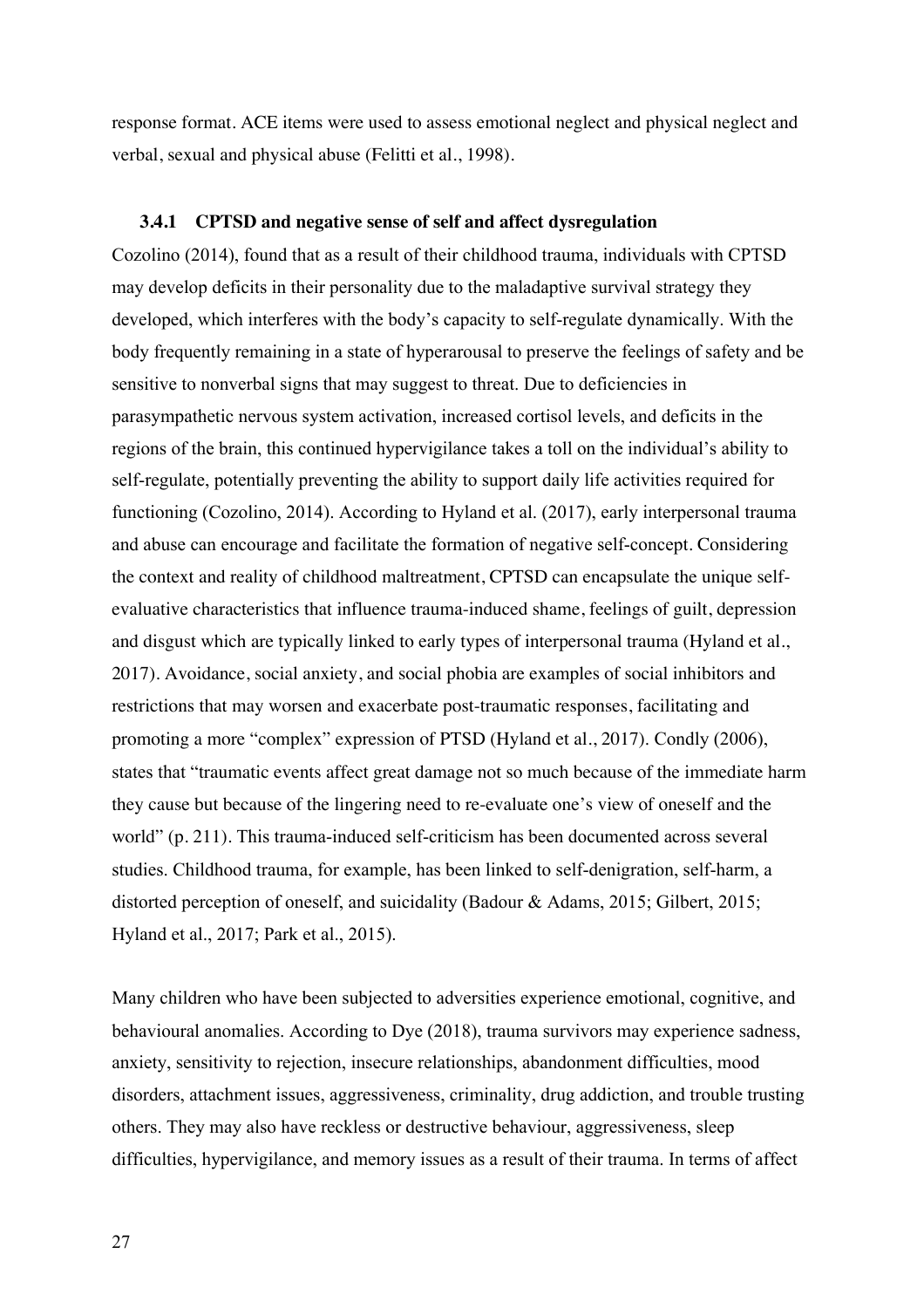response format. ACE items were used to assess emotional neglect and physical neglect and verbal, sexual and physical abuse (Felitti et al., 1998).

### 3.4.1 CPTSD and negative sense of self and affect dysregulation

Cozolino (2014), found that as a result of their childhood trauma, individuals with CPTSD may develop deficits in their personality due to the maladaptive survival strategy they developed, which interferes with the body's capacity to self-regulate dynamically. With the body frequently remaining in a state of hyperarousal to preserve the feelings of safety and be sensitive to nonverbal signs that may suggest to threat. Due to deficiencies in parasympathetic nervous system activation, increased cortisol levels, and deficits in the regions of the brain, this continued hypervigilance takes a toll on the individual's ability to self-regulate, potentially preventing the ability to support daily life activities required for functioning (Cozolino, 2014). According to Hyland et al. (2017), early interpersonal trauma and abuse can encourage and facilitate the formation of negative self-concept. Considering the context and reality of childhood maltreatment, CPTSD can encapsulate the unique self-evaluative characteristics that influence trauma-induced shame, feelings of guilt, depression and disgust which are typically linked to early types of interpersonal trauma (Hyland et al., 2017). Avoidance, social anxiety, and social phobia are examples of social inhibitors and restrictions that may worsen and exacerbate post-traumatic responses, facilitating and promoting a more "complex" expression of PTSD (Hyland et al., 2017). Condly (2006), states that "traumatic events affect great damage not so much because of the immediate harm they cause but because of the lingering need to re-evaluate one's view of oneself and the world" (p. 211). This trauma-induced self-criticism has been documented across several studies. Childhood trauma, for example, has been linked to self-denigration, self-harm, a distorted perception of oneself, and suicidality (Badour & Adams, 2015; Gilbert, 2015; Hyland et al., 2017; Park et al., 2015).

Many children who have been subjected to adversities experience emotional, cognitive, and behavioural anomalies. According to Dye (2018), trauma survivors may experience sadness, anxiety, sensitivity to rejection, insecure relationships, abandonment difficulties, mood disorders, attachment issues, aggressiveness, criminality, drug addiction, and trouble trusting others. They may also have reckless or destructive behaviour, aggressiveness, sleep difficulties, hypervigilance, and memory issues as a result of their trauma. In terms of affect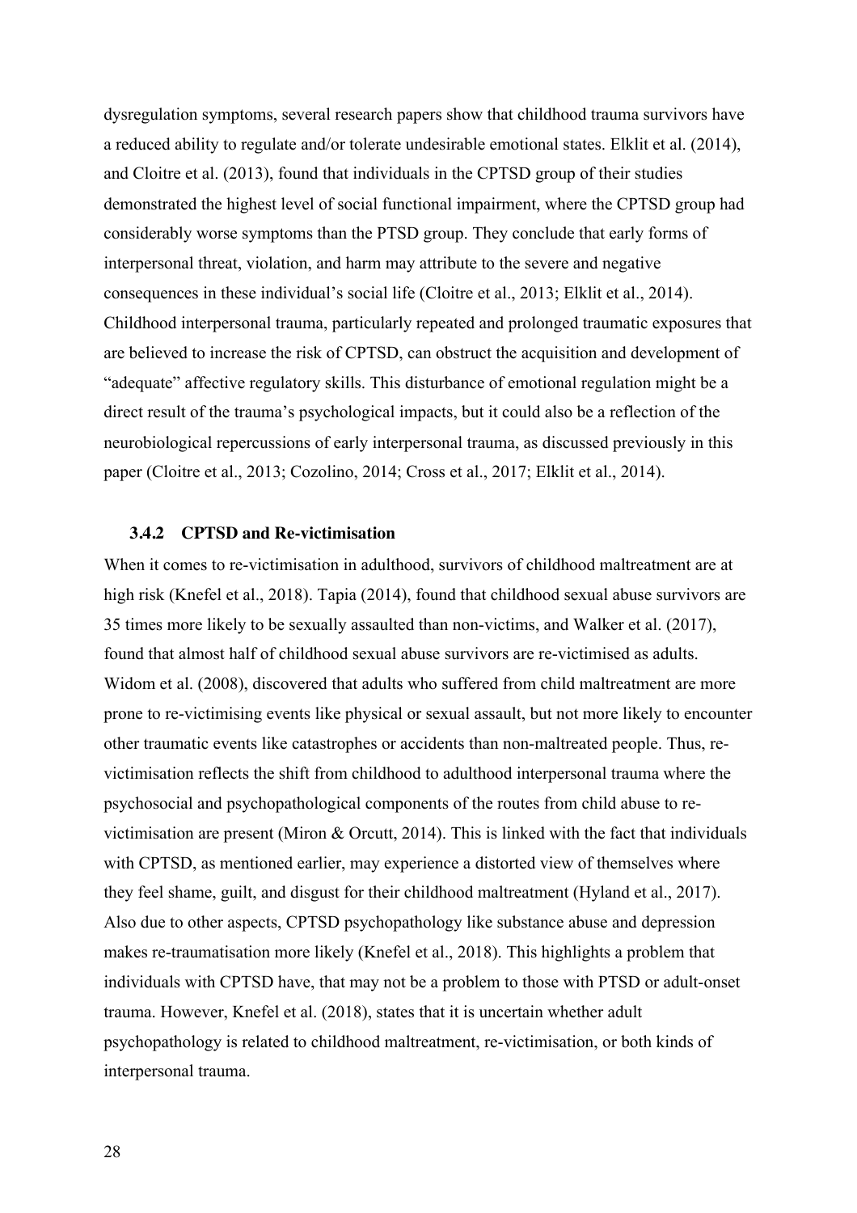dysregulation symptoms, several research papers show that childhood trauma survivors have a reduced ability to regulate and/or tolerate undesirable emotional states. Elklit et al. (2014), and Cloitre et al. (2013), found that individuals in the CPTSD group of their studies demonstrated the highest level of social functional impairment, where the CPTSD group had considerably worse symptoms than the PTSD group. They conclude that early forms of interpersonal threat, violation, and harm may attribute to the severe and negative consequences in these individual's social life (Cloitre et al., 2013; Elklit et al., 2014). Childhood interpersonal trauma, particularly repeated and prolonged traumatic exposures that are believed to increase the risk of CPTSD, can obstruct the acquisition and development of "adequate" affective regulatory skills. This disturbance of emotional regulation might be a direct result of the trauma's psychological impacts, but it could also be a reflection of the neurobiological repercussions of early interpersonal trauma, as discussed previously in this paper (Cloitre et al., 2013; Cozolino, 2014; Cross et al., 2017; Elklit et al., 2014).

### 3.4.2 CPTSD and Re-victimisation

When it comes to re-victimisation in adulthood, survivors of childhood maltreatment are at high risk (Knefel et al., 2018). Tapia (2014), found that childhood sexual abuse survivors are 35 times more likely to be sexually assaulted than non-victims, and Walker et al. (2017), found that almost half of childhood sexual abuse survivors are re-victimised as adults. Widom et al. (2008), discovered that adults who suffered from child maltreatment are more prone to re-victimising events like physical or sexual assault, but not more likely to encounter other traumatic events like catastrophes or accidents than non-maltreated people. Thus, re-victimisation reflects the shift from childhood to adulthood interpersonal trauma where the psychosocial and psychopathological components of the routes from child abuse to re-victimisation are present (Miron & Orcutt, 2014). This is linked with the fact that individuals with CPTSD, as mentioned earlier, may experience a distorted view of themselves where they feel shame, guilt, and disgust for their childhood maltreatment (Hyland et al., 2017). Also due to other aspects, CPTSD psychopathology like substance abuse and depression makes re-traumatisation more likely (Knefel et al., 2018). This highlights a problem that individuals with CPTSD have, that may not be a problem to those with PTSD or adult-onset trauma. However, Knefel et al. (2018), states that it is uncertain whether adult psychopathology is related to childhood maltreatment, re-victimisation, or both kinds of interpersonal trauma.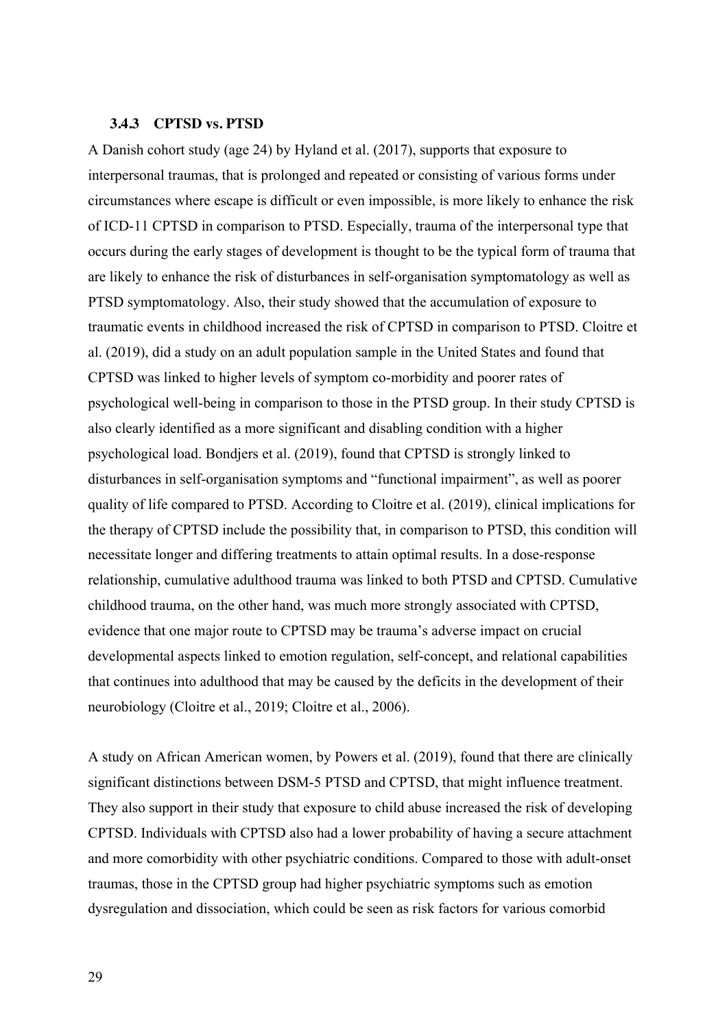### 3.4.3 CPTSD vs. PTSD

A Danish cohort study (age 24) by Hyland et al. (2017), supports that exposure to interpersonal traumas, that is prolonged and repeated or consisting of various forms under circumstances where escape is difficult or even impossible, is more likely to enhance the risk of ICD-11 CPTSD in comparison to PTSD. Especially, trauma of the interpersonal type that occurs during the early stages of development is thought to be the typical form of trauma that are likely to enhance the risk of disturbances in self-organisation symptomatology as well as PTSD symptomatology. Also, their study showed that the accumulation of exposure to traumatic events in childhood increased the risk of CPTSD in comparison to PTSD. Cloitre et al. (2019), did a study on an adult population sample in the United States and found that CPTSD was linked to higher levels of symptom co-morbidity and poorer rates of psychological well-being in comparison to those in the PTSD group. In their study CPTSD is also clearly identified as a more significant and disabling condition with a higher psychological load. Bondjers et al. (2019), found that CPTSD is strongly linked to disturbances in self-organisation symptoms and "functional impairment", as well as poorer quality of life compared to PTSD. According to Cloitre et al. (2019), clinical implications for the therapy of CPTSD include the possibility that, in comparison to PTSD, this condition will necessitate longer and differing treatments to attain optimal results. In a dose-response relationship, cumulative adulthood trauma was linked to both PTSD and CPTSD. Cumulative childhood trauma, on the other hand, was much more strongly associated with CPTSD, evidence that one major route to CPTSD may be trauma's adverse impact on crucial developmental aspects linked to emotion regulation, self-concept, and relational capabilities that continues into adulthood that may be caused by the deficits in the development of their neurobiology (Cloitre et al., 2019; Cloitre et al., 2006).

A study on African American women, by Powers et al. (2019), found that there are clinically significant distinctions between DSM-5 PTSD and CPTSD, that might influence treatment. They also support in their study that exposure to child abuse increased the risk of developing CPTSD. Individuals with CPTSD also had a lower probability of having a secure attachment and more comorbidity with other psychiatric conditions. Compared to those with adult-onset traumas, those in the CPTSD group had higher psychiatric symptoms such as emotion dysregulation and dissociation, which could be seen as risk factors for various comorbid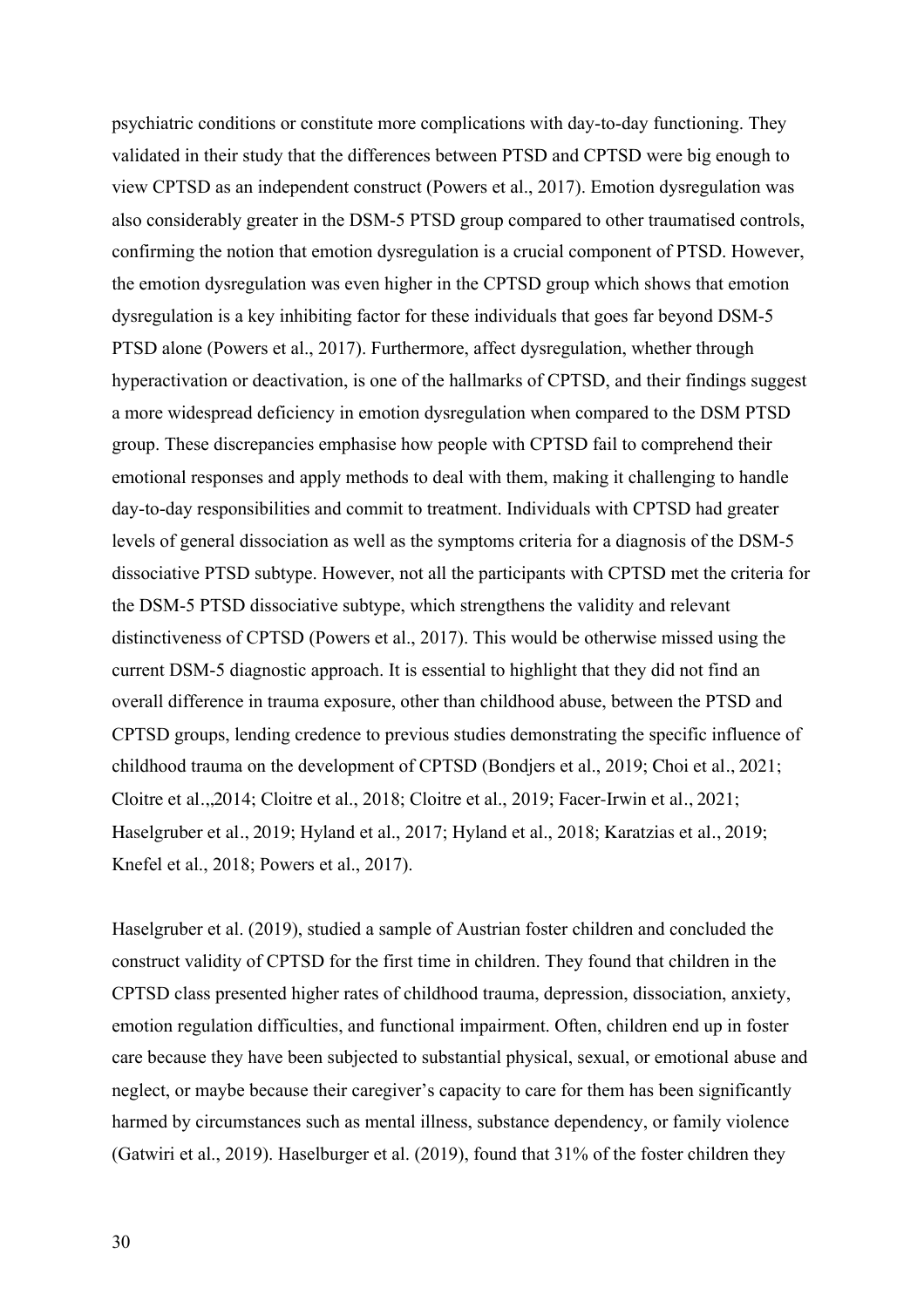psychiatric conditions or constitute more complications with day-to-day functioning. They validated in their study that the differences between PTSD and CPTSD were big enough to view CPTSD as an independent construct (Powers et al., 2017). Emotion dysregulation was also considerably greater in the DSM-5 PTSD group compared to other traumatised controls, confirming the notion that emotion dysregulation is a crucial component of PTSD. However, the emotion dysregulation was even higher in the CPTSD group which shows that emotion dysregulation is a key inhibiting factor for these individuals that goes far beyond DSM-5 PTSD alone (Powers et al., 2017). Furthermore, affect dysregulation, whether through hyperactivation or deactivation, is one of the hallmarks of CPTSD, and their findings suggest a more widespread deficiency in emotion dysregulation when compared to the DSM PTSD group. These discrepancies emphasise how people with CPTSD fail to comprehend their emotional responses and apply methods to deal with them, making it challenging to handle day-to-day responsibilities and commit to treatment. Individuals with CPTSD had greater levels of general dissociation as well as the symptoms criteria for a diagnosis of the DSM-5 dissociative PTSD subtype. However, not all the participants with CPTSD met the criteria for the DSM-5 PTSD dissociative subtype, which strengthens the validity and relevant distinctiveness of CPTSD (Powers et al., 2017). This would be otherwise missed using the current DSM-5 diagnostic approach. It is essential to highlight that they did not find an overall difference in trauma exposure, other than childhood abuse, between the PTSD and CPTSD groups, lending credence to previous studies demonstrating the specific influence of childhood trauma on the development of CPTSD (Bondjers et al., 2019; Choi et al., 2021; Cloitre et al.,,2014; Cloitre et al., 2018; Cloitre et al., 2019; Facer-Irwin et al., 2021; Haselgruber et al., 2019; Hyland et al., 2017; Hyland et al., 2018; Karatzias et al., 2019; Knefel et al., 2018; Powers et al., 2017).

Haselgruber et al. (2019), studied a sample of Austrian foster children and concluded the construct validity of CPTSD for the first time in children. They found that children in the CPTSD class presented higher rates of childhood trauma, depression, dissociation, anxiety, emotion regulation difficulties, and functional impairment. Often, children end up in foster care because they have been subjected to substantial physical, sexual, or emotional abuse and neglect, or maybe because their caregiver's capacity to care for them has been significantly harmed by circumstances such as mental illness, substance dependency, or family violence (Gatwiri et al., 2019). Haselburger et al. (2019), found that 31% of the foster children they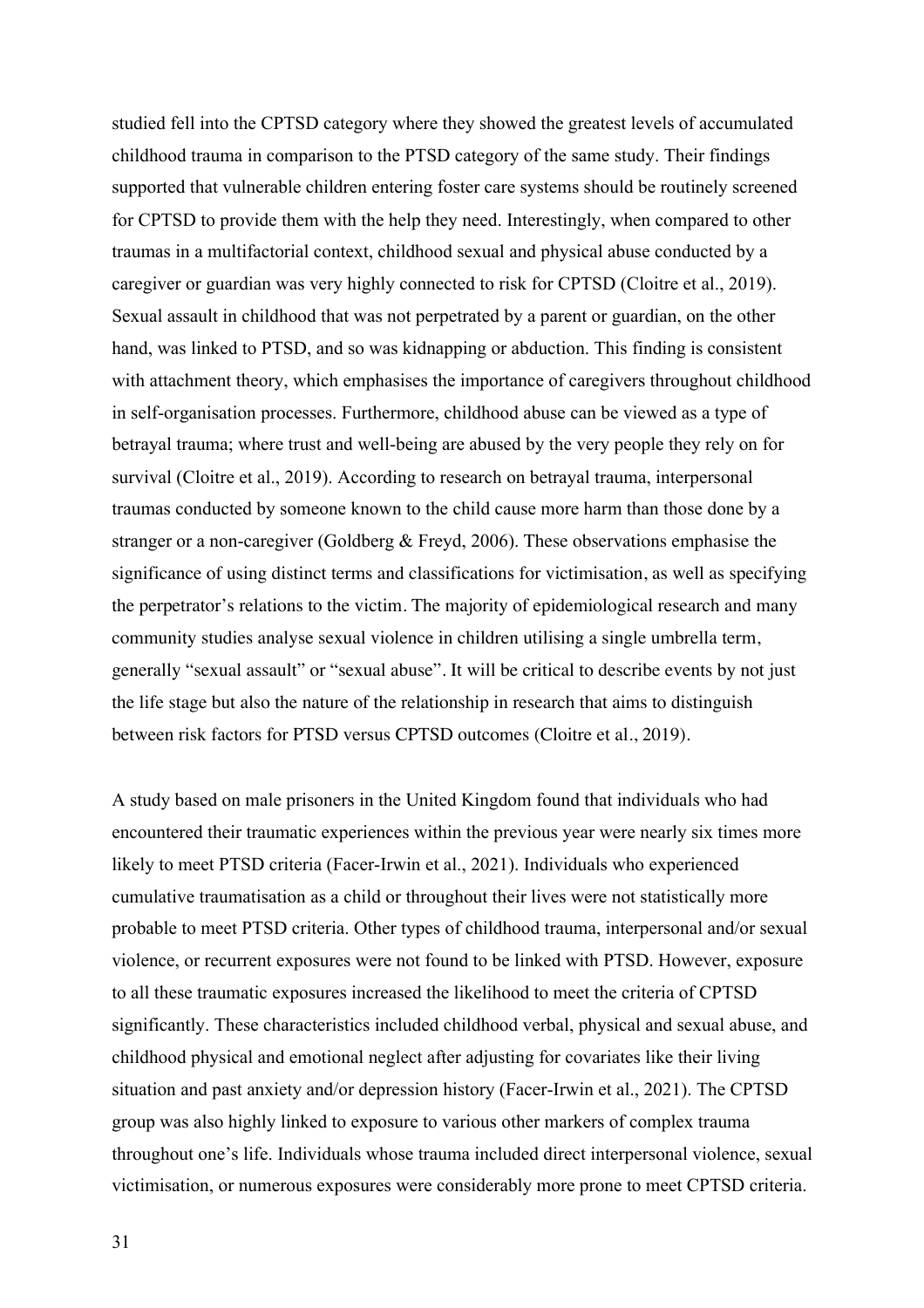studied fell into the CPTSD category where they showed the greatest levels of accumulated childhood trauma in comparison to the PTSD category of the same study. Their findings supported that vulnerable children entering foster care systems should be routinely screened for CPTSD to provide them with the help they need. Interestingly, when compared to other traumas in a multifactorial context, childhood sexual and physical abuse conducted by a caregiver or guardian was very highly connected to risk for CPTSD (Cloitre et al., 2019). Sexual assault in childhood that was not perpetrated by a parent or guardian, on the other hand, was linked to PTSD, and so was kidnapping or abduction. This finding is consistent with attachment theory, which emphasises the importance of caregivers throughout childhood in self-organisation processes. Furthermore, childhood abuse can be viewed as a type of betrayal trauma; where trust and well-being are abused by the very people they rely on for survival (Cloitre et al., 2019). According to research on betrayal trauma, interpersonal traumas conducted by someone known to the child cause more harm than those done by a stranger or a non-caregiver (Goldberg & Freyd, 2006). These observations emphasise the significance of using distinct terms and classifications for victimisation, as well as specifying the perpetrator's relations to the victim. The majority of epidemiological research and many community studies analyse sexual violence in children utilising a single umbrella term, generally "sexual assault" or "sexual abuse". It will be critical to describe events by not just the life stage but also the nature of the relationship in research that aims to distinguish between risk factors for PTSD versus CPTSD outcomes (Cloitre et al., 2019).

A study based on male prisoners in the United Kingdom found that individuals who had encountered their traumatic experiences within the previous year were nearly six times more likely to meet PTSD criteria (Facer-Irwin et al., 2021). Individuals who experienced cumulative traumatisation as a child or throughout their lives were not statistically more probable to meet PTSD criteria. Other types of childhood trauma, interpersonal and/or sexual violence, or recurrent exposures were not found to be linked with PTSD. However, exposure to all these traumatic exposures increased the likelihood to meet the criteria of CPTSD significantly. These characteristics included childhood verbal, physical and sexual abuse, and childhood physical and emotional neglect after adjusting for covariates like their living situation and past anxiety and/or depression history (Facer-Irwin et al., 2021). The CPTSD group was also highly linked to exposure to various other markers of complex trauma throughout one's life. Individuals whose trauma included direct interpersonal violence, sexual victimisation, or numerous exposures were considerably more prone to meet CPTSD criteria.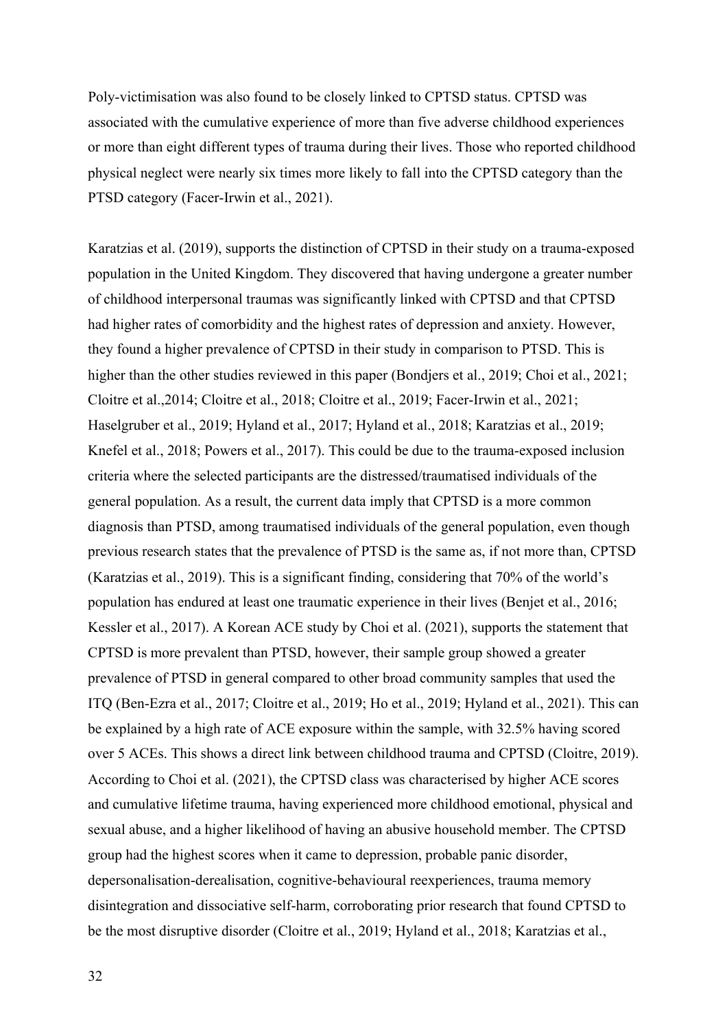Poly-victimisation was also found to be closely linked to CPTSD status. CPTSD was associated with the cumulative experience of more than five adverse childhood experiences or more than eight different types of trauma during their lives. Those who reported childhood physical neglect were nearly six times more likely to fall into the CPTSD category than the PTSD category (Facer-Irwin et al., 2021).

Karatzias et al. (2019), supports the distinction of CPTSD in their study on a trauma-exposed population in the United Kingdom. They discovered that having undergone a greater number of childhood interpersonal traumas was significantly linked with CPTSD and that CPTSD had higher rates of comorbidity and the highest rates of depression and anxiety. However, they found a higher prevalence of CPTSD in their study in comparison to PTSD. This is higher than the other studies reviewed in this paper (Bondjers et al., 2019; Choi et al., 2021; Cloitre et al.,2014; Cloitre et al., 2018; Cloitre et al., 2019; Facer-Irwin et al., 2021; Haselgruber et al., 2019; Hyland et al., 2017; Hyland et al., 2018; Karatzias et al., 2019; Knefel et al., 2018; Powers et al., 2017). This could be due to the trauma-exposed inclusion criteria where the selected participants are the distressed/traumatised individuals of the general population. As a result, the current data imply that CPTSD is a more common diagnosis than PTSD, among traumatised individuals of the general population, even though previous research states that the prevalence of PTSD is the same as, if not more than, CPTSD (Karatzias et al., 2019). This is a significant finding, considering that 70% of the world's population has endured at least one traumatic experience in their lives (Benjet et al., 2016; Kessler et al., 2017). A Korean ACE study by Choi et al. (2021), supports the statement that CPTSD is more prevalent than PTSD, however, their sample group showed a greater prevalence of PTSD in general compared to other broad community samples that used the ITQ (Ben-Ezra et al., 2017; Cloitre et al., 2019; Ho et al., 2019; Hyland et al., 2021). This can be explained by a high rate of ACE exposure within the sample, with 32.5% having scored over 5 ACEs. This shows a direct link between childhood trauma and CPTSD (Cloitre, 2019). According to Choi et al. (2021), the CPTSD class was characterised by higher ACE scores and cumulative lifetime trauma, having experienced more childhood emotional, physical and sexual abuse, and a higher likelihood of having an abusive household member. The CPTSD group had the highest scores when it came to depression, probable panic disorder, depersonalisation-derealisation, cognitive-behavioural reexperiences, trauma memory disintegration and dissociative self-harm, corroborating prior research that found CPTSD to be the most disruptive disorder (Cloitre et al., 2019; Hyland et al., 2018; Karatzias et al.,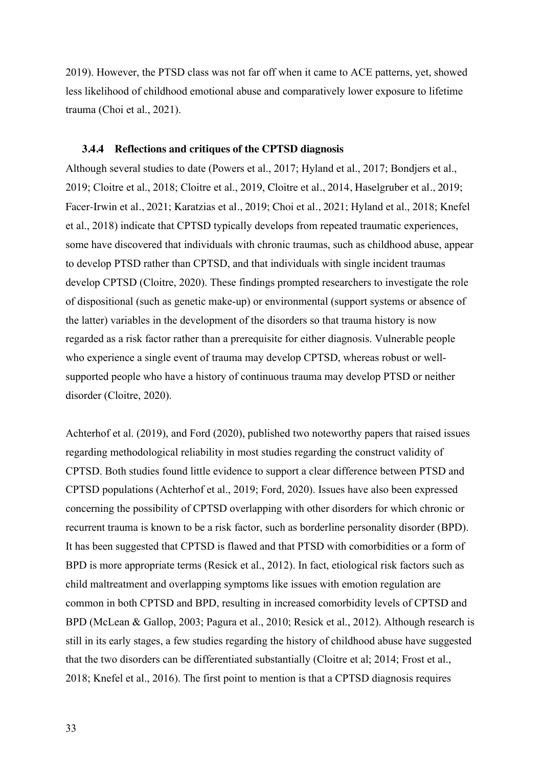2019). However, the PTSD class was not far off when it came to ACE patterns, yet, showed less likelihood of childhood emotional abuse and comparatively lower exposure to lifetime trauma (Choi et al., 2021).

### 3.4.4 Reflections and critiques of the CPTSD diagnosis

Although several studies to date (Powers et al., 2017; Hyland et al., 2017; Bondjers et al., 2019; Cloitre et al., 2018; Cloitre et al., 2019, Cloitre et al., 2014, Haselgruber et al., 2019; Facer-Irwin et al., 2021; Karatzias et al., 2019; Choi et al., 2021; Hyland et al., 2018; Knefel et al., 2018) indicate that CPTSD typically develops from repeated traumatic experiences, some have discovered that individuals with chronic traumas, such as childhood abuse, appear to develop PTSD rather than CPTSD, and that individuals with single incident traumas develop CPTSD (Cloitre, 2020). These findings prompted researchers to investigate the role of dispositional (such as genetic make-up) or environmental (support systems or absence of the latter) variables in the development of the disorders so that trauma history is now regarded as a risk factor rather than a prerequisite for either diagnosis. Vulnerable people who experience a single event of trauma may develop CPTSD, whereas robust or well-supported people who have a history of continuous trauma may develop PTSD or neither disorder (Cloitre, 2020).

Achterhof et al. (2019), and Ford (2020), published two noteworthy papers that raised issues regarding methodological reliability in most studies regarding the construct validity of CPTSD. Both studies found little evidence to support a clear difference between PTSD and CPTSD populations (Achterhof et al., 2019; Ford, 2020). Issues have also been expressed concerning the possibility of CPTSD overlapping with other disorders for which chronic or recurrent trauma is known to be a risk factor, such as borderline personality disorder (BPD). It has been suggested that CPTSD is flawed and that PTSD with comorbidities or a form of BPD is more appropriate terms (Resick et al., 2012). In fact, etiological risk factors such as child maltreatment and overlapping symptoms like issues with emotion regulation are common in both CPTSD and BPD, resulting in increased comorbidity levels of CPTSD and BPD (McLean & Gallop, 2003; Pagura et al., 2010; Resick et al., 2012). Although research is still in its early stages, a few studies regarding the history of childhood abuse have suggested that the two disorders can be differentiated substantially (Cloitre et al; 2014; Frost et al., 2018; Knefel et al., 2016). The first point to mention is that a CPTSD diagnosis requires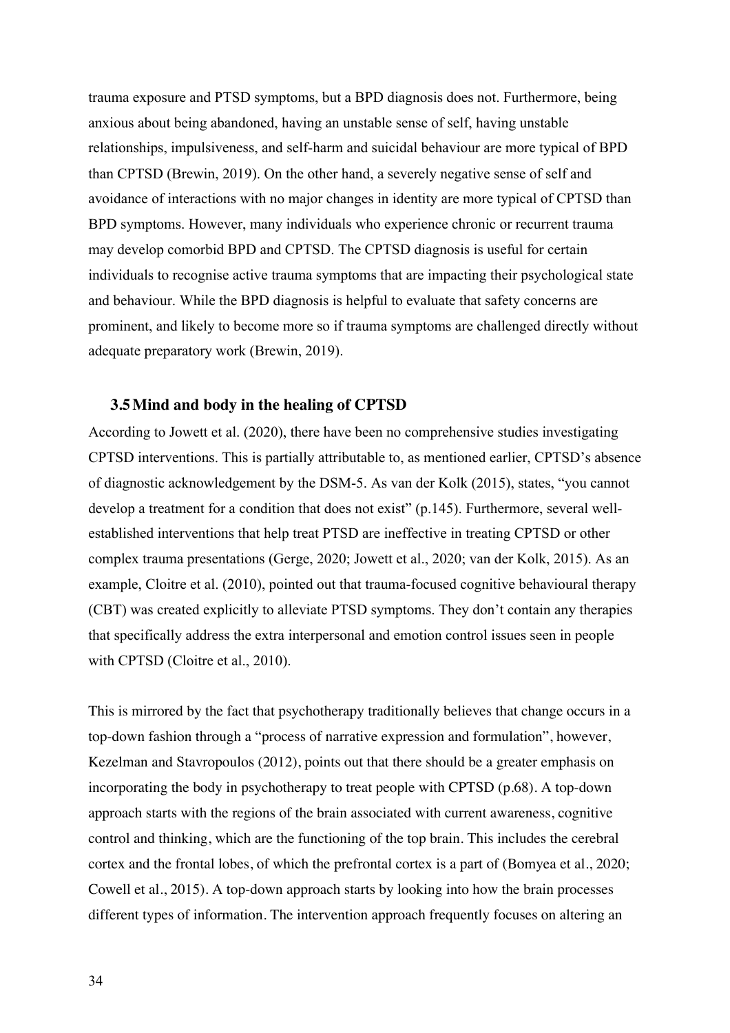trauma exposure and PTSD symptoms, but a BPD diagnosis does not. Furthermore, being anxious about being abandoned, having an unstable sense of self, having unstable relationships, impulsiveness, and self-harm and suicidal behaviour are more typical of BPD than CPTSD (Brewin, 2019). On the other hand, a severely negative sense of self and avoidance of interactions with no major changes in identity are more typical of CPTSD than BPD symptoms. However, many individuals who experience chronic or recurrent trauma may develop comorbid BPD and CPTSD. The CPTSD diagnosis is useful for certain individuals to recognise active trauma symptoms that are impacting their psychological state and behaviour. While the BPD diagnosis is helpful to evaluate that safety concerns are prominent, and likely to become more so if trauma symptoms are challenged directly without adequate preparatory work (Brewin, 2019).

### 3.5 Mind and body in the healing of CPTSD

According to Jowett et al. (2020), there have been no comprehensive studies investigating CPTSD interventions. This is partially attributable to, as mentioned earlier, CPTSD's absence of diagnostic acknowledgement by the DSM-5. As van der Kolk (2015), states, "you cannot develop a treatment for a condition that does not exist" (p.145). Furthermore, several well-established interventions that help treat PTSD are ineffective in treating CPTSD or other complex trauma presentations (Gerge, 2020; Jowett et al., 2020; van der Kolk, 2015). As an example, Cloitre et al. (2010), pointed out that trauma-focused cognitive behavioural therapy (CBT) was created explicitly to alleviate PTSD symptoms. They don't contain any therapies that specifically address the extra interpersonal and emotion control issues seen in people with CPTSD (Cloitre et al., 2010).

This is mirrored by the fact that psychotherapy traditionally believes that change occurs in a top-down fashion through a "process of narrative expression and formulation", however, Kezelman and Stavropoulos (2012), points out that there should be a greater emphasis on incorporating the body in psychotherapy to treat people with CPTSD (p.68). A top-down approach starts with the regions of the brain associated with current awareness, cognitive control and thinking, which are the functioning of the top brain. This includes the cerebral cortex and the frontal lobes, of which the prefrontal cortex is a part of (Bomyea et al., 2020; Cowell et al., 2015). A top-down approach starts by looking into how the brain processes different types of information. The intervention approach frequently focuses on altering an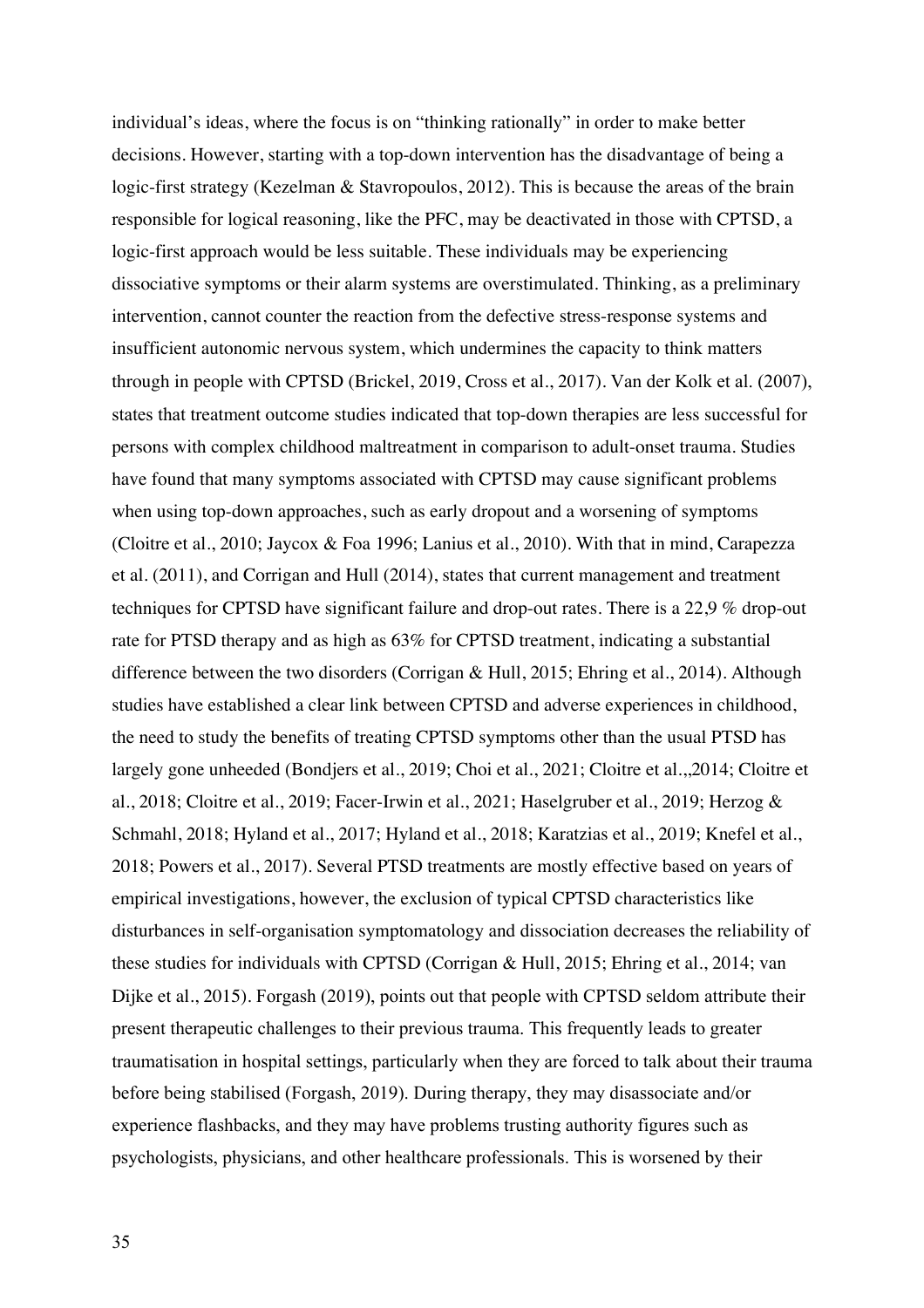individual's ideas, where the focus is on "thinking rationally" in order to make better decisions. However, starting with a top-down intervention has the disadvantage of being a logic-first strategy (Kezelman & Stavropoulos, 2012). This is because the areas of the brain responsible for logical reasoning, like the PFC, may be deactivated in those with CPTSD, a logic-first approach would be less suitable. These individuals may be experiencing dissociative symptoms or their alarm systems are overstimulated. Thinking, as a preliminary intervention, cannot counter the reaction from the defective stress-response systems and insufficient autonomic nervous system, which undermines the capacity to think matters through in people with CPTSD (Brickel, 2019, Cross et al., 2017). Van der Kolk et al. (2007), states that treatment outcome studies indicated that top-down therapies are less successful for persons with complex childhood maltreatment in comparison to adult-onset trauma. Studies have found that many symptoms associated with CPTSD may cause significant problems when using top-down approaches, such as early dropout and a worsening of symptoms (Cloitre et al., 2010; Jaycox & Foa 1996; Lanius et al., 2010). With that in mind, Carapezza et al. (2011), and Corrigan and Hull (2014), states that current management and treatment techniques for CPTSD have significant failure and drop-out rates. There is a 22,9 % drop-out rate for PTSD therapy and as high as 63% for CPTSD treatment, indicating a substantial difference between the two disorders (Corrigan & Hull, 2015; Ehring et al., 2014). Although studies have established a clear link between CPTSD and adverse experiences in childhood, the need to study the benefits of treating CPTSD symptoms other than the usual PTSD has largely gone unheeded (Bondjers et al., 2019; Choi et al., 2021; Cloitre et al.,,2014; Cloitre et al., 2018; Cloitre et al., 2019; Facer-Irwin et al., 2021; Haselgruber et al., 2019; Herzog & Schmahl, 2018; Hyland et al., 2017; Hyland et al., 2018; Karatzias et al., 2019; Knefel et al., 2018; Powers et al., 2017). Several PTSD treatments are mostly effective based on years of empirical investigations, however, the exclusion of typical CPTSD characteristics like disturbances in self-organisation symptomatology and dissociation decreases the reliability of these studies for individuals with CPTSD (Corrigan & Hull, 2015; Ehring et al., 2014; van Dijke et al., 2015). Forgash (2019), points out that people with CPTSD seldom attribute their present therapeutic challenges to their previous trauma. This frequently leads to greater traumatisation in hospital settings, particularly when they are forced to talk about their trauma before being stabilised (Forgash, 2019). During therapy, they may disassociate and/or experience flashbacks, and they may have problems trusting authority figures such as psychologists, physicians, and other healthcare professionals. This is worsened by their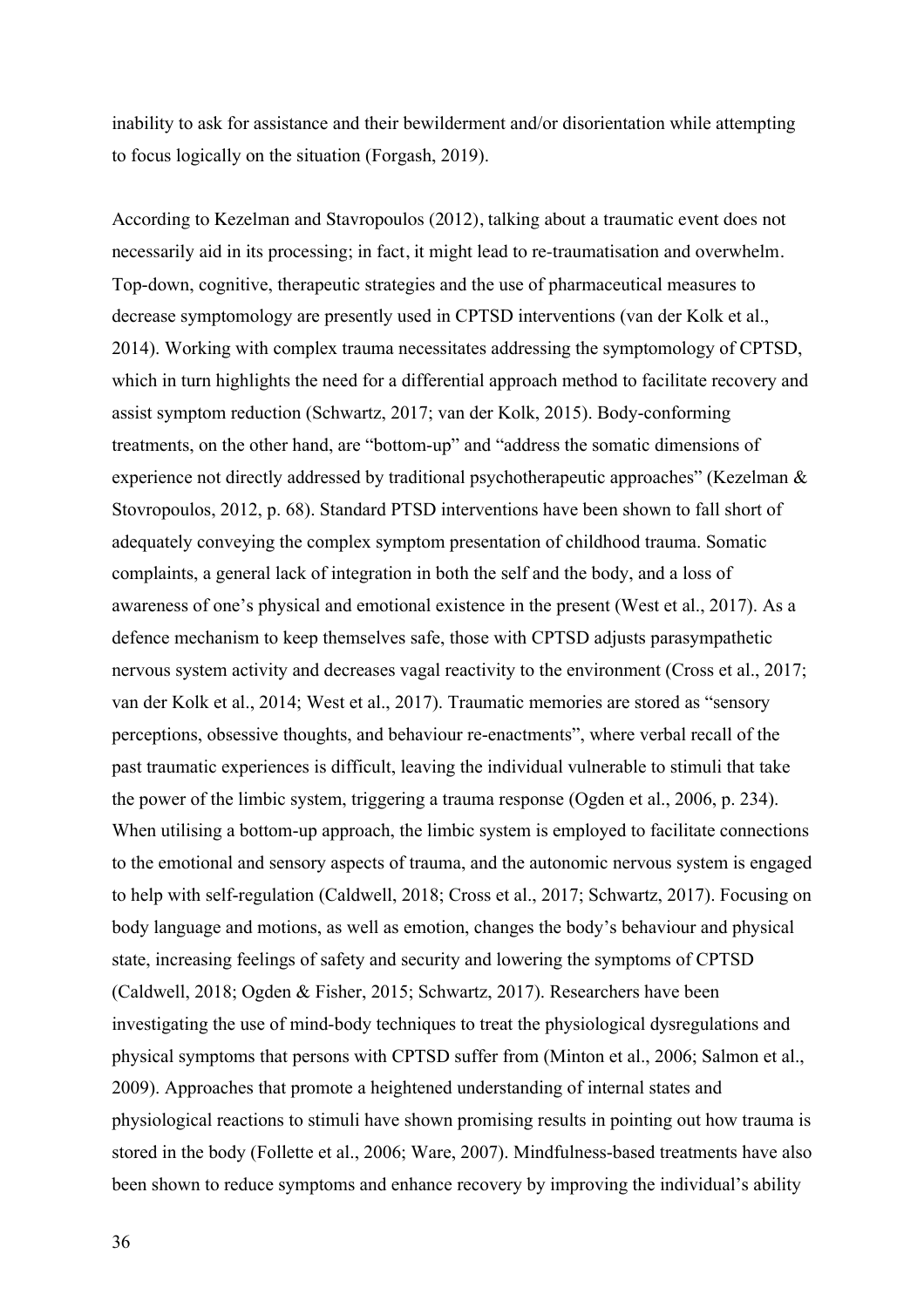inability to ask for assistance and their bewilderment and/or disorientation while attempting to focus logically on the situation (Forgash, 2019).

According to Kezelman and Stavropoulos (2012), talking about a traumatic event does not necessarily aid in its processing; in fact, it might lead to re-traumatisation and overwhelm. Top-down, cognitive, therapeutic strategies and the use of pharmaceutical measures to decrease symptomology are presently used in CPTSD interventions (van der Kolk et al., 2014). Working with complex trauma necessitates addressing the symptomology of CPTSD, which in turn highlights the need for a differential approach method to facilitate recovery and assist symptom reduction (Schwartz, 2017; van der Kolk, 2015). Body-conforming treatments, on the other hand, are "bottom-up" and "address the somatic dimensions of experience not directly addressed by traditional psychotherapeutic approaches" (Kezelman & Stovropoulos, 2012, p. 68). Standard PTSD interventions have been shown to fall short of adequately conveying the complex symptom presentation of childhood trauma. Somatic complaints, a general lack of integration in both the self and the body, and a loss of awareness of one's physical and emotional existence in the present (West et al., 2017). As a defence mechanism to keep themselves safe, those with CPTSD adjusts parasympathetic nervous system activity and decreases vagal reactivity to the environment (Cross et al., 2017; van der Kolk et al., 2014; West et al., 2017). Traumatic memories are stored as "sensory perceptions, obsessive thoughts, and behaviour re-enactments", where verbal recall of the past traumatic experiences is difficult, leaving the individual vulnerable to stimuli that take the power of the limbic system, triggering a trauma response (Ogden et al., 2006, p. 234). When utilising a bottom-up approach, the limbic system is employed to facilitate connections to the emotional and sensory aspects of trauma, and the autonomic nervous system is engaged to help with self-regulation (Caldwell, 2018; Cross et al., 2017; Schwartz, 2017). Focusing on body language and motions, as well as emotion, changes the body's behaviour and physical state, increasing feelings of safety and security and lowering the symptoms of CPTSD (Caldwell, 2018; Ogden & Fisher, 2015; Schwartz, 2017). Researchers have been investigating the use of mind-body techniques to treat the physiological dysregulations and physical symptoms that persons with CPTSD suffer from (Minton et al., 2006; Salmon et al., 2009). Approaches that promote a heightened understanding of internal states and physiological reactions to stimuli have shown promising results in pointing out how trauma is stored in the body (Follette et al., 2006; Ware, 2007). Mindfulness-based treatments have also been shown to reduce symptoms and enhance recovery by improving the individual's ability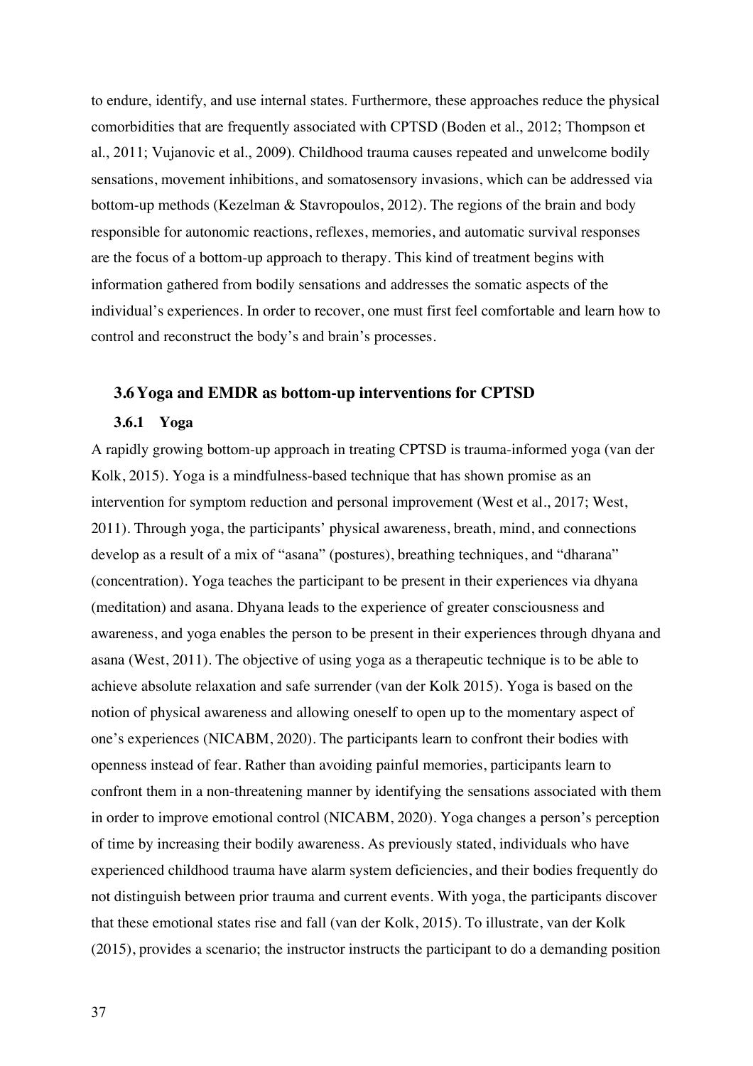to endure, identify, and use internal states. Furthermore, these approaches reduce the physical comorbidities that are frequently associated with CPTSD (Boden et al., 2012; Thompson et al., 2011; Vujanovic et al., 2009). Childhood trauma causes repeated and unwelcome bodily sensations, movement inhibitions, and somatosensory invasions, which can be addressed via bottom-up methods (Kezelman & Stavropoulos, 2012). The regions of the brain and body responsible for autonomic reactions, reflexes, memories, and automatic survival responses are the focus of a bottom-up approach to therapy. This kind of treatment begins with information gathered from bodily sensations and addresses the somatic aspects of the individual's experiences. In order to recover, one must first feel comfortable and learn how to control and reconstruct the body's and brain's processes.

## 3.6 Yoga and EMDR as bottom-up interventions for CPTSD

### 3.6.1 Yoga

A rapidly growing bottom-up approach in treating CPTSD is trauma-informed yoga (van der Kolk, 2015). Yoga is a mindfulness-based technique that has shown promise as an intervention for symptom reduction and personal improvement (West et al., 2017; West, 2011). Through yoga, the participants' physical awareness, breath, mind, and connections develop as a result of a mix of "asana" (postures), breathing techniques, and "dharana" (concentration). Yoga teaches the participant to be present in their experiences via dhyana (meditation) and asana. Dhyana leads to the experience of greater consciousness and awareness, and yoga enables the person to be present in their experiences through dhyana and asana (West, 2011). The objective of using yoga as a therapeutic technique is to be able to achieve absolute relaxation and safe surrender (van der Kolk 2015). Yoga is based on the notion of physical awareness and allowing oneself to open up to the momentary aspect of one's experiences (NICABM, 2020). The participants learn to confront their bodies with openness instead of fear. Rather than avoiding painful memories, participants learn to confront them in a non-threatening manner by identifying the sensations associated with them in order to improve emotional control (NICABM, 2020). Yoga changes a person's perception of time by increasing their bodily awareness. As previously stated, individuals who have experienced childhood trauma have alarm system deficiencies, and their bodies frequently do not distinguish between prior trauma and current events. With yoga, the participants discover that these emotional states rise and fall (van der Kolk, 2015). To illustrate, van der Kolk (2015), provides a scenario; the instructor instructs the participant to do a demanding position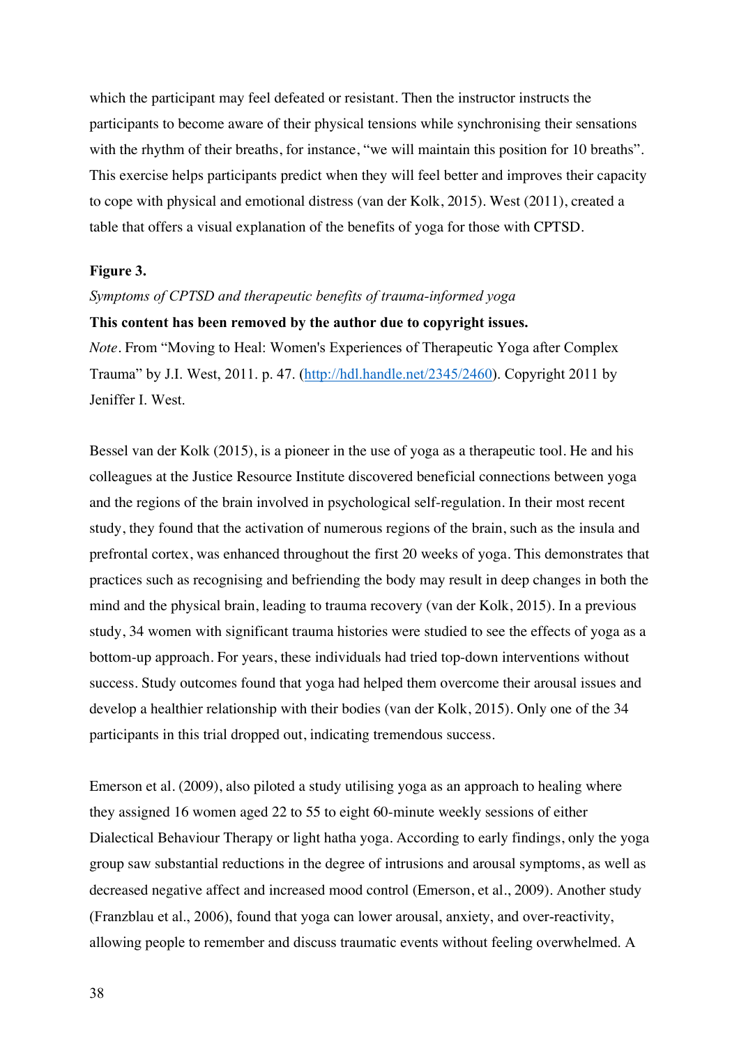which the participant may feel defeated or resistant. Then the instructor instructs the participants to become aware of their physical tensions while synchronising their sensations with the rhythm of their breaths, for instance, "we will maintain this position for 10 breaths". This exercise helps participants predict when they will feel better and improves their capacity to cope with physical and emotional distress (van der Kolk, 2015). West (2011), created a table that offers a visual explanation of the benefits of yoga for those with CPTSD.

**Figure 3.**

*Symptoms of CPTSD and therapeutic benefits of trauma-informed yoga*

**This content has been removed by the author due to copyright issues.**

*Note*. From "Moving to Heal: Women's Experiences of Therapeutic Yoga after Complex Trauma" by J.I. West, 2011. p. 47. (http://hdl.handle.net/2345/2460). Copyright 2011 by Jeniffer I. West.

Bessel van der Kolk (2015), is a pioneer in the use of yoga as a therapeutic tool. He and his colleagues at the Justice Resource Institute discovered beneficial connections between yoga and the regions of the brain involved in psychological self-regulation. In their most recent study, they found that the activation of numerous regions of the brain, such as the insula and prefrontal cortex, was enhanced throughout the first 20 weeks of yoga. This demonstrates that practices such as recognising and befriending the body may result in deep changes in both the mind and the physical brain, leading to trauma recovery (van der Kolk, 2015). In a previous study, 34 women with significant trauma histories were studied to see the effects of yoga as a bottom-up approach. For years, these individuals had tried top-down interventions without success. Study outcomes found that yoga had helped them overcome their arousal issues and develop a healthier relationship with their bodies (van der Kolk, 2015). Only one of the 34 participants in this trial dropped out, indicating tremendous success.

Emerson et al. (2009), also piloted a study utilising yoga as an approach to healing where they assigned 16 women aged 22 to 55 to eight 60-minute weekly sessions of either Dialectical Behaviour Therapy or light hatha yoga. According to early findings, only the yoga group saw substantial reductions in the degree of intrusions and arousal symptoms, as well as decreased negative affect and increased mood control (Emerson, et al., 2009). Another study (Franzblau et al., 2006), found that yoga can lower arousal, anxiety, and over-reactivity, allowing people to remember and discuss traumatic events without feeling overwhelmed. A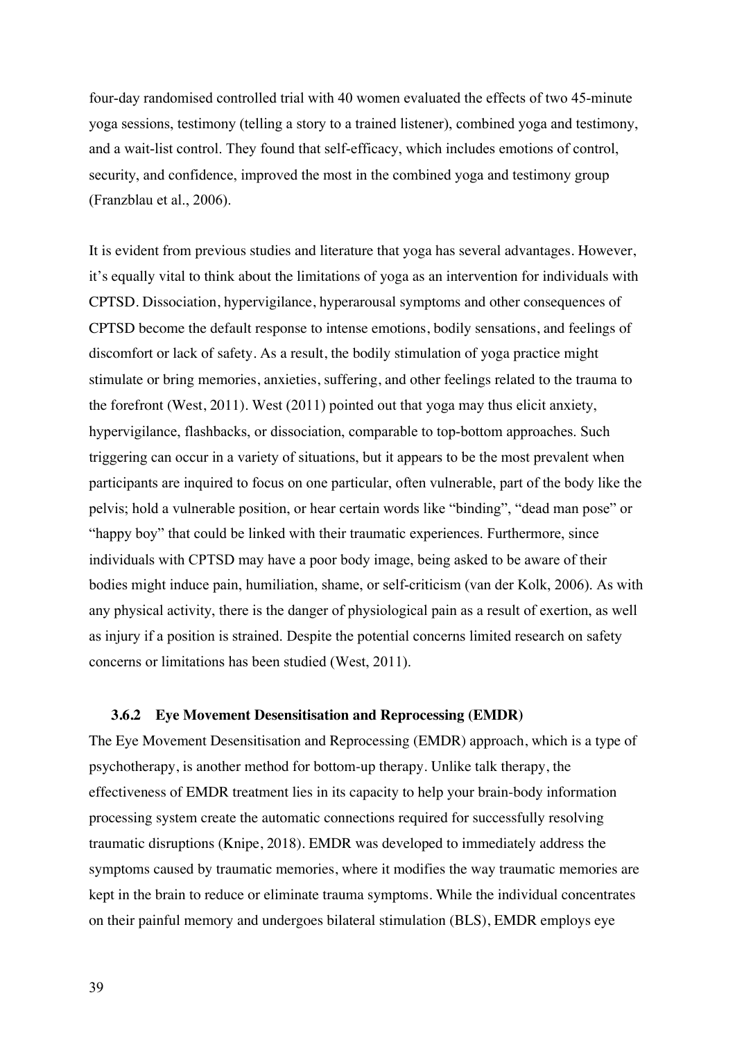four-day randomised controlled trial with 40 women evaluated the effects of two 45-minute yoga sessions, testimony (telling a story to a trained listener), combined yoga and testimony, and a wait-list control. They found that self-efficacy, which includes emotions of control, security, and confidence, improved the most in the combined yoga and testimony group (Franzblau et al., 2006).

It is evident from previous studies and literature that yoga has several advantages. However, it's equally vital to think about the limitations of yoga as an intervention for individuals with CPTSD. Dissociation, hypervigilance, hyperarousal symptoms and other consequences of CPTSD become the default response to intense emotions, bodily sensations, and feelings of discomfort or lack of safety. As a result, the bodily stimulation of yoga practice might stimulate or bring memories, anxieties, suffering, and other feelings related to the trauma to the forefront (West, 2011). West (2011) pointed out that yoga may thus elicit anxiety, hypervigilance, flashbacks, or dissociation, comparable to top-bottom approaches. Such triggering can occur in a variety of situations, but it appears to be the most prevalent when participants are inquired to focus on one particular, often vulnerable, part of the body like the pelvis; hold a vulnerable position, or hear certain words like "binding", "dead man pose" or "happy boy" that could be linked with their traumatic experiences. Furthermore, since individuals with CPTSD may have a poor body image, being asked to be aware of their bodies might induce pain, humiliation, shame, or self-criticism (van der Kolk, 2006). As with any physical activity, there is the danger of physiological pain as a result of exertion, as well as injury if a position is strained. Despite the potential concerns limited research on safety concerns or limitations has been studied (West, 2011).

### 3.6.2 Eye Movement Desensitisation and Reprocessing (EMDR)

The Eye Movement Desensitisation and Reprocessing (EMDR) approach, which is a type of psychotherapy, is another method for bottom-up therapy. Unlike talk therapy, the effectiveness of EMDR treatment lies in its capacity to help your brain-body information processing system create the automatic connections required for successfully resolving traumatic disruptions (Knipe, 2018). EMDR was developed to immediately address the symptoms caused by traumatic memories, where it modifies the way traumatic memories are kept in the brain to reduce or eliminate trauma symptoms. While the individual concentrates on their painful memory and undergoes bilateral stimulation (BLS), EMDR employs eye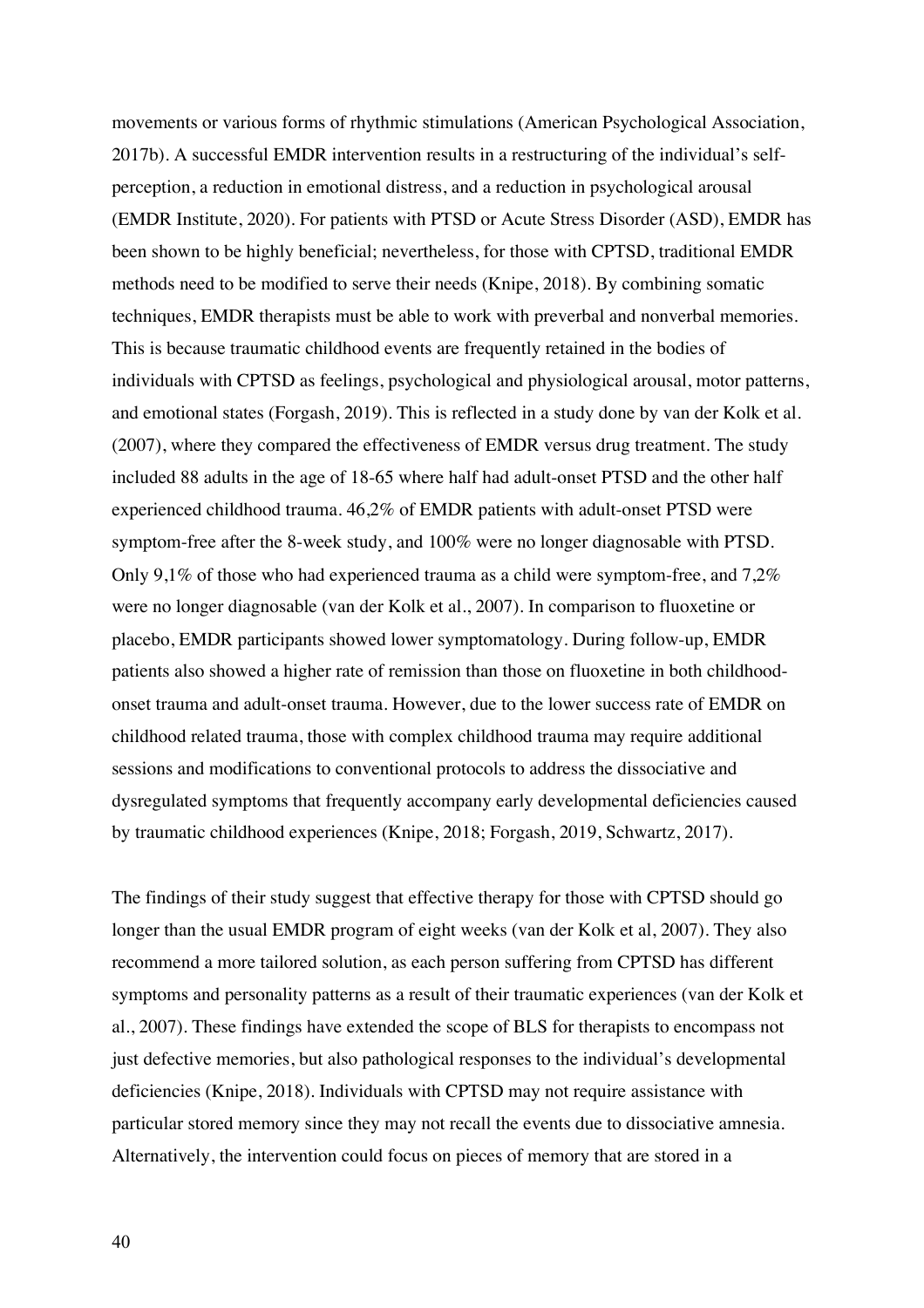movements or various forms of rhythmic stimulations (American Psychological Association, 2017b). A successful EMDR intervention results in a restructuring of the individual's self-perception, a reduction in emotional distress, and a reduction in psychological arousal (EMDR Institute, 2020). For patients with PTSD or Acute Stress Disorder (ASD), EMDR has been shown to be highly beneficial; nevertheless, for those with CPTSD, traditional EMDR methods need to be modified to serve their needs (Knipe, 2018). By combining somatic techniques, EMDR therapists must be able to work with preverbal and nonverbal memories. This is because traumatic childhood events are frequently retained in the bodies of individuals with CPTSD as feelings, psychological and physiological arousal, motor patterns, and emotional states (Forgash, 2019). This is reflected in a study done by van der Kolk et al. (2007), where they compared the effectiveness of EMDR versus drug treatment. The study included 88 adults in the age of 18-65 where half had adult-onset PTSD and the other half experienced childhood trauma. 46,2% of EMDR patients with adult-onset PTSD were symptom-free after the 8-week study, and 100% were no longer diagnosable with PTSD. Only 9,1% of those who had experienced trauma as a child were symptom-free, and 7,2% were no longer diagnosable (van der Kolk et al., 2007). In comparison to fluoxetine or placebo, EMDR participants showed lower symptomatology. During follow-up, EMDR patients also showed a higher rate of remission than those on fluoxetine in both childhood-onset trauma and adult-onset trauma. However, due to the lower success rate of EMDR on childhood related trauma, those with complex childhood trauma may require additional sessions and modifications to conventional protocols to address the dissociative and dysregulated symptoms that frequently accompany early developmental deficiencies caused by traumatic childhood experiences (Knipe, 2018; Forgash, 2019, Schwartz, 2017).

The findings of their study suggest that effective therapy for those with CPTSD should go longer than the usual EMDR program of eight weeks (van der Kolk et al, 2007). They also recommend a more tailored solution, as each person suffering from CPTSD has different symptoms and personality patterns as a result of their traumatic experiences (van der Kolk et al., 2007). These findings have extended the scope of BLS for therapists to encompass not just defective memories, but also pathological responses to the individual's developmental deficiencies (Knipe, 2018). Individuals with CPTSD may not require assistance with particular stored memory since they may not recall the events due to dissociative amnesia. Alternatively, the intervention could focus on pieces of memory that are stored in a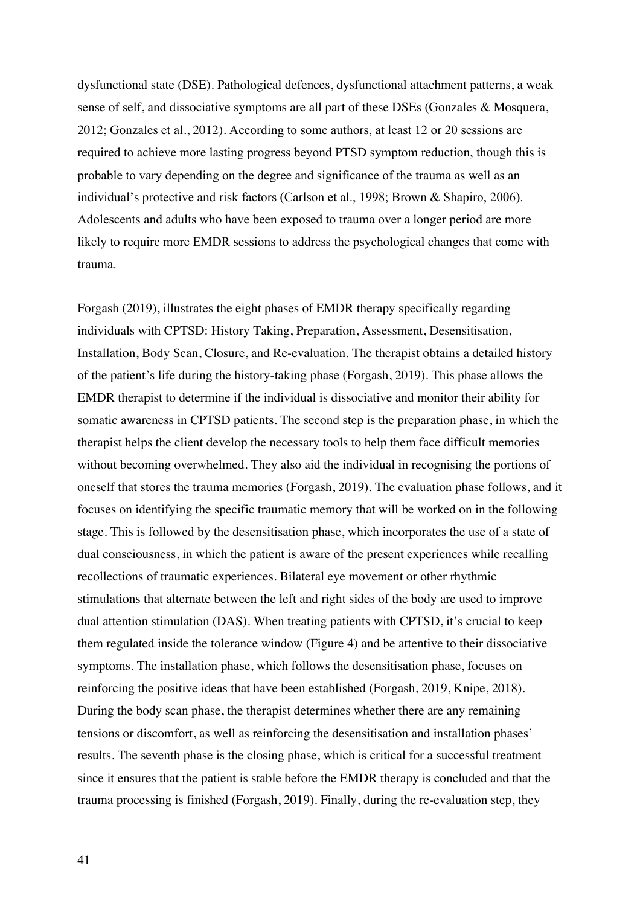dysfunctional state (DSE). Pathological defences, dysfunctional attachment patterns, a weak sense of self, and dissociative symptoms are all part of these DSEs (Gonzales & Mosquera, 2012; Gonzales et al., 2012). According to some authors, at least 12 or 20 sessions are required to achieve more lasting progress beyond PTSD symptom reduction, though this is probable to vary depending on the degree and significance of the trauma as well as an individual's protective and risk factors (Carlson et al., 1998; Brown & Shapiro, 2006). Adolescents and adults who have been exposed to trauma over a longer period are more likely to require more EMDR sessions to address the psychological changes that come with trauma.

Forgash (2019), illustrates the eight phases of EMDR therapy specifically regarding individuals with CPTSD: History Taking, Preparation, Assessment, Desensitisation, Installation, Body Scan, Closure, and Re-evaluation. The therapist obtains a detailed history of the patient's life during the history-taking phase (Forgash, 2019). This phase allows the EMDR therapist to determine if the individual is dissociative and monitor their ability for somatic awareness in CPTSD patients. The second step is the preparation phase, in which the therapist helps the client develop the necessary tools to help them face difficult memories without becoming overwhelmed. They also aid the individual in recognising the portions of oneself that stores the trauma memories (Forgash, 2019). The evaluation phase follows, and it focuses on identifying the specific traumatic memory that will be worked on in the following stage. This is followed by the desensitisation phase, which incorporates the use of a state of dual consciousness, in which the patient is aware of the present experiences while recalling recollections of traumatic experiences. Bilateral eye movement or other rhythmic stimulations that alternate between the left and right sides of the body are used to improve dual attention stimulation (DAS). When treating patients with CPTSD, it's crucial to keep them regulated inside the tolerance window (Figure 4) and be attentive to their dissociative symptoms. The installation phase, which follows the desensitisation phase, focuses on reinforcing the positive ideas that have been established (Forgash, 2019, Knipe, 2018). During the body scan phase, the therapist determines whether there are any remaining tensions or discomfort, as well as reinforcing the desensitisation and installation phases' results. The seventh phase is the closing phase, which is critical for a successful treatment since it ensures that the patient is stable before the EMDR therapy is concluded and that the trauma processing is finished (Forgash, 2019). Finally, during the re-evaluation step, they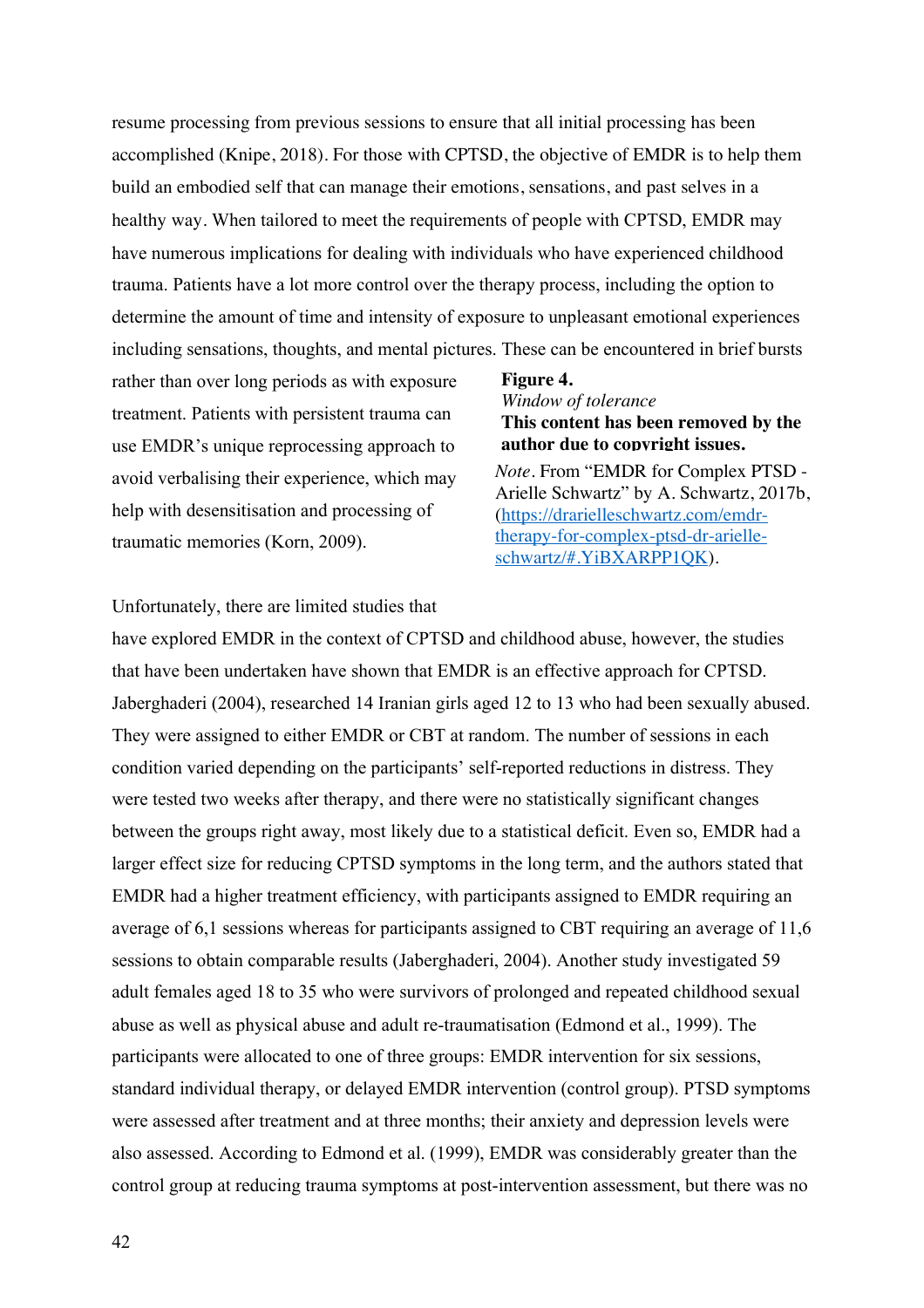resume processing from previous sessions to ensure that all initial processing has been accomplished (Knipe, 2018). For those with CPTSD, the objective of EMDR is to help them build an embodied self that can manage their emotions, sensations, and past selves in a healthy way. When tailored to meet the requirements of people with CPTSD, EMDR may have numerous implications for dealing with individuals who have experienced childhood trauma. Patients have a lot more control over the therapy process, including the option to determine the amount of time and intensity of exposure to unpleasant emotional experiences including sensations, thoughts, and mental pictures. These can be encountered in brief bursts rather than over long periods as with exposure treatment. Patients with persistent trauma can use EMDR's unique reprocessing approach to avoid verbalising their experience, which may help with desensitisation and processing of traumatic memories (Korn, 2009).

**Figure 4.**
*Window of tolerance*
**This content has been removed by the author due to copyright issues.**
*Note*. From "EMDR for Complex PTSD - Arielle Schwartz" by A. Schwartz, 2017b, (https://drarielleschwartz.com/emdr-therapy-for-complex-ptsd-dr-arielle-schwartz/#.YiBXARPP1QK).

Unfortunately, there are limited studies that have explored EMDR in the context of CPTSD and childhood abuse, however, the studies that have been undertaken have shown that EMDR is an effective approach for CPTSD. Jaberghaderi (2004), researched 14 Iranian girls aged 12 to 13 who had been sexually abused. They were assigned to either EMDR or CBT at random. The number of sessions in each condition varied depending on the participants' self-reported reductions in distress. They were tested two weeks after therapy, and there were no statistically significant changes between the groups right away, most likely due to a statistical deficit. Even so, EMDR had a larger effect size for reducing CPTSD symptoms in the long term, and the authors stated that EMDR had a higher treatment efficiency, with participants assigned to EMDR requiring an average of 6,1 sessions whereas for participants assigned to CBT requiring an average of 11,6 sessions to obtain comparable results (Jaberghaderi, 2004). Another study investigated 59 adult females aged 18 to 35 who were survivors of prolonged and repeated childhood sexual abuse as well as physical abuse and adult re-traumatisation (Edmond et al., 1999). The participants were allocated to one of three groups: EMDR intervention for six sessions, standard individual therapy, or delayed EMDR intervention (control group). PTSD symptoms were assessed after treatment and at three months; their anxiety and depression levels were also assessed. According to Edmond et al. (1999), EMDR was considerably greater than the control group at reducing trauma symptoms at post-intervention assessment, but there was no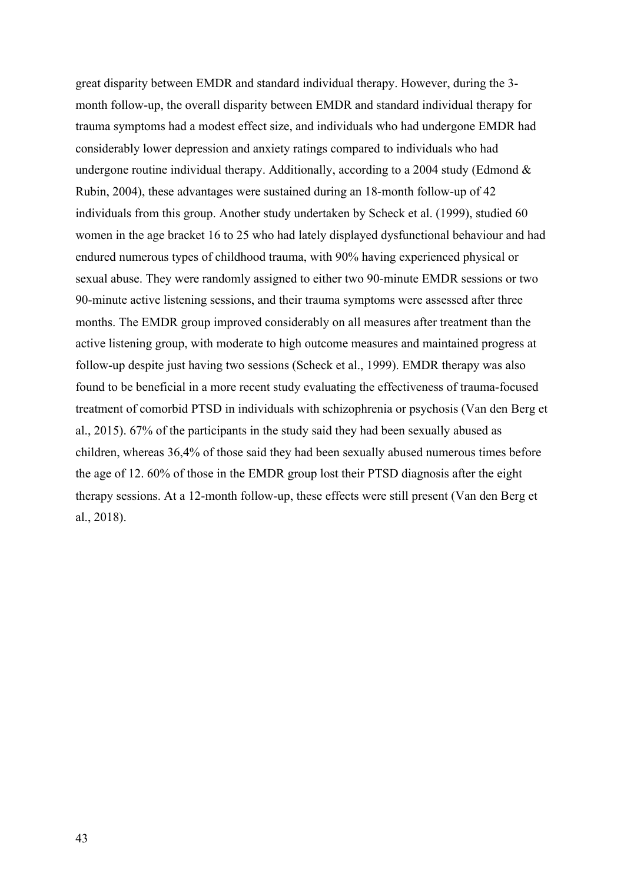great disparity between EMDR and standard individual therapy. However, during the 3-month follow-up, the overall disparity between EMDR and standard individual therapy for trauma symptoms had a modest effect size, and individuals who had undergone EMDR had considerably lower depression and anxiety ratings compared to individuals who had undergone routine individual therapy. Additionally, according to a 2004 study (Edmond & Rubin, 2004), these advantages were sustained during an 18-month follow-up of 42 individuals from this group. Another study undertaken by Scheck et al. (1999), studied 60 women in the age bracket 16 to 25 who had lately displayed dysfunctional behaviour and had endured numerous types of childhood trauma, with 90% having experienced physical or sexual abuse. They were randomly assigned to either two 90-minute EMDR sessions or two 90-minute active listening sessions, and their trauma symptoms were assessed after three months. The EMDR group improved considerably on all measures after treatment than the active listening group, with moderate to high outcome measures and maintained progress at follow-up despite just having two sessions (Scheck et al., 1999). EMDR therapy was also found to be beneficial in a more recent study evaluating the effectiveness of trauma-focused treatment of comorbid PTSD in individuals with schizophrenia or psychosis (Van den Berg et al., 2015). 67% of the participants in the study said they had been sexually abused as children, whereas 36,4% of those said they had been sexually abused numerous times before the age of 12. 60% of those in the EMDR group lost their PTSD diagnosis after the eight therapy sessions. At a 12-month follow-up, these effects were still present (Van den Berg et al., 2018).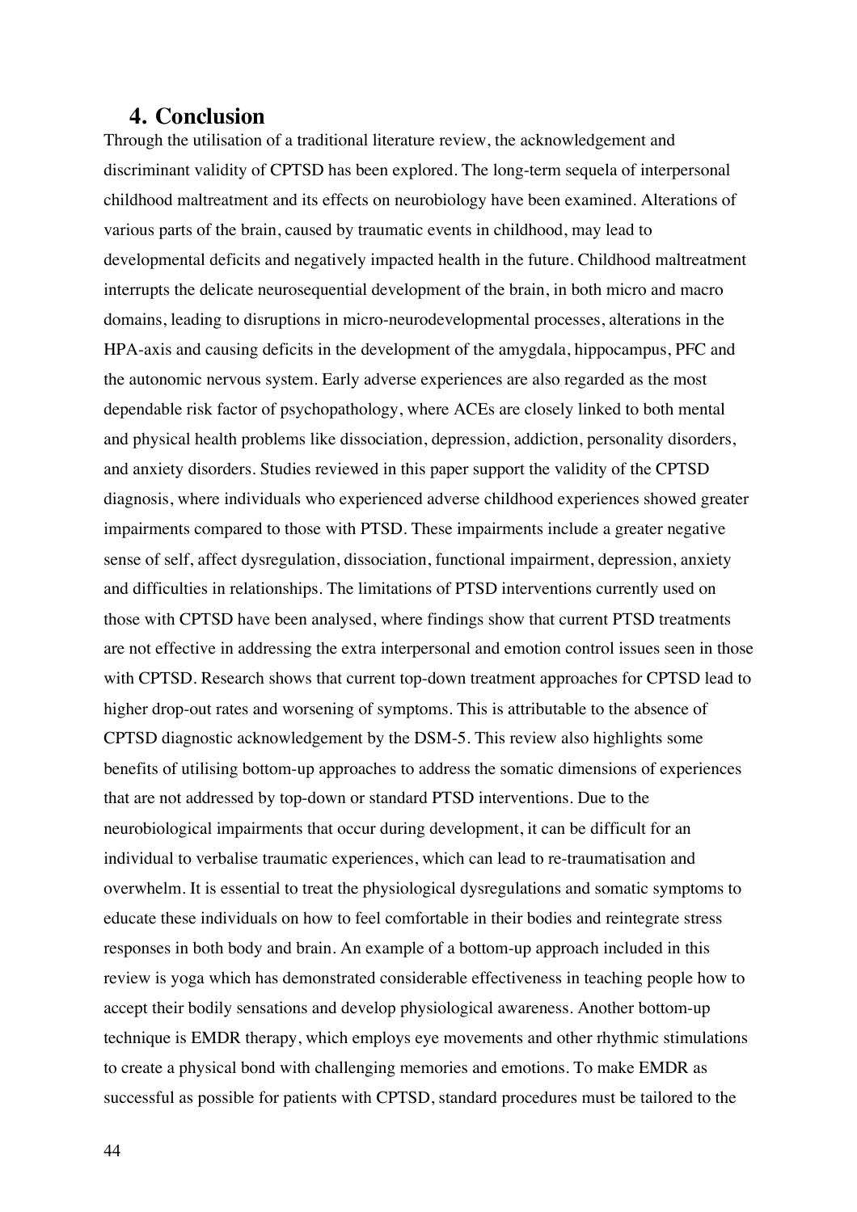## 4. Conclusion

Through the utilisation of a traditional literature review, the acknowledgement and discriminant validity of CPTSD has been explored. The long-term sequela of interpersonal childhood maltreatment and its effects on neurobiology have been examined. Alterations of various parts of the brain, caused by traumatic events in childhood, may lead to developmental deficits and negatively impacted health in the future. Childhood maltreatment interrupts the delicate neurosequential development of the brain, in both micro and macro domains, leading to disruptions in micro-neurodevelopmental processes, alterations in the HPA-axis and causing deficits in the development of the amygdala, hippocampus, PFC and the autonomic nervous system. Early adverse experiences are also regarded as the most dependable risk factor of psychopathology, where ACEs are closely linked to both mental and physical health problems like dissociation, depression, addiction, personality disorders, and anxiety disorders. Studies reviewed in this paper support the validity of the CPTSD diagnosis, where individuals who experienced adverse childhood experiences showed greater impairments compared to those with PTSD. These impairments include a greater negative sense of self, affect dysregulation, dissociation, functional impairment, depression, anxiety and difficulties in relationships. The limitations of PTSD interventions currently used on those with CPTSD have been analysed, where findings show that current PTSD treatments are not effective in addressing the extra interpersonal and emotion control issues seen in those with CPTSD. Research shows that current top-down treatment approaches for CPTSD lead to higher drop-out rates and worsening of symptoms. This is attributable to the absence of CPTSD diagnostic acknowledgement by the DSM-5. This review also highlights some benefits of utilising bottom-up approaches to address the somatic dimensions of experiences that are not addressed by top-down or standard PTSD interventions. Due to the neurobiological impairments that occur during development, it can be difficult for an individual to verbalise traumatic experiences, which can lead to re-traumatisation and overwhelm. It is essential to treat the physiological dysregulations and somatic symptoms to educate these individuals on how to feel comfortable in their bodies and reintegrate stress responses in both body and brain. An example of a bottom-up approach included in this review is yoga which has demonstrated considerable effectiveness in teaching people how to accept their bodily sensations and develop physiological awareness. Another bottom-up technique is EMDR therapy, which employs eye movements and other rhythmic stimulations to create a physical bond with challenging memories and emotions. To make EMDR as successful as possible for patients with CPTSD, standard procedures must be tailored to the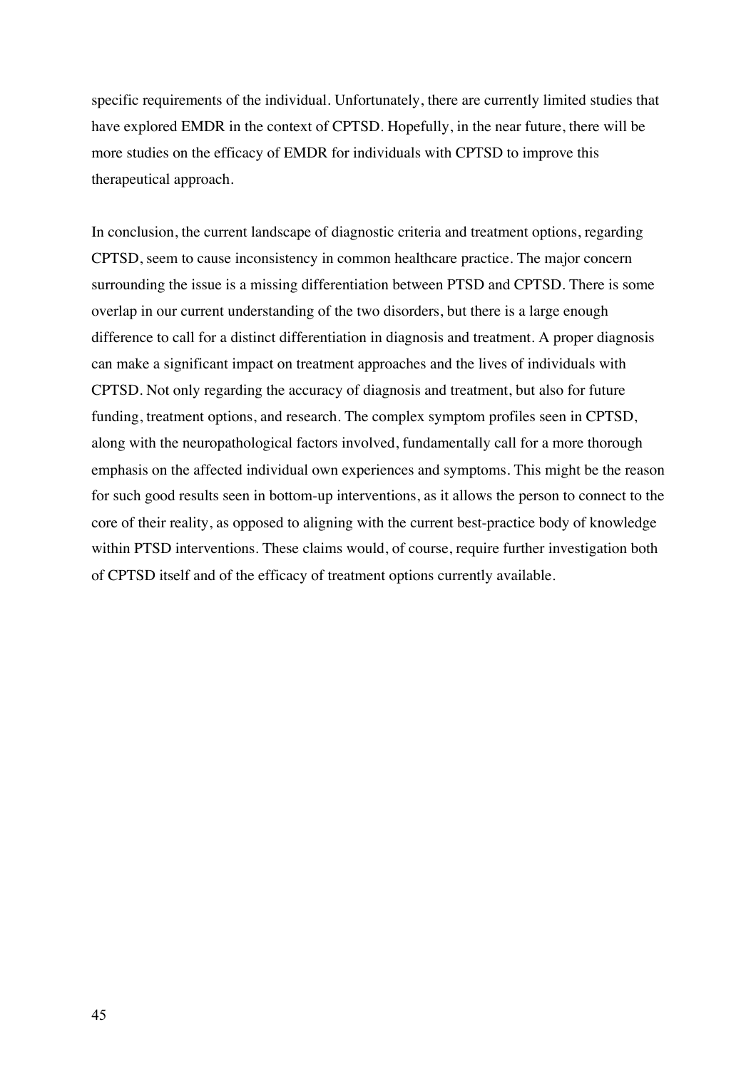specific requirements of the individual. Unfortunately, there are currently limited studies that have explored EMDR in the context of CPTSD. Hopefully, in the near future, there will be more studies on the efficacy of EMDR for individuals with CPTSD to improve this therapeutical approach.

In conclusion, the current landscape of diagnostic criteria and treatment options, regarding CPTSD, seem to cause inconsistency in common healthcare practice. The major concern surrounding the issue is a missing differentiation between PTSD and CPTSD. There is some overlap in our current understanding of the two disorders, but there is a large enough difference to call for a distinct differentiation in diagnosis and treatment. A proper diagnosis can make a significant impact on treatment approaches and the lives of individuals with CPTSD. Not only regarding the accuracy of diagnosis and treatment, but also for future funding, treatment options, and research. The complex symptom profiles seen in CPTSD, along with the neuropathological factors involved, fundamentally call for a more thorough emphasis on the affected individual own experiences and symptoms. This might be the reason for such good results seen in bottom-up interventions, as it allows the person to connect to the core of their reality, as opposed to aligning with the current best-practice body of knowledge within PTSD interventions. These claims would, of course, require further investigation both of CPTSD itself and of the efficacy of treatment options currently available.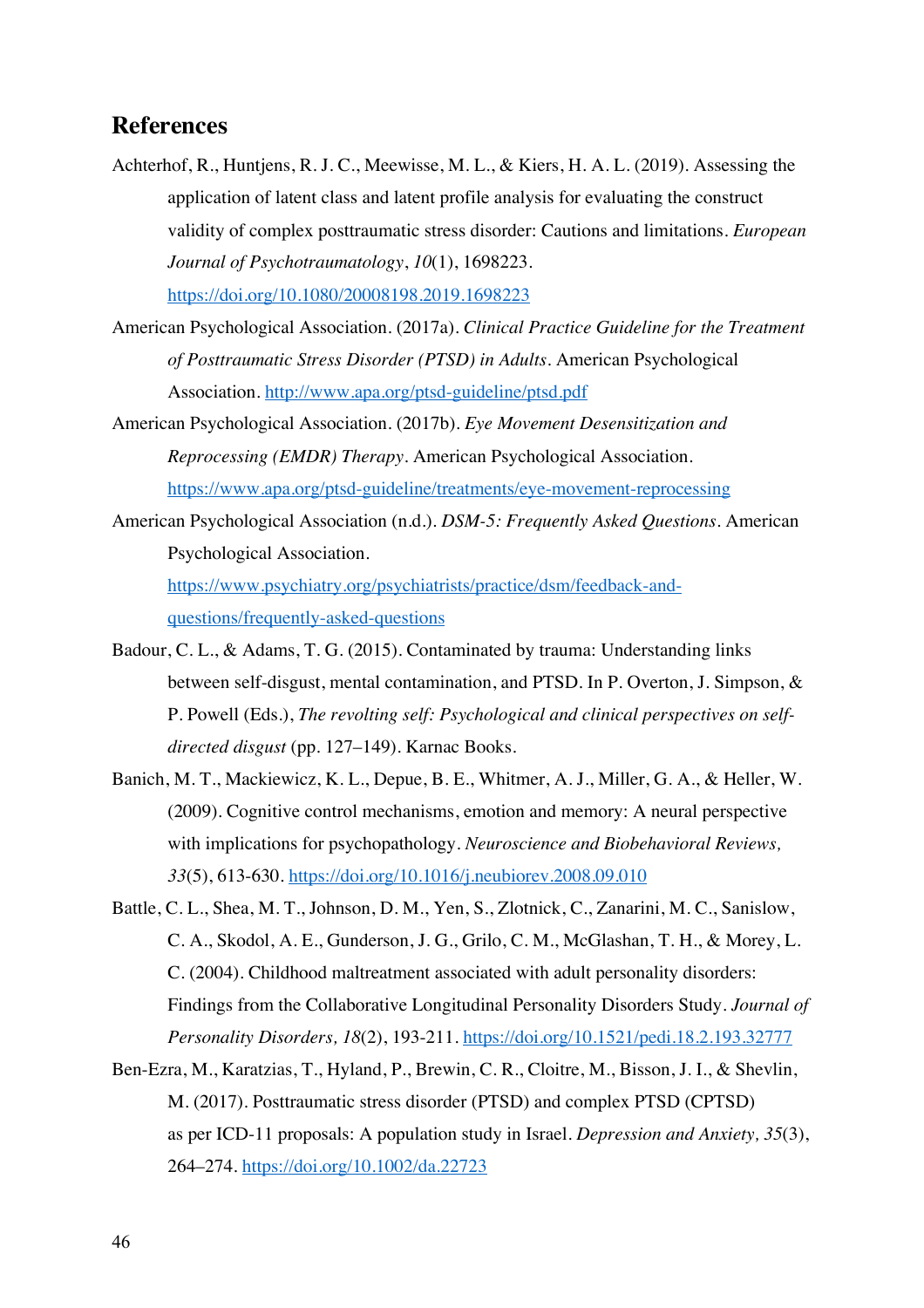## References

Achterhof, R., Huntjens, R. J. C., Meewisse, M. L., & Kiers, H. A. L. (2019). Assessing the application of latent class and latent profile analysis for evaluating the construct validity of complex posttraumatic stress disorder: Cautions and limitations. *European Journal of Psychotraumatology*, *10*(1), 1698223. https://doi.org/10.1080/20008198.2019.1698223

American Psychological Association. (2017a). *Clinical Practice Guideline for the Treatment of Posttraumatic Stress Disorder (PTSD) in Adults*. American Psychological Association. http://www.apa.org/ptsd-guideline/ptsd.pdf

American Psychological Association. (2017b). *Eye Movement Desensitization and Reprocessing (EMDR) Therapy*. American Psychological Association. https://www.apa.org/ptsd-guideline/treatments/eye-movement-reprocessing

American Psychological Association (n.d.). *DSM-5: Frequently Asked Questions*. American Psychological Association. https://www.psychiatry.org/psychiatrists/practice/dsm/feedback-and-questions/frequently-asked-questions

Badour, C. L., & Adams, T. G. (2015). Contaminated by trauma: Understanding links between self-disgust, mental contamination, and PTSD. In P. Overton, J. Simpson, & P. Powell (Eds.), *The revolting self: Psychological and clinical perspectives on self-directed disgust* (pp. 127–149). Karnac Books.

Banich, M. T., Mackiewicz, K. L., Depue, B. E., Whitmer, A. J., Miller, G. A., & Heller, W. (2009). Cognitive control mechanisms, emotion and memory: A neural perspective with implications for psychopathology. *Neuroscience and Biobehavioral Reviews, 33*(5), 613-630. https://doi.org/10.1016/j.neubiorev.2008.09.010

Battle, C. L., Shea, M. T., Johnson, D. M., Yen, S., Zlotnick, C., Zanarini, M. C., Sanislow, C. A., Skodol, A. E., Gunderson, J. G., Grilo, C. M., McGlashan, T. H., & Morey, L. C. (2004). Childhood maltreatment associated with adult personality disorders: Findings from the Collaborative Longitudinal Personality Disorders Study. *Journal of Personality Disorders, 18*(2), 193-211. https://doi.org/10.1521/pedi.18.2.193.32777

Ben-Ezra, M., Karatzias, T., Hyland, P., Brewin, C. R., Cloitre, M., Bisson, J. I., & Shevlin, M. (2017). Posttraumatic stress disorder (PTSD) and complex PTSD (CPTSD) as per ICD-11 proposals: A population study in Israel. *Depression and Anxiety, 35*(3), 264–274. https://doi.org/10.1002/da.22723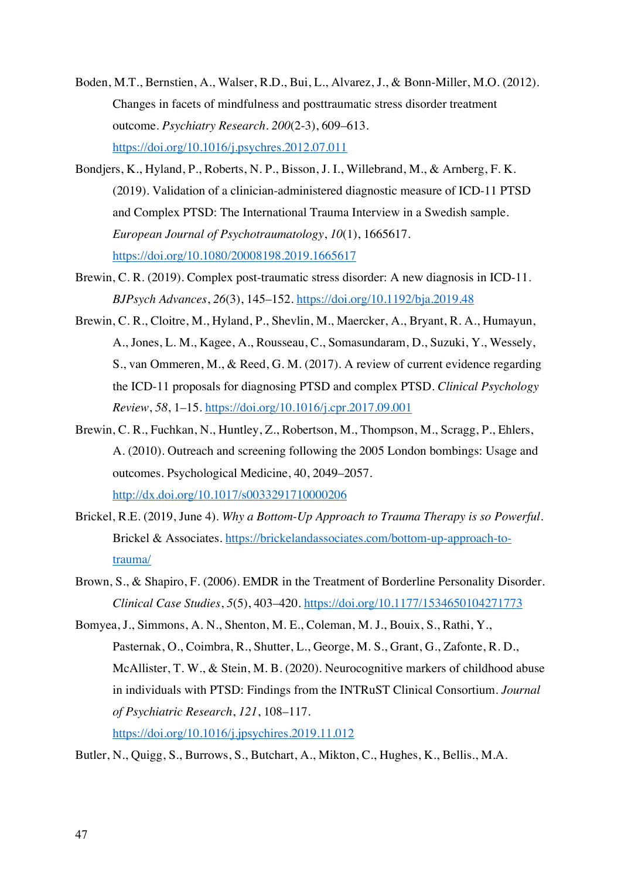Boden, M.T., Bernstien, A., Walser, R.D., Bui, L., Alvarez, J., & Bonn-Miller, M.O. (2012). Changes in facets of mindfulness and posttraumatic stress disorder treatment outcome. *Psychiatry Research*. *200*(2-3), 609–613. https://doi.org/10.1016/j.psychres.2012.07.011

Bondjers, K., Hyland, P., Roberts, N. P., Bisson, J. I., Willebrand, M., & Arnberg, F. K. (2019). Validation of a clinician-administered diagnostic measure of ICD-11 PTSD and Complex PTSD: The International Trauma Interview in a Swedish sample. *European Journal of Psychotraumatology*, *10*(1), 1665617. https://doi.org/10.1080/20008198.2019.1665617

Brewin, C. R. (2019). Complex post-traumatic stress disorder: A new diagnosis in ICD-11. *BJPsych Advances*, *26*(3), 145–152. https://doi.org/10.1192/bja.2019.48

Brewin, C. R., Cloitre, M., Hyland, P., Shevlin, M., Maercker, A., Bryant, R. A., Humayun, A., Jones, L. M., Kagee, A., Rousseau, C., Somasundaram, D., Suzuki, Y., Wessely, S., van Ommeren, M., & Reed, G. M. (2017). A review of current evidence regarding the ICD-11 proposals for diagnosing PTSD and complex PTSD. *Clinical Psychology Review*, *58*, 1–15. https://doi.org/10.1016/j.cpr.2017.09.001

Brewin, C. R., Fuchkan, N., Huntley, Z., Robertson, M., Thompson, M., Scragg, P., Ehlers, A. (2010). Outreach and screening following the 2005 London bombings: Usage and outcomes. Psychological Medicine, 40, 2049–2057. http://dx.doi.org/10.1017/s0033291710000206

Brickel, R.E. (2019, June 4). *Why a Bottom-Up Approach to Trauma Therapy is so Powerful*. Brickel & Associates. https://brickelandassociates.com/bottom-up-approach-to-trauma/

Brown, S., & Shapiro, F. (2006). EMDR in the Treatment of Borderline Personality Disorder. *Clinical Case Studies*, *5*(5), 403–420. https://doi.org/10.1177/1534650104271773

Bomyea, J., Simmons, A. N., Shenton, M. E., Coleman, M. J., Bouix, S., Rathi, Y., Pasternak, O., Coimbra, R., Shutter, L., George, M. S., Grant, G., Zafonte, R. D., McAllister, T. W., & Stein, M. B. (2020). Neurocognitive markers of childhood abuse in individuals with PTSD: Findings from the INTRuST Clinical Consortium. *Journal of Psychiatric Research*, *121*, 108–117. https://doi.org/10.1016/j.jpsychires.2019.11.012

Butler, N., Quigg, S., Burrows, S., Butchart, A., Mikton, C., Hughes, K., Bellis., M.A.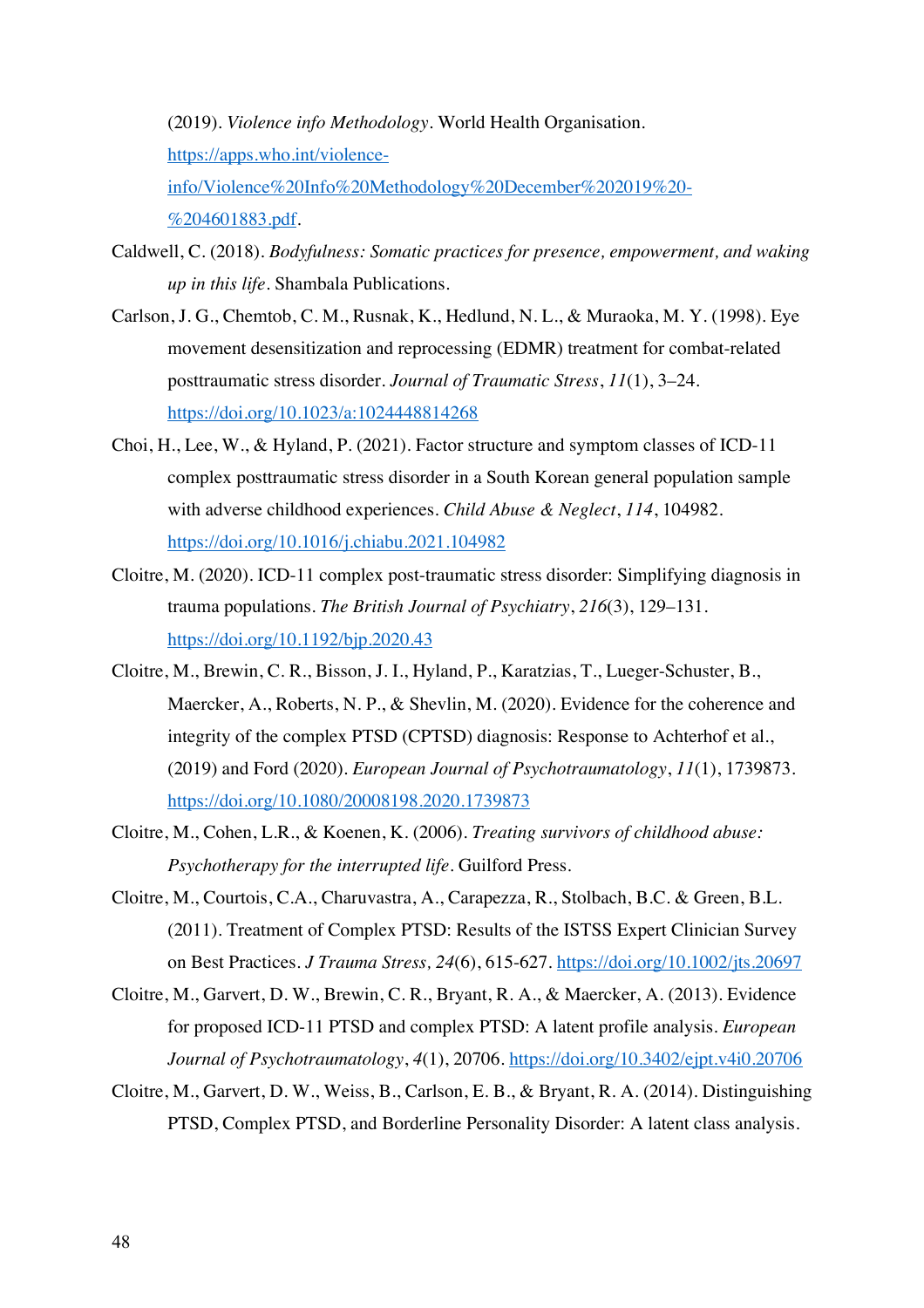(2019). *Violence info Methodology*. World Health Organisation. [https://apps.who.int/violence-info/Violence%20Info%20Methodology%20December%202019%20-%204601883.pdf](https://apps.who.int/violence-info/Violence%20Info%20Methodology%20December%202019%20-%204601883.pdf).

Caldwell, C. (2018). *Bodyfulness: Somatic practices for presence, empowerment, and waking up in this life*. Shambala Publications.

Carlson, J. G., Chemtob, C. M., Rusnak, K., Hedlund, N. L., & Muraoka, M. Y. (1998). Eye movement desensitization and reprocessing (EDMR) treatment for combat-related posttraumatic stress disorder. *Journal of Traumatic Stress*, *11*(1), 3–24. [https://doi.org/10.1023/a:1024448814268](https://doi.org/10.1023/a:1024448814268)

Choi, H., Lee, W., & Hyland, P. (2021). Factor structure and symptom classes of ICD-11 complex posttraumatic stress disorder in a South Korean general population sample with adverse childhood experiences. *Child Abuse & Neglect*, *114*, 104982. [https://doi.org/10.1016/j.chiabu.2021.104982](https://doi.org/10.1016/j.chiabu.2021.104982)

Cloitre, M. (2020). ICD-11 complex post-traumatic stress disorder: Simplifying diagnosis in trauma populations. *The British Journal of Psychiatry*, *216*(3), 129–131. [https://doi.org/10.1192/bjp.2020.43](https://doi.org/10.1192/bjp.2020.43)

Cloitre, M., Brewin, C. R., Bisson, J. I., Hyland, P., Karatzias, T., Lueger-Schuster, B., Maercker, A., Roberts, N. P., & Shevlin, M. (2020). Evidence for the coherence and integrity of the complex PTSD (CPTSD) diagnosis: Response to Achterhof et al., (2019) and Ford (2020). *European Journal of Psychotraumatology*, *11*(1), 1739873. [https://doi.org/10.1080/20008198.2020.1739873](https://doi.org/10.1080/20008198.2020.1739873)

Cloitre, M., Cohen, L.R., & Koenen, K. (2006). *Treating survivors of childhood abuse: Psychotherapy for the interrupted life*. Guilford Press.

Cloitre, M., Courtois, C.A., Charuvastra, A., Carapezza, R., Stolbach, B.C. & Green, B.L. (2011). Treatment of Complex PTSD: Results of the ISTSS Expert Clinician Survey on Best Practices. *J Trauma Stress, 24*(6), 615-627. [https://doi.org/10.1002/jts.20697](https://doi.org/10.1002/jts.20697)

Cloitre, M., Garvert, D. W., Brewin, C. R., Bryant, R. A., & Maercker, A. (2013). Evidence for proposed ICD-11 PTSD and complex PTSD: A latent profile analysis. *European Journal of Psychotraumatology*, *4*(1), 20706. [https://doi.org/10.3402/ejpt.v4i0.20706](https://doi.org/10.3402/ejpt.v4i0.20706)

Cloitre, M., Garvert, D. W., Weiss, B., Carlson, E. B., & Bryant, R. A. (2014). Distinguishing PTSD, Complex PTSD, and Borderline Personality Disorder: A latent class analysis.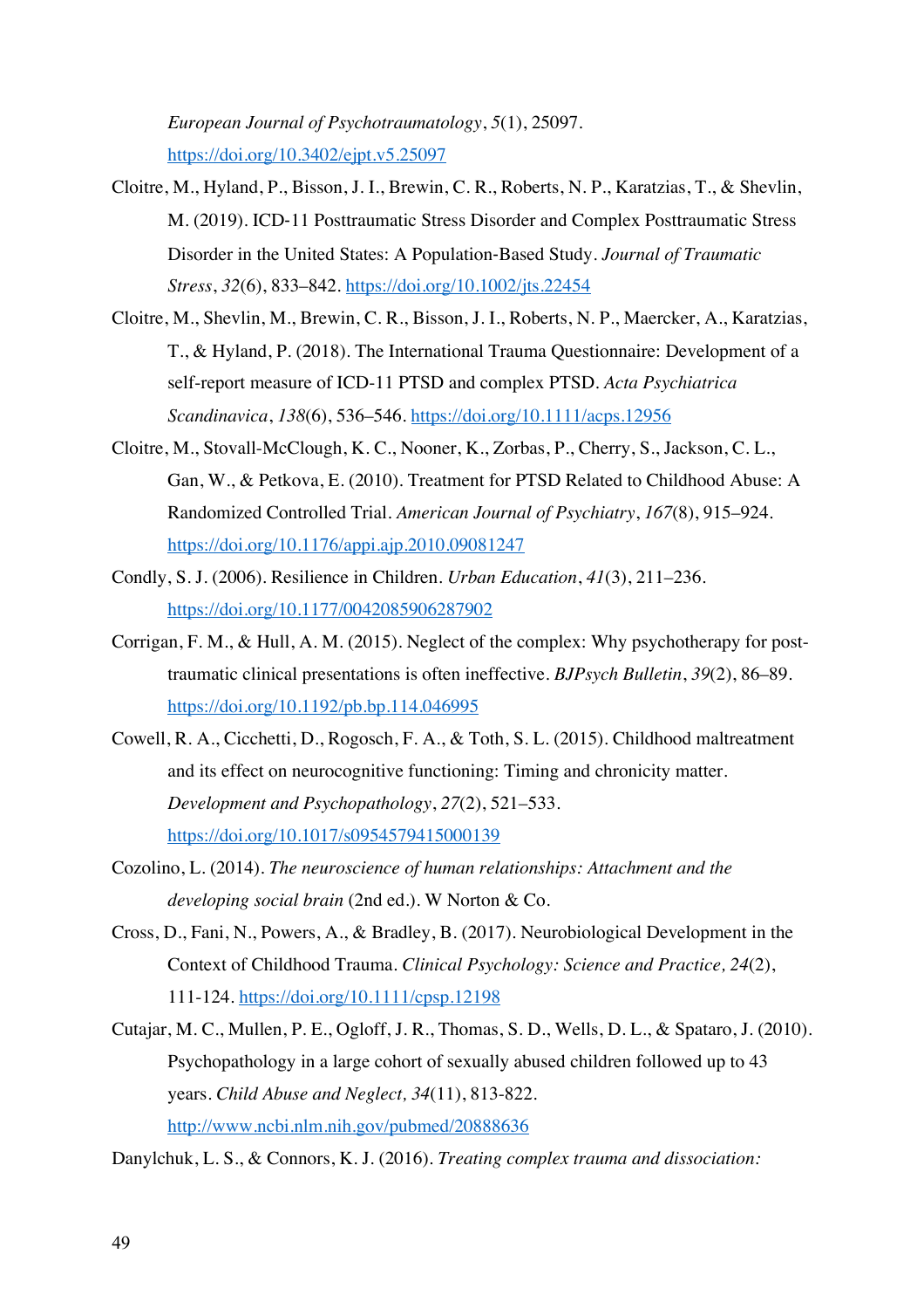*European Journal of Psychotraumatology*, *5*(1), 25097. https://doi.org/10.3402/ejpt.v5.25097

Cloitre, M., Hyland, P., Bisson, J. I., Brewin, C. R., Roberts, N. P., Karatzias, T., & Shevlin, M. (2019). ICD-11 Posttraumatic Stress Disorder and Complex Posttraumatic Stress Disorder in the United States: A Population-Based Study. *Journal of Traumatic Stress*, *32*(6), 833–842. https://doi.org/10.1002/jts.22454

Cloitre, M., Shevlin, M., Brewin, C. R., Bisson, J. I., Roberts, N. P., Maercker, A., Karatzias, T., & Hyland, P. (2018). The International Trauma Questionnaire: Development of a self-report measure of ICD-11 PTSD and complex PTSD. *Acta Psychiatrica Scandinavica*, *138*(6), 536–546. https://doi.org/10.1111/acps.12956

Cloitre, M., Stovall-McClough, K. C., Nooner, K., Zorbas, P., Cherry, S., Jackson, C. L., Gan, W., & Petkova, E. (2010). Treatment for PTSD Related to Childhood Abuse: A Randomized Controlled Trial. *American Journal of Psychiatry*, *167*(8), 915–924. https://doi.org/10.1176/appi.ajp.2010.09081247

Condly, S. J. (2006). Resilience in Children. *Urban Education*, *41*(3), 211–236. https://doi.org/10.1177/0042085906287902

Corrigan, F. M., & Hull, A. M. (2015). Neglect of the complex: Why psychotherapy for post-traumatic clinical presentations is often ineffective. *BJPsych Bulletin*, *39*(2), 86–89. https://doi.org/10.1192/pb.bp.114.046995

Cowell, R. A., Cicchetti, D., Rogosch, F. A., & Toth, S. L. (2015). Childhood maltreatment and its effect on neurocognitive functioning: Timing and chronicity matter. *Development and Psychopathology*, *27*(2), 521–533. https://doi.org/10.1017/s0954579415000139

Cozolino, L. (2014). *The neuroscience of human relationships: Attachment and the developing social brain* (2nd ed.). W Norton & Co.

Cross, D., Fani, N., Powers, A., & Bradley, B. (2017). Neurobiological Development in the Context of Childhood Trauma. *Clinical Psychology: Science and Practice, 24*(2), 111-124. https://doi.org/10.1111/cpsp.12198

Cutajar, M. C., Mullen, P. E., Ogloff, J. R., Thomas, S. D., Wells, D. L., & Spataro, J. (2010). Psychopathology in a large cohort of sexually abused children followed up to 43 years. *Child Abuse and Neglect, 34*(11), 813-822. http://www.ncbi.nlm.nih.gov/pubmed/20888636

Danylchuk, L. S., & Connors, K. J. (2016). *Treating complex trauma and dissociation:*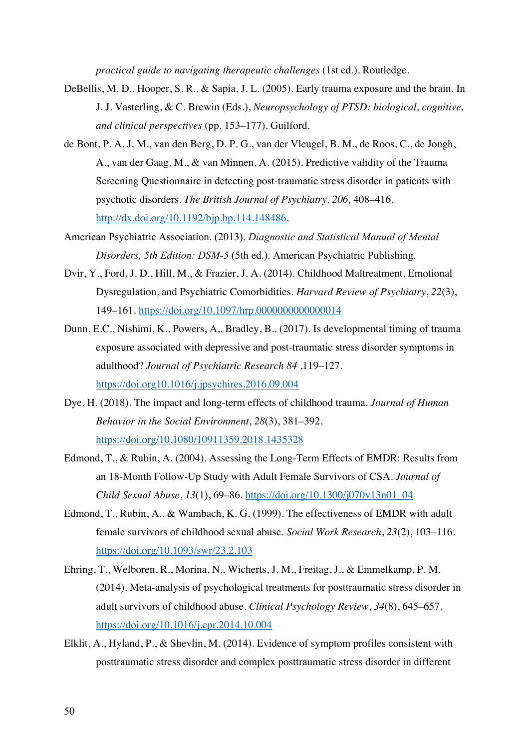*practical guide to navigating therapeutic challenges* (1st ed.). Routledge.

DeBellis, M. D., Hooper, S. R., & Sapia, J. L. (2005). Early trauma exposure and the brain. In J. J. Vasterling, & C. Brewin (Eds.), *Neuropsychology of PTSD: biological, cognitive, and clinical perspectives* (pp. 153–177). Guilford.

de Bont, P. A. J. M., van den Berg, D. P. G., van der Vleugel, B. M., de Roos, C., de Jongh, A., van der Gaag, M., & van Minnen, A. (2015). Predictive validity of the Trauma Screening Questionnaire in detecting post-traumatic stress disorder in patients with psychotic disorders. *The British Journal of Psychiatry, 206,* 408–416. http://dx.doi.org/10.1192/bjp.bp.114.148486.

American Psychiatric Association. (2013). *Diagnostic and Statistical Manual of Mental Disorders, 5th Edition: DSM-5* (5th ed.). American Psychiatric Publishing.

Dvir, Y., Ford, J. D., Hill, M., & Frazier, J. A. (2014). Childhood Maltreatment, Emotional Dysregulation, and Psychiatric Comorbidities. *Harvard Review of Psychiatry*, *22*(3), 149–161. https://doi.org/10.1097/hrp.0000000000000014

Dunn, E.C., Nishimi, K., Powers, A,. Bradley, B.. (2017). Is developmental timing of trauma exposure associated with depressive and post-traumatic stress disorder symptoms in adulthood? *Journal of Psychiatric Research 84* ,119–127. https://doi.org10.1016/j.jpsychires.2016.09.004

Dye, H. (2018). The impact and long-term effects of childhood trauma. *Journal of Human Behavior in the Social Environment*, *28*(3), 381–392. https://doi.org/10.1080/10911359.2018.1435328

Edmond, T., & Rubin, A. (2004). Assessing the Long-Term Effects of EMDR: Results from an 18-Month Follow-Up Study with Adult Female Survivors of CSA. *Journal of Child Sexual Abuse*, *13*(1), 69–86. https://doi.org/10.1300/j070v13n01_04

Edmond, T., Rubin, A., & Wambach, K. G. (1999). The effectiveness of EMDR with adult female survivors of childhood sexual abuse. *Social Work Research*, *23*(2), 103–116. https://doi.org/10.1093/swr/23.2.103

Ehring, T., Welboren, R., Morina, N., Wicherts, J. M., Freitag, J., & Emmelkamp, P. M. (2014). Meta-analysis of psychological treatments for posttraumatic stress disorder in adult survivors of childhood abuse. *Clinical Psychology Review*, *34*(8), 645–657. https://doi.org/10.1016/j.cpr.2014.10.004

Elklit, A., Hyland, P., & Shevlin, M. (2014). Evidence of symptom profiles consistent with posttraumatic stress disorder and complex posttraumatic stress disorder in different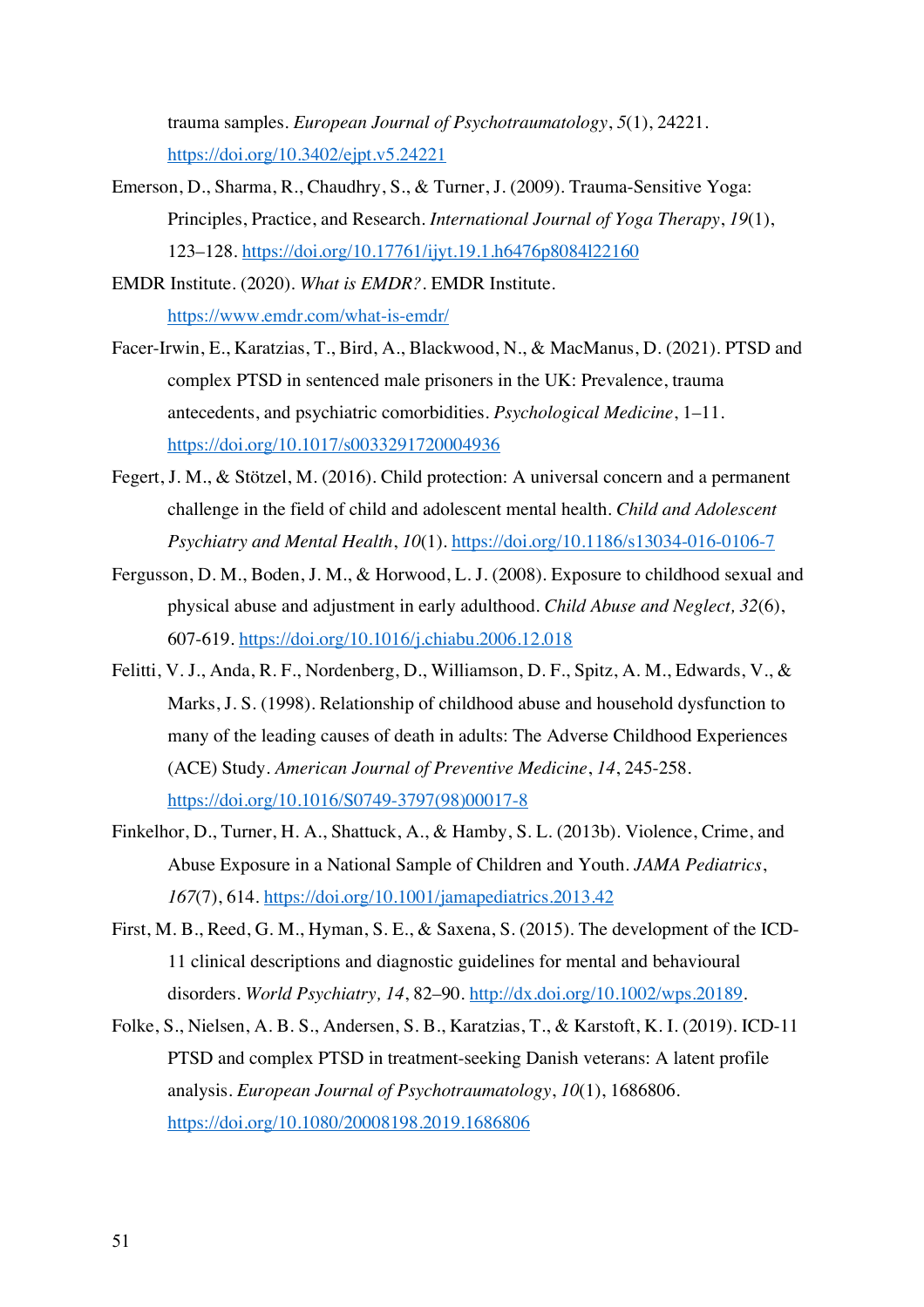trauma samples. *European Journal of Psychotraumatology*, *5*(1), 24221. https://doi.org/10.3402/ejpt.v5.24221

Emerson, D., Sharma, R., Chaudhry, S., & Turner, J. (2009). Trauma-Sensitive Yoga: Principles, Practice, and Research. *International Journal of Yoga Therapy*, *19*(1), 123–128. https://doi.org/10.17761/ijyt.19.1.h6476p8084l22160

EMDR Institute. (2020). *What is EMDR?*. EMDR Institute. https://www.emdr.com/what-is-emdr/

Facer-Irwin, E., Karatzias, T., Bird, A., Blackwood, N., & MacManus, D. (2021). PTSD and complex PTSD in sentenced male prisoners in the UK: Prevalence, trauma antecedents, and psychiatric comorbidities. *Psychological Medicine*, 1–11. https://doi.org/10.1017/s0033291720004936

Fegert, J. M., & Stötzel, M. (2016). Child protection: A universal concern and a permanent challenge in the field of child and adolescent mental health. *Child and Adolescent Psychiatry and Mental Health*, *10*(1). https://doi.org/10.1186/s13034-016-0106-7

Fergusson, D. M., Boden, J. M., & Horwood, L. J. (2008). Exposure to childhood sexual and physical abuse and adjustment in early adulthood. *Child Abuse and Neglect, 32*(6), 607-619. https://doi.org/10.1016/j.chiabu.2006.12.018

Felitti, V. J., Anda, R. F., Nordenberg, D., Williamson, D. F., Spitz, A. M., Edwards, V., & Marks, J. S. (1998). Relationship of childhood abuse and household dysfunction to many of the leading causes of death in adults: The Adverse Childhood Experiences (ACE) Study. *American Journal of Preventive Medicine*, *14*, 245-258. https://doi.org/10.1016/S0749-3797(98)00017-8

Finkelhor, D., Turner, H. A., Shattuck, A., & Hamby, S. L. (2013b). Violence, Crime, and Abuse Exposure in a National Sample of Children and Youth. *JAMA Pediatrics*, *167*(7), 614. https://doi.org/10.1001/jamapediatrics.2013.42

First, M. B., Reed, G. M., Hyman, S. E., & Saxena, S. (2015). The development of the ICD-11 clinical descriptions and diagnostic guidelines for mental and behavioural disorders. *World Psychiatry, 14*, 82–90. http://dx.doi.org/10.1002/wps.20189.

Folke, S., Nielsen, A. B. S., Andersen, S. B., Karatzias, T., & Karstoft, K. I. (2019). ICD-11 PTSD and complex PTSD in treatment-seeking Danish veterans: A latent profile analysis. *European Journal of Psychotraumatology*, *10*(1), 1686806. https://doi.org/10.1080/20008198.2019.1686806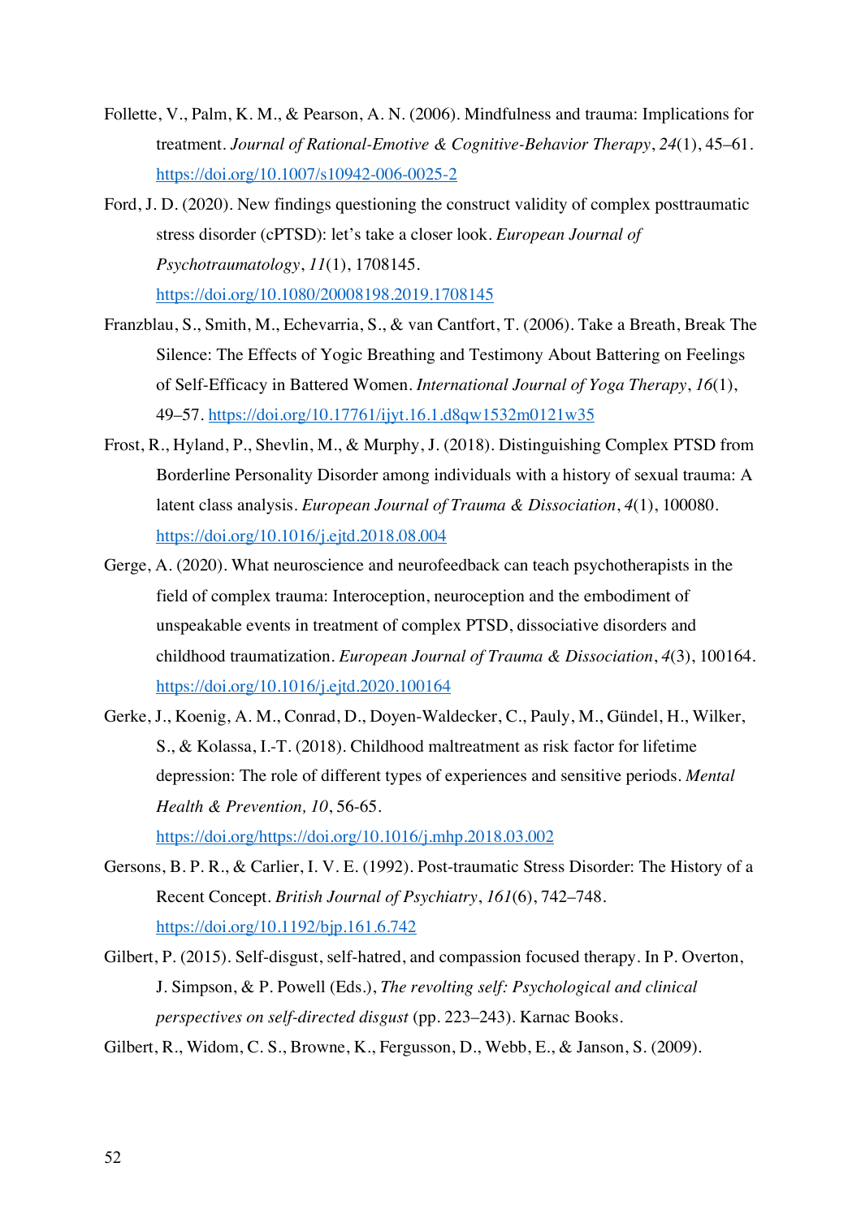Follette, V., Palm, K. M., & Pearson, A. N. (2006). Mindfulness and trauma: Implications for treatment. *Journal of Rational-Emotive & Cognitive-Behavior Therapy*, *24*(1), 45–61. https://doi.org/10.1007/s10942-006-0025-2

Ford, J. D. (2020). New findings questioning the construct validity of complex posttraumatic stress disorder (cPTSD): let's take a closer look. *European Journal of Psychotraumatology*, *11*(1), 1708145. https://doi.org/10.1080/20008198.2019.1708145

Franzblau, S., Smith, M., Echevarria, S., & van Cantfort, T. (2006). Take a Breath, Break The Silence: The Effects of Yogic Breathing and Testimony About Battering on Feelings of Self-Efficacy in Battered Women. *International Journal of Yoga Therapy*, *16*(1), 49–57. https://doi.org/10.17761/ijyt.16.1.d8qw1532m0121w35

Frost, R., Hyland, P., Shevlin, M., & Murphy, J. (2018). Distinguishing Complex PTSD from Borderline Personality Disorder among individuals with a history of sexual trauma: A latent class analysis. *European Journal of Trauma & Dissociation*, *4*(1), 100080. https://doi.org/10.1016/j.ejtd.2018.08.004

Gerge, A. (2020). What neuroscience and neurofeedback can teach psychotherapists in the field of complex trauma: Interoception, neuroception and the embodiment of unspeakable events in treatment of complex PTSD, dissociative disorders and childhood traumatization. *European Journal of Trauma & Dissociation*, *4*(3), 100164. https://doi.org/10.1016/j.ejtd.2020.100164

Gerke, J., Koenig, A. M., Conrad, D., Doyen-Waldecker, C., Pauly, M., Gündel, H., Wilker, S., & Kolassa, I.-T. (2018). Childhood maltreatment as risk factor for lifetime depression: The role of different types of experiences and sensitive periods. *Mental Health & Prevention, 10*, 56-65. https://doi.org/https://doi.org/10.1016/j.mhp.2018.03.002

Gersons, B. P. R., & Carlier, I. V. E. (1992). Post-traumatic Stress Disorder: The History of a Recent Concept. *British Journal of Psychiatry*, *161*(6), 742–748. https://doi.org/10.1192/bjp.161.6.742

Gilbert, P. (2015). Self-disgust, self-hatred, and compassion focused therapy. In P. Overton, J. Simpson, & P. Powell (Eds.), *The revolting self: Psychological and clinical perspectives on self-directed disgust* (pp. 223–243). Karnac Books.

Gilbert, R., Widom, C. S., Browne, K., Fergusson, D., Webb, E., & Janson, S. (2009).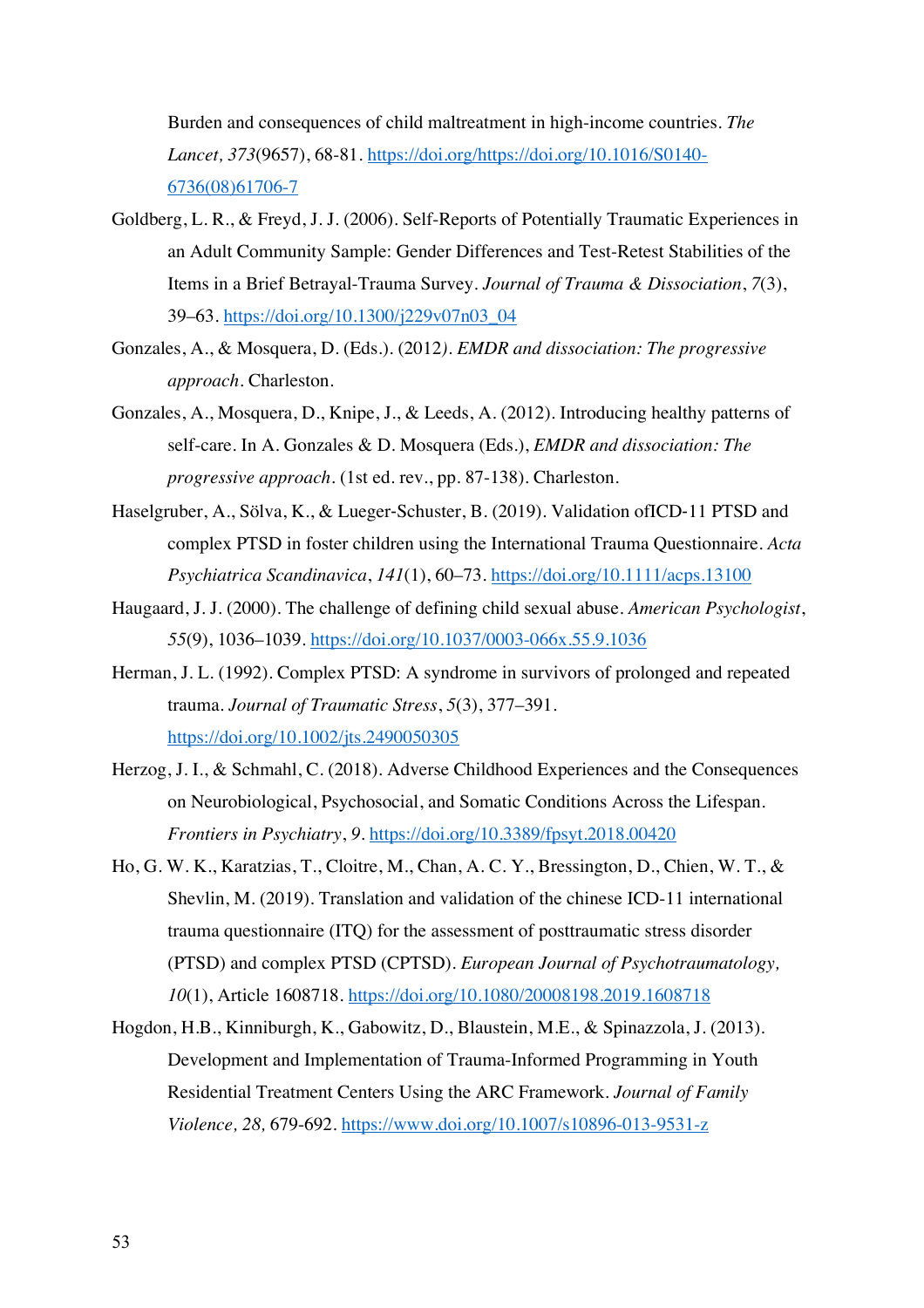Burden and consequences of child maltreatment in high-income countries. *The Lancet, 373*(9657), 68-81. https://doi.org/https://doi.org/10.1016/S0140-6736(08)61706-7

Goldberg, L. R., & Freyd, J. J. (2006). Self-Reports of Potentially Traumatic Experiences in an Adult Community Sample: Gender Differences and Test-Retest Stabilities of the Items in a Brief Betrayal-Trauma Survey. *Journal of Trauma & Dissociation*, *7*(3), 39–63. https://doi.org/10.1300/j229v07n03_04

Gonzales, A., & Mosquera, D. (Eds.). (2012*). EMDR and dissociation: The progressive approach*. Charleston.

Gonzales, A., Mosquera, D., Knipe, J., & Leeds, A. (2012). Introducing healthy patterns of self-care. In A. Gonzales & D. Mosquera (Eds.), *EMDR and dissociation: The progressive approach*. (1st ed. rev., pp. 87-138). Charleston.

Haselgruber, A., Sölva, K., & Lueger-Schuster, B. (2019). Validation ofICD-11 PTSD and complex PTSD in foster children using the International Trauma Questionnaire. *Acta Psychiatrica Scandinavica*, *141*(1), 60–73. https://doi.org/10.1111/acps.13100

Haugaard, J. J. (2000). The challenge of defining child sexual abuse. *American Psychologist*, *55*(9), 1036–1039. https://doi.org/10.1037/0003-066x.55.9.1036

Herman, J. L. (1992). Complex PTSD: A syndrome in survivors of prolonged and repeated trauma. *Journal of Traumatic Stress*, *5*(3), 377–391. https://doi.org/10.1002/jts.2490050305

Herzog, J. I., & Schmahl, C. (2018). Adverse Childhood Experiences and the Consequences on Neurobiological, Psychosocial, and Somatic Conditions Across the Lifespan. *Frontiers in Psychiatry*, *9*. https://doi.org/10.3389/fpsyt.2018.00420

Ho, G. W. K., Karatzias, T., Cloitre, M., Chan, A. C. Y., Bressington, D., Chien, W. T., & Shevlin, M. (2019). Translation and validation of the chinese ICD-11 international trauma questionnaire (ITQ) for the assessment of posttraumatic stress disorder (PTSD) and complex PTSD (CPTSD). *European Journal of Psychotraumatology, 10*(1), Article 1608718. https://doi.org/10.1080/20008198.2019.1608718

Hogdon, H.B., Kinniburgh, K., Gabowitz, D., Blaustein, M.E., & Spinazzola, J. (2013). Development and Implementation of Trauma-Informed Programming in Youth Residential Treatment Centers Using the ARC Framework. *Journal of Family Violence, 28,* 679-692. https://www.doi.org/10.1007/s10896-013-9531-z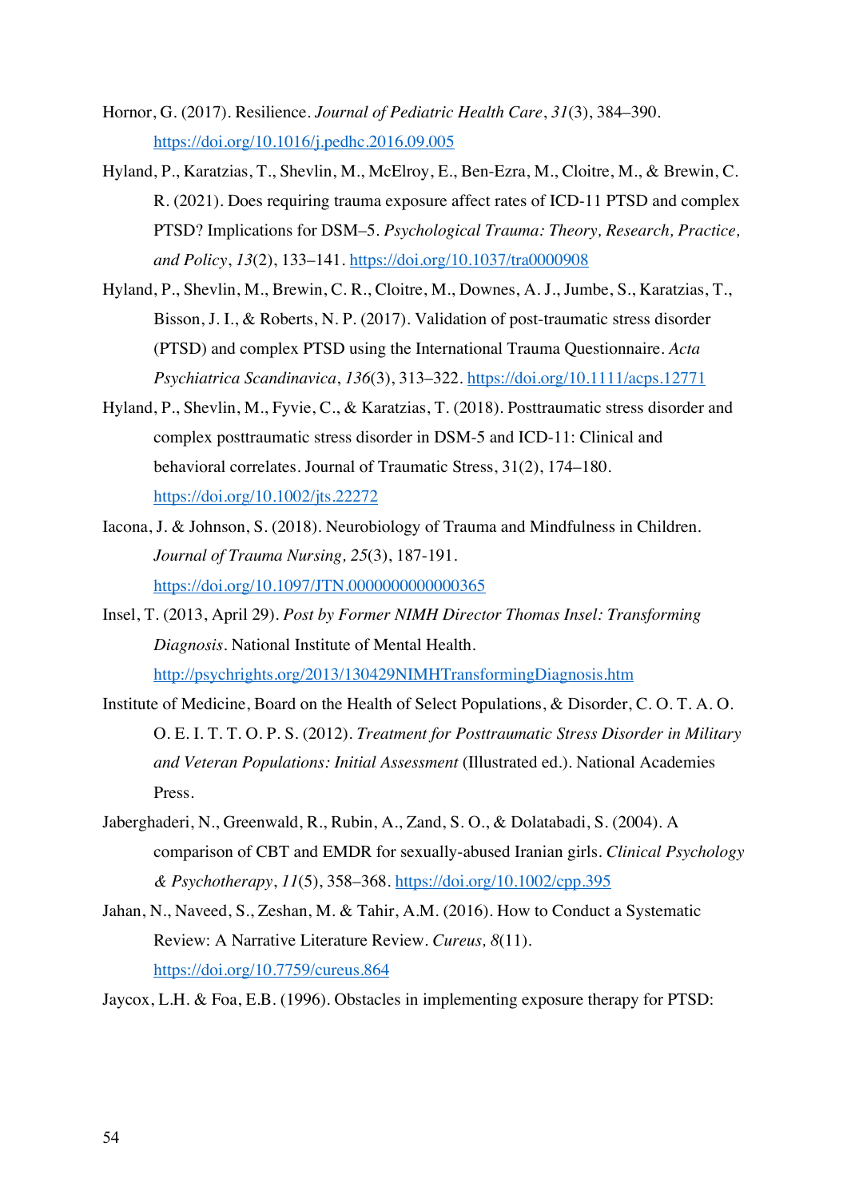Hornor, G. (2017). Resilience. *Journal of Pediatric Health Care*, *31*(3), 384–390. https://doi.org/10.1016/j.pedhc.2016.09.005

Hyland, P., Karatzias, T., Shevlin, M., McElroy, E., Ben-Ezra, M., Cloitre, M., & Brewin, C. R. (2021). Does requiring trauma exposure affect rates of ICD-11 PTSD and complex PTSD? Implications for DSM–5. *Psychological Trauma: Theory, Research, Practice, and Policy*, *13*(2), 133–141. https://doi.org/10.1037/tra0000908

Hyland, P., Shevlin, M., Brewin, C. R., Cloitre, M., Downes, A. J., Jumbe, S., Karatzias, T., Bisson, J. I., & Roberts, N. P. (2017). Validation of post-traumatic stress disorder (PTSD) and complex PTSD using the International Trauma Questionnaire. *Acta Psychiatrica Scandinavica*, *136*(3), 313–322. https://doi.org/10.1111/acps.12771

Hyland, P., Shevlin, M., Fyvie, C., & Karatzias, T. (2018). Posttraumatic stress disorder and complex posttraumatic stress disorder in DSM-5 and ICD-11: Clinical and behavioral correlates. Journal of Traumatic Stress, 31(2), 174–180. https://doi.org/10.1002/jts.22272

Iacona, J. & Johnson, S. (2018). Neurobiology of Trauma and Mindfulness in Children. *Journal of Trauma Nursing, 25*(3), 187-191. https://doi.org/10.1097/JTN.0000000000000365

Insel, T. (2013, April 29). *Post by Former NIMH Director Thomas Insel: Transforming Diagnosis*. National Institute of Mental Health. http://psychrights.org/2013/130429NIMHTransformingDiagnosis.htm

Institute of Medicine, Board on the Health of Select Populations, & Disorder, C. O. T. A. O. O. E. I. T. T. O. P. S. (2012). *Treatment for Posttraumatic Stress Disorder in Military and Veteran Populations: Initial Assessment* (Illustrated ed.). National Academies Press.

Jaberghaderi, N., Greenwald, R., Rubin, A., Zand, S. O., & Dolatabadi, S. (2004). A comparison of CBT and EMDR for sexually-abused Iranian girls. *Clinical Psychology & Psychotherapy*, *11*(5), 358–368. https://doi.org/10.1002/cpp.395

Jahan, N., Naveed, S., Zeshan, M. & Tahir, A.M. (2016). How to Conduct a Systematic Review: A Narrative Literature Review. *Cureus, 8*(11). https://doi.org/10.7759/cureus.864

Jaycox, L.H. & Foa, E.B. (1996). Obstacles in implementing exposure therapy for PTSD: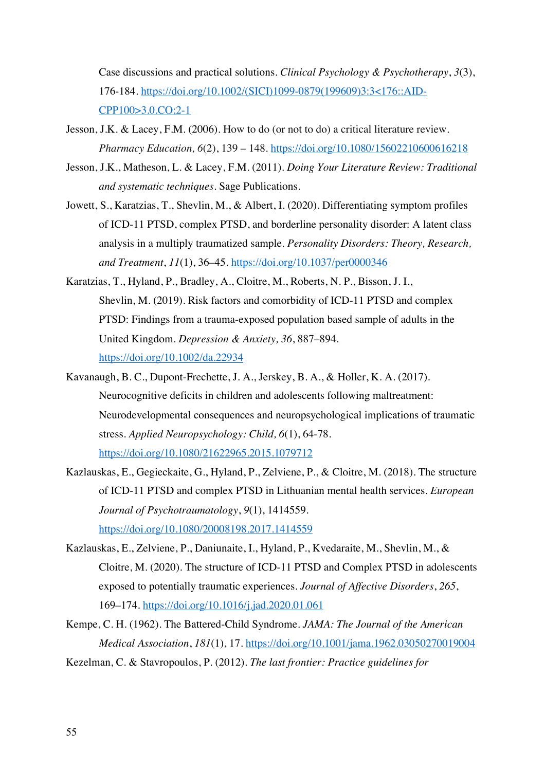Case discussions and practical solutions. *Clinical Psychology & Psychotherapy*, *3*(3), 176-184. https://doi.org/10.1002/(SICI)1099-0879(199609)3:3<176::AID-CPP100>3.0.CO;2-1

Jesson, J.K. & Lacey, F.M. (2006). How to do (or not to do) a critical literature review. *Pharmacy Education, 6*(2), 139 – 148. https://doi.org/10.1080/15602210600616218

Jesson, J.K., Matheson, L. & Lacey, F.M. (2011). *Doing Your Literature Review: Traditional and systematic techniques*. Sage Publications.

Jowett, S., Karatzias, T., Shevlin, M., & Albert, I. (2020). Differentiating symptom profiles of ICD-11 PTSD, complex PTSD, and borderline personality disorder: A latent class analysis in a multiply traumatized sample. *Personality Disorders: Theory, Research, and Treatment*, *11*(1), 36–45. https://doi.org/10.1037/per0000346

Karatzias, T., Hyland, P., Bradley, A., Cloitre, M., Roberts, N. P., Bisson, J. I., Shevlin, M. (2019). Risk factors and comorbidity of ICD-11 PTSD and complex PTSD: Findings from a trauma-exposed population based sample of adults in the United Kingdom. *Depression & Anxiety, 36*, 887–894. https://doi.org/10.1002/da.22934

Kavanaugh, B. C., Dupont-Frechette, J. A., Jerskey, B. A., & Holler, K. A. (2017). Neurocognitive deficits in children and adolescents following maltreatment: Neurodevelopmental consequences and neuropsychological implications of traumatic stress. *Applied Neuropsychology: Child, 6*(1), 64-78. https://doi.org/10.1080/21622965.2015.1079712

Kazlauskas, E., Gegieckaite, G., Hyland, P., Zelviene, P., & Cloitre, M. (2018). The structure of ICD-11 PTSD and complex PTSD in Lithuanian mental health services. *European Journal of Psychotraumatology*, *9*(1), 1414559. https://doi.org/10.1080/20008198.2017.1414559

Kazlauskas, E., Zelviene, P., Daniunaite, I., Hyland, P., Kvedaraite, M., Shevlin, M., & Cloitre, M. (2020). The structure of ICD-11 PTSD and Complex PTSD in adolescents exposed to potentially traumatic experiences. *Journal of Affective Disorders*, *265*, 169–174. https://doi.org/10.1016/j.jad.2020.01.061

Kempe, C. H. (1962). The Battered-Child Syndrome. *JAMA: The Journal of the American Medical Association*, *181*(1), 17. https://doi.org/10.1001/jama.1962.03050270019004

Kezelman, C. & Stavropoulos, P. (2012). *The last frontier: Practice guidelines for*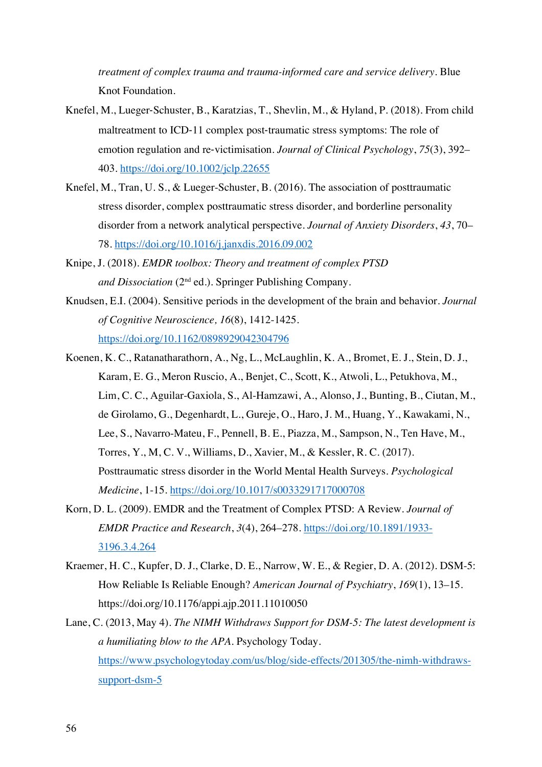*treatment of complex trauma and trauma-informed care and service delivery*. Blue Knot Foundation.

Knefel, M., Lueger-Schuster, B., Karatzias, T., Shevlin, M., & Hyland, P. (2018). From child maltreatment to ICD-11 complex post-traumatic stress symptoms: The role of emotion regulation and re-victimisation. *Journal of Clinical Psychology*, *75*(3), 392–403. https://doi.org/10.1002/jclp.22655

Knefel, M., Tran, U. S., & Lueger-Schuster, B. (2016). The association of posttraumatic stress disorder, complex posttraumatic stress disorder, and borderline personality disorder from a network analytical perspective. *Journal of Anxiety Disorders*, *43*, 70–78. https://doi.org/10.1016/j.janxdis.2016.09.002

Knipe, J. (2018). *EMDR toolbox: Theory and treatment of complex PTSD and Dissociation* (2nd ed.). Springer Publishing Company.

Knudsen, E.I. (2004). Sensitive periods in the development of the brain and behavior. *Journal of Cognitive Neuroscience, 16*(8), 1412-1425. https://doi.org/10.1162/0898929042304796

Koenen, K. C., Ratanatharathorn, A., Ng, L., McLaughlin, K. A., Bromet, E. J., Stein, D. J., Karam, E. G., Meron Ruscio, A., Benjet, C., Scott, K., Atwoli, L., Petukhova, M., Lim, C. C., Aguilar-Gaxiola, S., Al-Hamzawi, A., Alonso, J., Bunting, B., Ciutan, M., de Girolamo, G., Degenhardt, L., Gureje, O., Haro, J. M., Huang, Y., Kawakami, N., Lee, S., Navarro-Mateu, F., Pennell, B. E., Piazza, M., Sampson, N., Ten Have, M., Torres, Y., M, C. V., Williams, D., Xavier, M., & Kessler, R. C. (2017). Posttraumatic stress disorder in the World Mental Health Surveys. *Psychological Medicine*, 1-15. https://doi.org/10.1017/s0033291717000708

Korn, D. L. (2009). EMDR and the Treatment of Complex PTSD: A Review. *Journal of EMDR Practice and Research*, *3*(4), 264–278. https://doi.org/10.1891/1933-3196.3.4.264

Kraemer, H. C., Kupfer, D. J., Clarke, D. E., Narrow, W. E., & Regier, D. A. (2012). DSM-5: How Reliable Is Reliable Enough? *American Journal of Psychiatry*, *169*(1), 13–15. https://doi.org/10.1176/appi.ajp.2011.11010050

Lane, C. (2013, May 4). *The NIMH Withdraws Support for DSM-5: The latest development is a humiliating blow to the APA*. Psychology Today. https://www.psychologytoday.com/us/blog/side-effects/201305/the-nimh-withdraws-support-dsm-5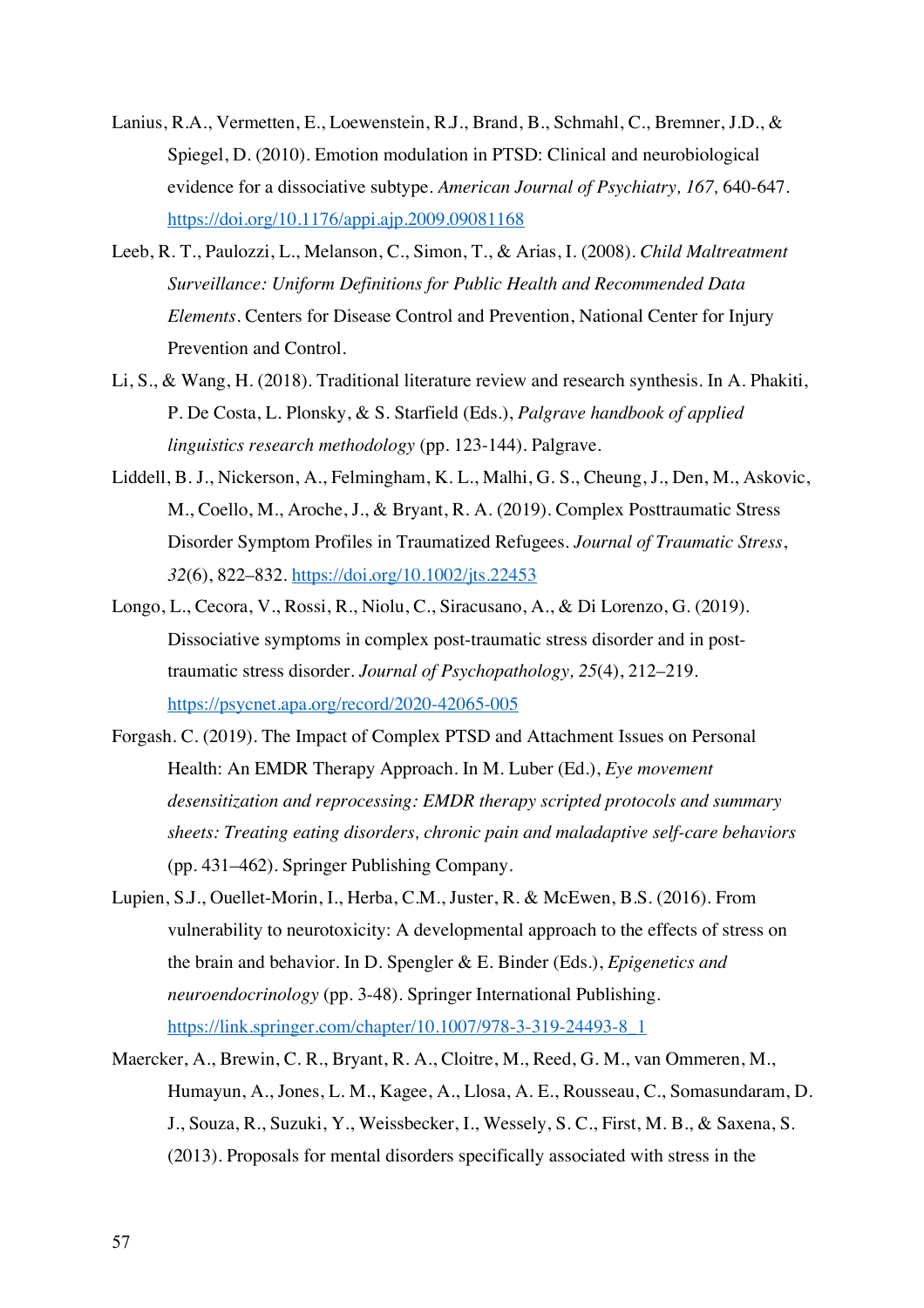Lanius, R.A., Vermetten, E., Loewenstein, R.J., Brand, B., Schmahl, C., Bremner, J.D., & Spiegel, D. (2010). Emotion modulation in PTSD: Clinical and neurobiological evidence for a dissociative subtype. *American Journal of Psychiatry, 167,* 640-647. https://doi.org/10.1176/appi.ajp.2009.09081168

Leeb, R. T., Paulozzi, L., Melanson, C., Simon, T., & Arias, I. (2008). *Child Maltreatment Surveillance: Uniform Definitions for Public Health and Recommended Data Elements*. Centers for Disease Control and Prevention, National Center for Injury Prevention and Control.

Li, S., & Wang, H. (2018). Traditional literature review and research synthesis. In A. Phakiti, P. De Costa, L. Plonsky, & S. Starfield (Eds.), *Palgrave handbook of applied linguistics research methodology* (pp. 123-144). Palgrave.

Liddell, B. J., Nickerson, A., Felmingham, K. L., Malhi, G. S., Cheung, J., Den, M., Askovic, M., Coello, M., Aroche, J., & Bryant, R. A. (2019). Complex Posttraumatic Stress Disorder Symptom Profiles in Traumatized Refugees. *Journal of Traumatic Stress*, *32*(6), 822–832. https://doi.org/10.1002/jts.22453

Longo, L., Cecora, V., Rossi, R., Niolu, C., Siracusano, A., & Di Lorenzo, G. (2019). Dissociative symptoms in complex post-traumatic stress disorder and in post-traumatic stress disorder. *Journal of Psychopathology, 25*(4), 212–219. https://psycnet.apa.org/record/2020-42065-005

Forgash. C. (2019). The Impact of Complex PTSD and Attachment Issues on Personal Health: An EMDR Therapy Approach. In M. Luber (Ed.), *Eye movement desensitization and reprocessing: EMDR therapy scripted protocols and summary sheets: Treating eating disorders, chronic pain and maladaptive self-care behaviors* (pp. 431–462). Springer Publishing Company.

Lupien, S.J., Ouellet-Morin, I., Herba, C.M., Juster, R. & McEwen, B.S. (2016). From vulnerability to neurotoxicity: A developmental approach to the effects of stress on the brain and behavior. In D. Spengler & E. Binder (Eds.), *Epigenetics and neuroendocrinology* (pp. 3-48). Springer International Publishing. https://link.springer.com/chapter/10.1007/978-3-319-24493-8_1

Maercker, A., Brewin, C. R., Bryant, R. A., Cloitre, M., Reed, G. M., van Ommeren, M., Humayun, A., Jones, L. M., Kagee, A., Llosa, A. E., Rousseau, C., Somasundaram, D. J., Souza, R., Suzuki, Y., Weissbecker, I., Wessely, S. C., First, M. B., & Saxena, S. (2013). Proposals for mental disorders specifically associated with stress in the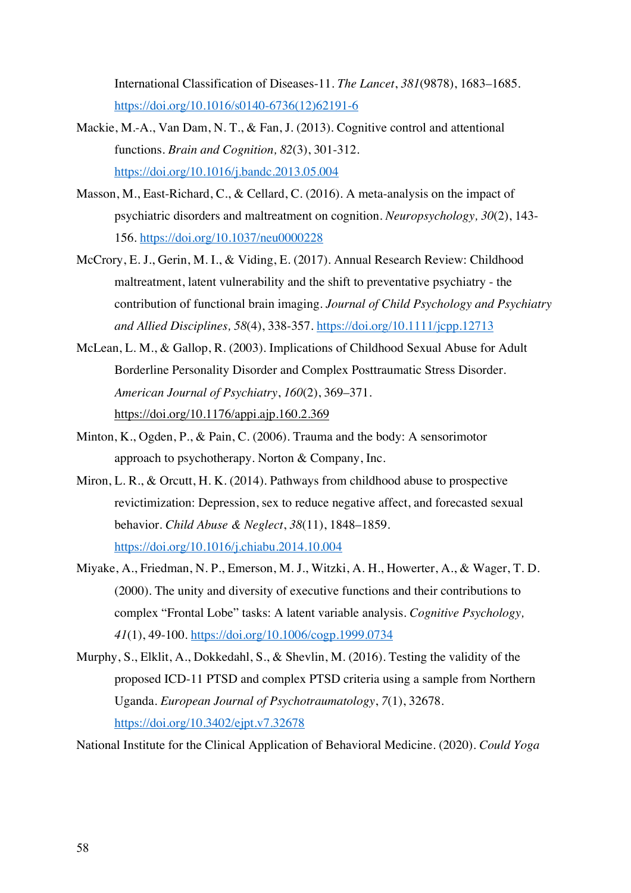International Classification of Diseases-11. *The Lancet*, *381*(9878), 1683–1685. https://doi.org/10.1016/s0140-6736(12)62191-6

Mackie, M.-A., Van Dam, N. T., & Fan, J. (2013). Cognitive control and attentional functions. *Brain and Cognition, 82*(3), 301-312. https://doi.org/10.1016/j.bandc.2013.05.004

Masson, M., East-Richard, C., & Cellard, C. (2016). A meta-analysis on the impact of psychiatric disorders and maltreatment on cognition. *Neuropsychology, 30*(2), 143-156. https://doi.org/10.1037/neu0000228

McCrory, E. J., Gerin, M. I., & Viding, E. (2017). Annual Research Review: Childhood maltreatment, latent vulnerability and the shift to preventative psychiatry - the contribution of functional brain imaging. *Journal of Child Psychology and Psychiatry and Allied Disciplines, 58*(4), 338-357. https://doi.org/10.1111/jcpp.12713

McLean, L. M., & Gallop, R. (2003). Implications of Childhood Sexual Abuse for Adult Borderline Personality Disorder and Complex Posttraumatic Stress Disorder. *American Journal of Psychiatry*, *160*(2), 369–371. https://doi.org/10.1176/appi.ajp.160.2.369

Minton, K., Ogden, P., & Pain, C. (2006). Trauma and the body: A sensorimotor approach to psychotherapy. Norton & Company, Inc.

Miron, L. R., & Orcutt, H. K. (2014). Pathways from childhood abuse to prospective revictimization: Depression, sex to reduce negative affect, and forecasted sexual behavior. *Child Abuse & Neglect*, *38*(11), 1848–1859. https://doi.org/10.1016/j.chiabu.2014.10.004

Miyake, A., Friedman, N. P., Emerson, M. J., Witzki, A. H., Howerter, A., & Wager, T. D. (2000). The unity and diversity of executive functions and their contributions to complex "Frontal Lobe" tasks: A latent variable analysis. *Cognitive Psychology, 41*(1), 49-100. https://doi.org/10.1006/cogp.1999.0734

Murphy, S., Elklit, A., Dokkedahl, S., & Shevlin, M. (2016). Testing the validity of the proposed ICD-11 PTSD and complex PTSD criteria using a sample from Northern Uganda. *European Journal of Psychotraumatology*, *7*(1), 32678. https://doi.org/10.3402/ejpt.v7.32678

National Institute for the Clinical Application of Behavioral Medicine. (2020). *Could Yoga*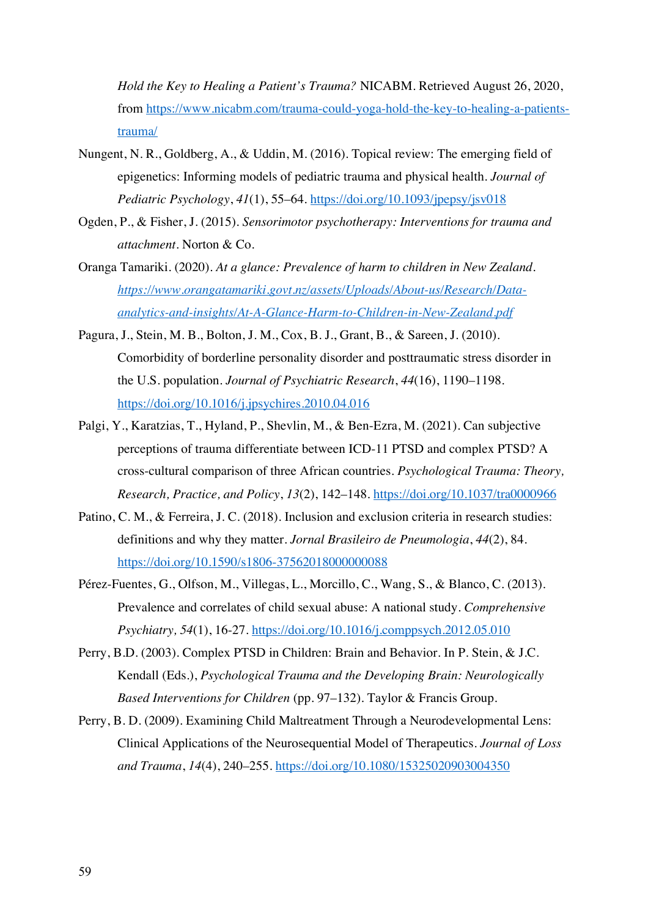*Hold the Key to Healing a Patient's Trauma?* NICABM. Retrieved August 26, 2020, from https://www.nicabm.com/trauma-could-yoga-hold-the-key-to-healing-a-patients-trauma/

Nungent, N. R., Goldberg, A., & Uddin, M. (2016). Topical review: The emerging field of epigenetics: Informing models of pediatric trauma and physical health. *Journal of Pediatric Psychology*, *41*(1), 55–64. https://doi.org/10.1093/jpepsy/jsv018

Ogden, P., & Fisher, J. (2015). *Sensorimotor psychotherapy: Interventions for trauma and attachment*. Norton & Co.

Oranga Tamariki. (2020). *At a glance: Prevalence of harm to children in New Zealand*. *https://www.orangatamariki.govt.nz/assets/Uploads/About-us/Research/Data-analytics-and-insights/At-A-Glance-Harm-to-Children-in-New-Zealand.pdf*

Pagura, J., Stein, M. B., Bolton, J. M., Cox, B. J., Grant, B., & Sareen, J. (2010). Comorbidity of borderline personality disorder and posttraumatic stress disorder in the U.S. population. *Journal of Psychiatric Research*, *44*(16), 1190–1198. https://doi.org/10.1016/j.jpsychires.2010.04.016

Palgi, Y., Karatzias, T., Hyland, P., Shevlin, M., & Ben-Ezra, M. (2021). Can subjective perceptions of trauma differentiate between ICD-11 PTSD and complex PTSD? A cross-cultural comparison of three African countries. *Psychological Trauma: Theory, Research, Practice, and Policy*, *13*(2), 142–148. https://doi.org/10.1037/tra0000966

Patino, C. M., & Ferreira, J. C. (2018). Inclusion and exclusion criteria in research studies: definitions and why they matter. *Jornal Brasileiro de Pneumologia*, *44*(2), 84. https://doi.org/10.1590/s1806-37562018000000088

Pérez-Fuentes, G., Olfson, M., Villegas, L., Morcillo, C., Wang, S., & Blanco, C. (2013). Prevalence and correlates of child sexual abuse: A national study. *Comprehensive Psychiatry, 54*(1), 16-27. https://doi.org/10.1016/j.comppsych.2012.05.010

Perry, B.D. (2003). Complex PTSD in Children: Brain and Behavior. In P. Stein, & J.C. Kendall (Eds.), *Psychological Trauma and the Developing Brain: Neurologically Based Interventions for Children* (pp. 97–132). Taylor & Francis Group.

Perry, B. D. (2009). Examining Child Maltreatment Through a Neurodevelopmental Lens: Clinical Applications of the Neurosequential Model of Therapeutics. *Journal of Loss and Trauma*, *14*(4), 240–255. https://doi.org/10.1080/15325020903004350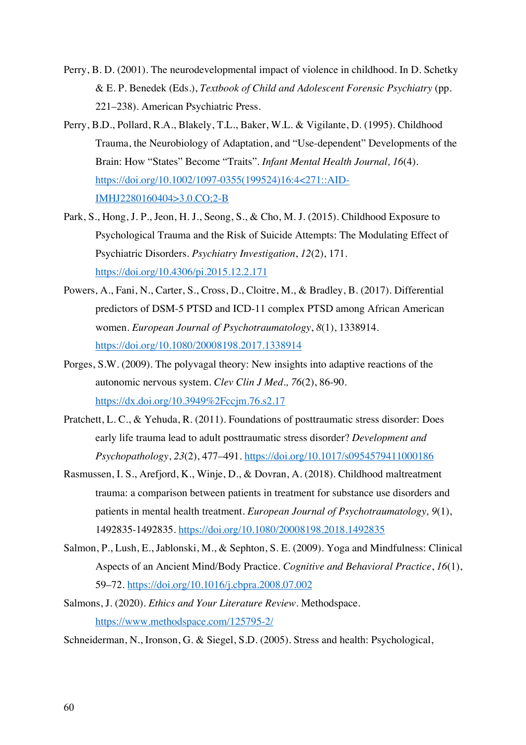Perry, B. D. (2001). The neurodevelopmental impact of violence in childhood. In D. Schetky & E. P. Benedek (Eds.), *Textbook of Child and Adolescent Forensic Psychiatry* (pp. 221–238). American Psychiatric Press.

Perry, B.D., Pollard, R.A., Blakely, T.L., Baker, W.L. & Vigilante, D. (1995). Childhood Trauma, the Neurobiology of Adaptation, and "Use-dependent" Developments of the Brain: How "States" Become "Traits". *Infant Mental Health Journal, 16*(4). https://doi.org/10.1002/1097-0355(199524)16:4<271::AID-IMHJ2280160404>3.0.CO;2-B

Park, S., Hong, J. P., Jeon, H. J., Seong, S., & Cho, M. J. (2015). Childhood Exposure to Psychological Trauma and the Risk of Suicide Attempts: The Modulating Effect of Psychiatric Disorders. *Psychiatry Investigation*, *12*(2), 171. https://doi.org/10.4306/pi.2015.12.2.171

Powers, A., Fani, N., Carter, S., Cross, D., Cloitre, M., & Bradley, B. (2017). Differential predictors of DSM-5 PTSD and ICD-11 complex PTSD among African American women. *European Journal of Psychotraumatology*, *8*(1), 1338914. https://doi.org/10.1080/20008198.2017.1338914

Porges, S.W. (2009). The polyvagal theory: New insights into adaptive reactions of the autonomic nervous system. *Clev Clin J Med., 76*(2), 86-90. https://dx.doi.org/10.3949%2Fccjm.76.s2.17

Pratchett, L. C., & Yehuda, R. (2011). Foundations of posttraumatic stress disorder: Does early life trauma lead to adult posttraumatic stress disorder? *Development and Psychopathology*, *23*(2), 477–491. https://doi.org/10.1017/s0954579411000186

Rasmussen, I. S., Arefjord, K., Winje, D., & Dovran, A. (2018). Childhood maltreatment trauma: a comparison between patients in treatment for substance use disorders and patients in mental health treatment. *European Journal of Psychotraumatology, 9*(1), 1492835-1492835. https://doi.org/10.1080/20008198.2018.1492835

Salmon, P., Lush, E., Jablonski, M., & Sephton, S. E. (2009). Yoga and Mindfulness: Clinical Aspects of an Ancient Mind/Body Practice. *Cognitive and Behavioral Practice*, *16*(1), 59–72. https://doi.org/10.1016/j.cbpra.2008.07.002

Salmons, J. (2020). *Ethics and Your Literature Review*. Methodspace. https://www.methodspace.com/125795-2/

Schneiderman, N., Ironson, G. & Siegel, S.D. (2005). Stress and health: Psychological,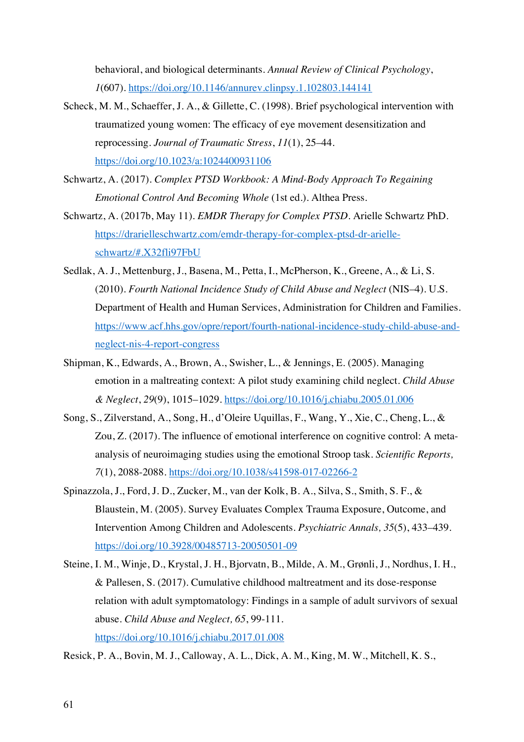behavioral, and biological determinants. *Annual Review of Clinical Psychology*, *1*(607). https://doi.org/10.1146/annurev.clinpsy.1.102803.144141

Scheck, M. M., Schaeffer, J. A., & Gillette, C. (1998). Brief psychological intervention with traumatized young women: The efficacy of eye movement desensitization and reprocessing. *Journal of Traumatic Stress*, *11*(1), 25–44. https://doi.org/10.1023/a:1024400931106

Schwartz, A. (2017). *Complex PTSD Workbook: A Mind-Body Approach To Regaining Emotional Control And Becoming Whole* (1st ed.). Althea Press.

Schwartz, A. (2017b, May 11). *EMDR Therapy for Complex PTSD*. Arielle Schwartz PhD. https://drarielleschwartz.com/emdr-therapy-for-complex-ptsd-dr-arielle-schwartz/#.X32fli97FbU

Sedlak, A. J., Mettenburg, J., Basena, M., Petta, I., McPherson, K., Greene, A., & Li, S. (2010). *Fourth National Incidence Study of Child Abuse and Neglect* (NIS–4). U.S. Department of Health and Human Services, Administration for Children and Families. https://www.acf.hhs.gov/opre/report/fourth-national-incidence-study-child-abuse-and-neglect-nis-4-report-congress

Shipman, K., Edwards, A., Brown, A., Swisher, L., & Jennings, E. (2005). Managing emotion in a maltreating context: A pilot study examining child neglect. *Child Abuse & Neglect*, *29*(9), 1015–1029. https://doi.org/10.1016/j.chiabu.2005.01.006

Song, S., Zilverstand, A., Song, H., d'Oleire Uquillas, F., Wang, Y., Xie, C., Cheng, L., & Zou, Z. (2017). The influence of emotional interference on cognitive control: A meta-analysis of neuroimaging studies using the emotional Stroop task. *Scientific Reports, 7*(1), 2088-2088. https://doi.org/10.1038/s41598-017-02266-2

Spinazzola, J., Ford, J. D., Zucker, M., van der Kolk, B. A., Silva, S., Smith, S. F., & Blaustein, M. (2005). Survey Evaluates Complex Trauma Exposure, Outcome, and Intervention Among Children and Adolescents. *Psychiatric Annals, 35*(5), 433–439. https://doi.org/10.3928/00485713-20050501-09

Steine, I. M., Winje, D., Krystal, J. H., Bjorvatn, B., Milde, A. M., Grønli, J., Nordhus, I. H., & Pallesen, S. (2017). Cumulative childhood maltreatment and its dose-response relation with adult symptomatology: Findings in a sample of adult survivors of sexual abuse. *Child Abuse and Neglect, 65*, 99-111. https://doi.org/10.1016/j.chiabu.2017.01.008

Resick, P. A., Bovin, M. J., Calloway, A. L., Dick, A. M., King, M. W., Mitchell, K. S.,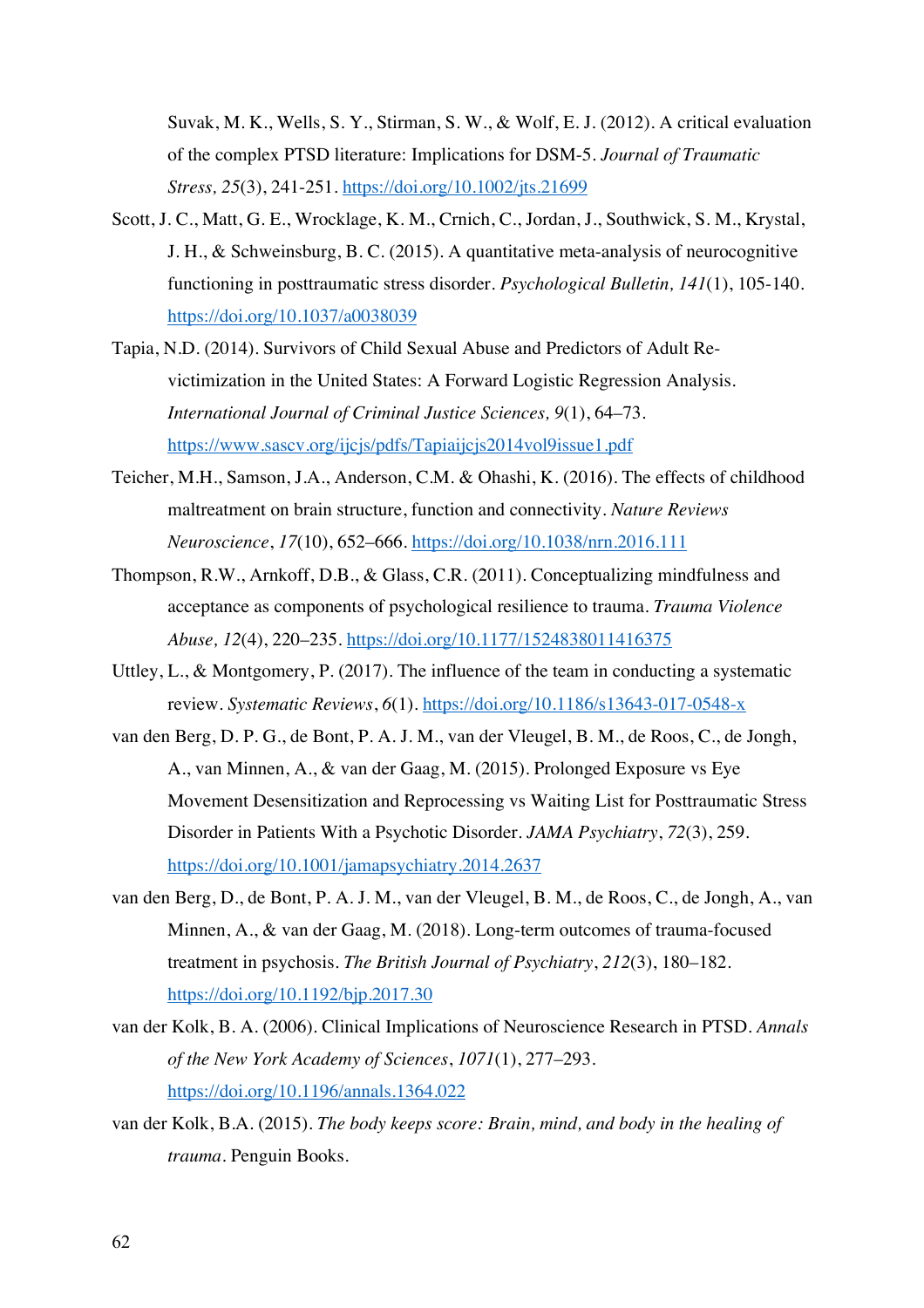Suvak, M. K., Wells, S. Y., Stirman, S. W., & Wolf, E. J. (2012). A critical evaluation of the complex PTSD literature: Implications for DSM-5. *Journal of Traumatic Stress, 25*(3), 241-251. https://doi.org/10.1002/jts.21699

Scott, J. C., Matt, G. E., Wrocklage, K. M., Crnich, C., Jordan, J., Southwick, S. M., Krystal, J. H., & Schweinsburg, B. C. (2015). A quantitative meta-analysis of neurocognitive functioning in posttraumatic stress disorder. *Psychological Bulletin, 141*(1), 105-140. https://doi.org/10.1037/a0038039

Tapia, N.D. (2014). Survivors of Child Sexual Abuse and Predictors of Adult Re-victimization in the United States: A Forward Logistic Regression Analysis. *International Journal of Criminal Justice Sciences, 9*(1), 64–73. https://www.sascv.org/ijcjs/pdfs/Tapiaijcjs2014vol9issue1.pdf

Teicher, M.H., Samson, J.A., Anderson, C.M. & Ohashi, K. (2016). The effects of childhood maltreatment on brain structure, function and connectivity. *Nature Reviews Neuroscience*, *17*(10), 652–666. https://doi.org/10.1038/nrn.2016.111

Thompson, R.W., Arnkoff, D.B., & Glass, C.R. (2011). Conceptualizing mindfulness and acceptance as components of psychological resilience to trauma. *Trauma Violence Abuse, 12*(4), 220–235. https://doi.org/10.1177/1524838011416375

Uttley, L., & Montgomery, P. (2017). The influence of the team in conducting a systematic review. *Systematic Reviews*, *6*(1). https://doi.org/10.1186/s13643-017-0548-x

van den Berg, D. P. G., de Bont, P. A. J. M., van der Vleugel, B. M., de Roos, C., de Jongh, A., van Minnen, A., & van der Gaag, M. (2015). Prolonged Exposure vs Eye Movement Desensitization and Reprocessing vs Waiting List for Posttraumatic Stress Disorder in Patients With a Psychotic Disorder. *JAMA Psychiatry*, *72*(3), 259. https://doi.org/10.1001/jamapsychiatry.2014.2637

van den Berg, D., de Bont, P. A. J. M., van der Vleugel, B. M., de Roos, C., de Jongh, A., van Minnen, A., & van der Gaag, M. (2018). Long-term outcomes of trauma-focused treatment in psychosis. *The British Journal of Psychiatry*, *212*(3), 180–182. https://doi.org/10.1192/bjp.2017.30

van der Kolk, B. A. (2006). Clinical Implications of Neuroscience Research in PTSD. *Annals of the New York Academy of Sciences*, *1071*(1), 277–293. https://doi.org/10.1196/annals.1364.022

van der Kolk, B.A. (2015). *The body keeps score: Brain, mind, and body in the healing of trauma*. Penguin Books.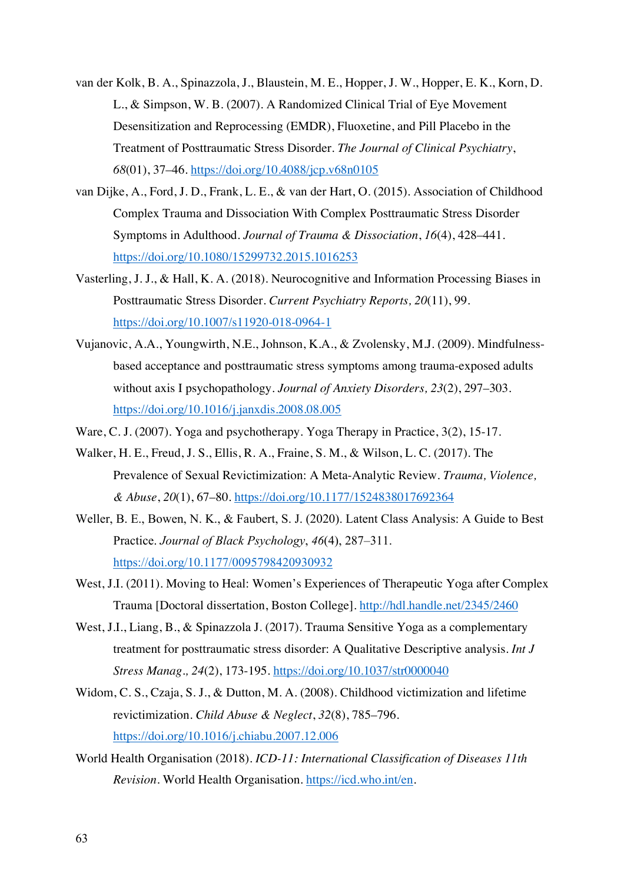van der Kolk, B. A., Spinazzola, J., Blaustein, M. E., Hopper, J. W., Hopper, E. K., Korn, D. L., & Simpson, W. B. (2007). A Randomized Clinical Trial of Eye Movement Desensitization and Reprocessing (EMDR), Fluoxetine, and Pill Placebo in the Treatment of Posttraumatic Stress Disorder. *The Journal of Clinical Psychiatry*, *68*(01), 37–46. https://doi.org/10.4088/jcp.v68n0105

van Dijke, A., Ford, J. D., Frank, L. E., & van der Hart, O. (2015). Association of Childhood Complex Trauma and Dissociation With Complex Posttraumatic Stress Disorder Symptoms in Adulthood. *Journal of Trauma & Dissociation*, *16*(4), 428–441. https://doi.org/10.1080/15299732.2015.1016253

Vasterling, J. J., & Hall, K. A. (2018). Neurocognitive and Information Processing Biases in Posttraumatic Stress Disorder. *Current Psychiatry Reports, 20*(11), 99. https://doi.org/10.1007/s11920-018-0964-1

Vujanovic, A.A., Youngwirth, N.E., Johnson, K.A., & Zvolensky, M.J. (2009). Mindfulness-based acceptance and posttraumatic stress symptoms among trauma-exposed adults without axis I psychopathology. *Journal of Anxiety Disorders, 23*(2), 297–303. https://doi.org/10.1016/j.janxdis.2008.08.005

Ware, C. J. (2007). Yoga and psychotherapy. Yoga Therapy in Practice, 3(2), 15-17.

Walker, H. E., Freud, J. S., Ellis, R. A., Fraine, S. M., & Wilson, L. C. (2017). The Prevalence of Sexual Revictimization: A Meta-Analytic Review. *Trauma, Violence, & Abuse*, *20*(1), 67–80. https://doi.org/10.1177/1524838017692364

Weller, B. E., Bowen, N. K., & Faubert, S. J. (2020). Latent Class Analysis: A Guide to Best Practice. *Journal of Black Psychology*, *46*(4), 287–311. https://doi.org/10.1177/0095798420930932

West, J.I. (2011). Moving to Heal: Women's Experiences of Therapeutic Yoga after Complex Trauma [Doctoral dissertation, Boston College]. http://hdl.handle.net/2345/2460

West, J.I., Liang, B., & Spinazzola J. (2017). Trauma Sensitive Yoga as a complementary treatment for posttraumatic stress disorder: A Qualitative Descriptive analysis. *Int J Stress Manag., 24*(2), 173-195. https://doi.org/10.1037/str0000040

Widom, C. S., Czaja, S. J., & Dutton, M. A. (2008). Childhood victimization and lifetime revictimization. *Child Abuse & Neglect*, *32*(8), 785–796. https://doi.org/10.1016/j.chiabu.2007.12.006

World Health Organisation (2018). *ICD-11: International Classification of Diseases 11th Revision*. World Health Organisation. https://icd.who.int/en.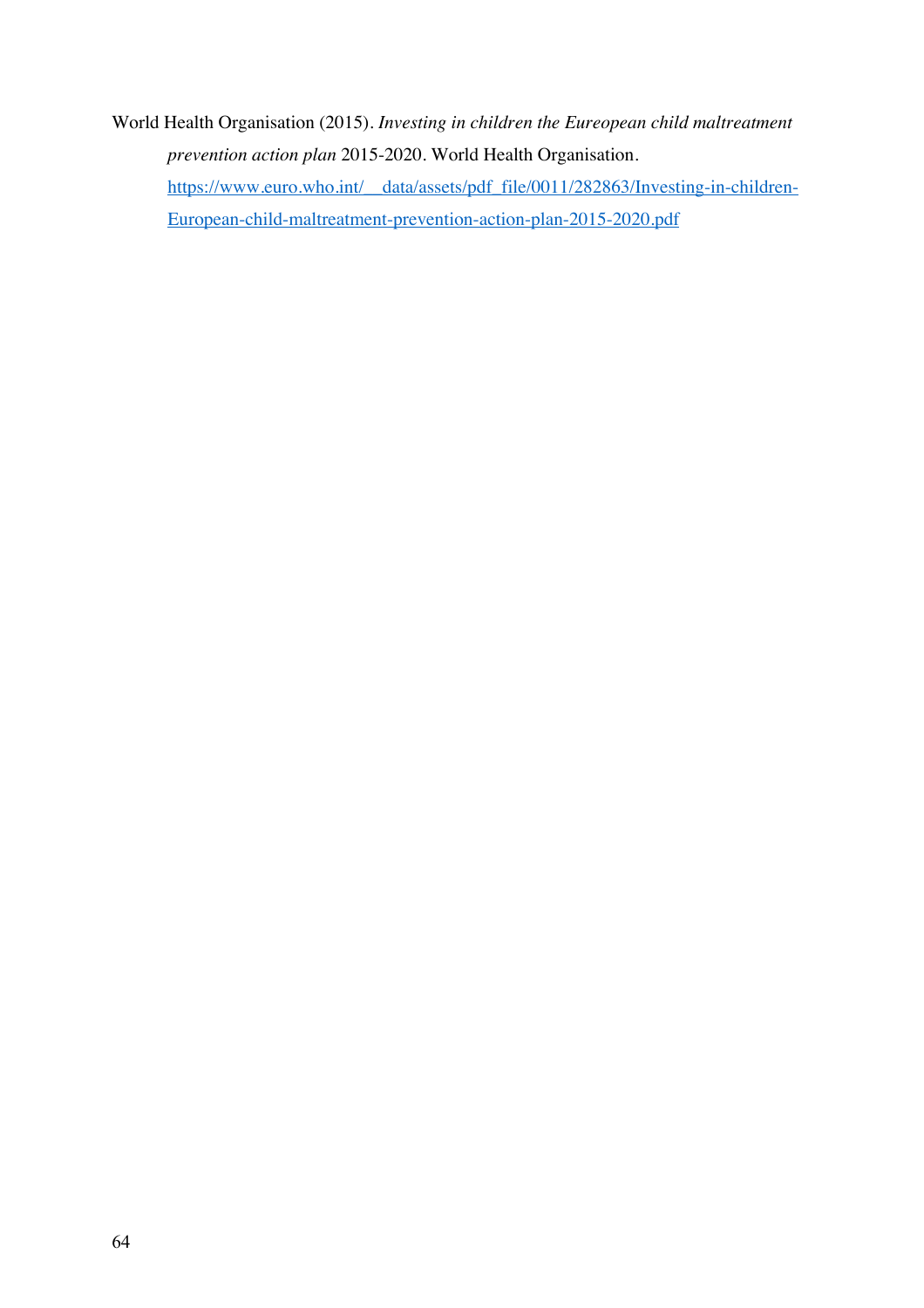World Health Organisation (2015). *Investing in children the Eureopean child maltreatment prevention action plan* 2015-2020. World Health Organisation. https://www.euro.who.int/__data/assets/pdf_file/0011/282863/Investing-in-children-European-child-maltreatment-prevention-action-plan-2015-2020.pdf